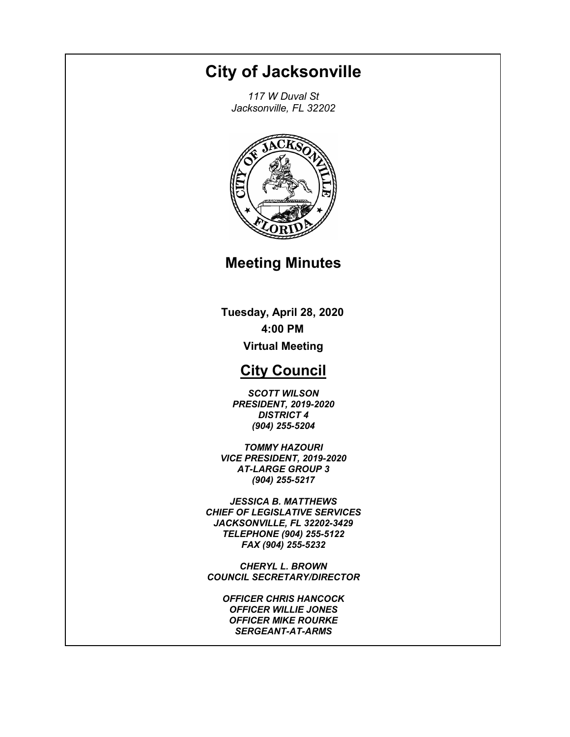# City of Jacksonville

*117 W Duval St*
*Jacksonville, FL 32202*

## Meeting Minutes

**Tuesday, April 28, 2020**

**4:00 PM**

**Virtual Meeting**

## City Council

***SCOTT WILSON***
***PRESIDENT, 2019-2020***
***DISTRICT 4***
***(904) 255-5204***

***TOMMY HAZOURI***
***VICE PRESIDENT, 2019-2020***
***AT-LARGE GROUP 3***
***(904) 255-5217***

***JESSICA B. MATTHEWS***
***CHIEF OF LEGISLATIVE SERVICES***
***JACKSONVILLE, FL 32202-3429***
***TELEPHONE (904) 255-5122***
***FAX (904) 255-5232***

***CHERYL L. BROWN***
***COUNCIL SECRETARY/DIRECTOR***

***OFFICER CHRIS HANCOCK***
***OFFICER WILLIE JONES***
***OFFICER MIKE ROURKE***
***SERGEANT-AT-ARMS***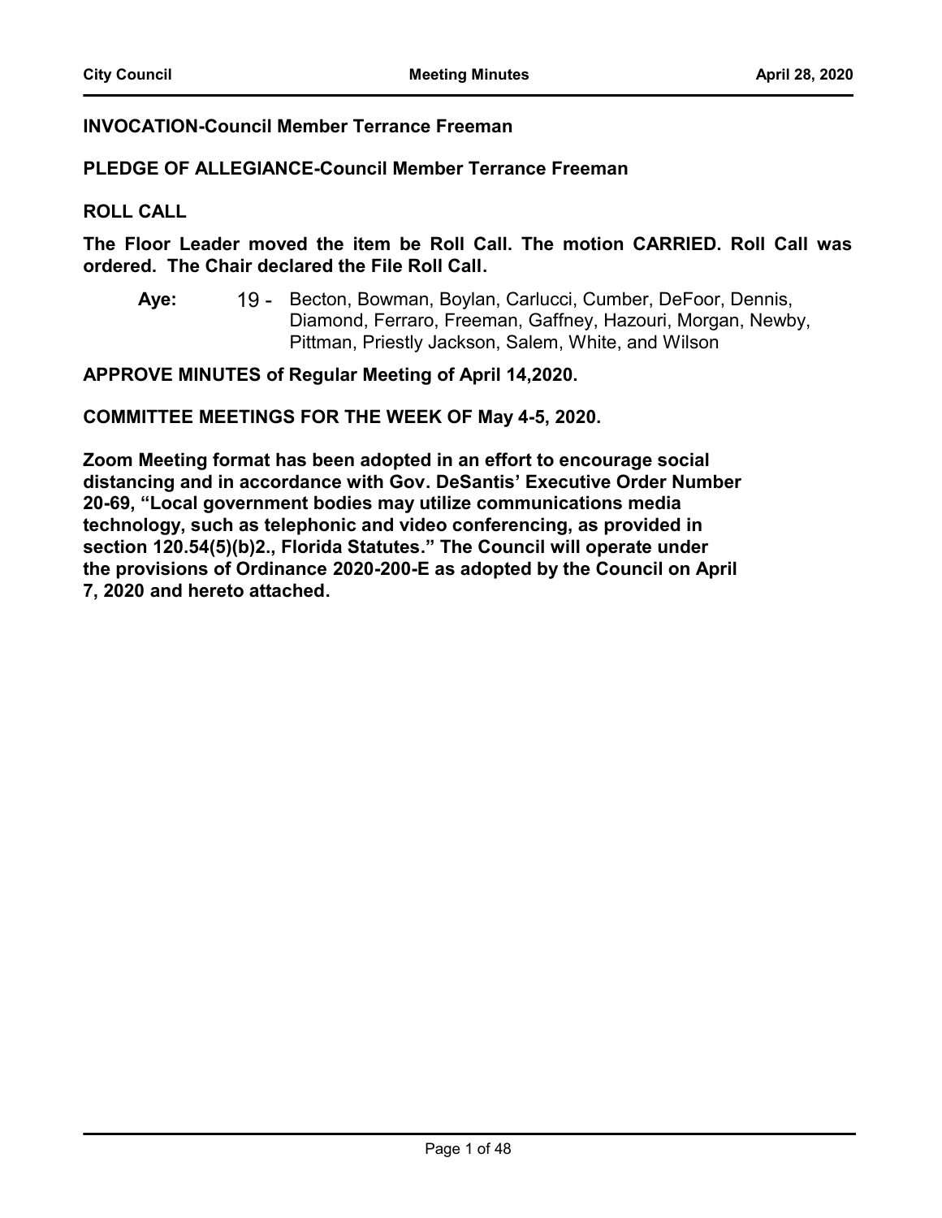**INVOCATION-Council Member Terrance Freeman**

**PLEDGE OF ALLEGIANCE-Council Member Terrance Freeman**

**ROLL CALL**

**The Floor Leader moved the item be Roll Call. The motion CARRIED. Roll Call was ordered. The Chair declared the File Roll Call.**

**Aye:** 19 - Becton, Bowman, Boylan, Carlucci, Cumber, DeFoor, Dennis, Diamond, Ferraro, Freeman, Gaffney, Hazouri, Morgan, Newby, Pittman, Priestly Jackson, Salem, White, and Wilson

**APPROVE MINUTES of Regular Meeting of April 14,2020.**

**COMMITTEE MEETINGS FOR THE WEEK OF May 4-5, 2020.**

**Zoom Meeting format has been adopted in an effort to encourage social distancing and in accordance with Gov. DeSantis' Executive Order Number 20-69, "Local government bodies may utilize communications media technology, such as telephonic and video conferencing, as provided in section 120.54(5)(b)2., Florida Statutes." The Council will operate under the provisions of Ordinance 2020-200-E as adopted by the Council on April 7, 2020 and hereto attached.**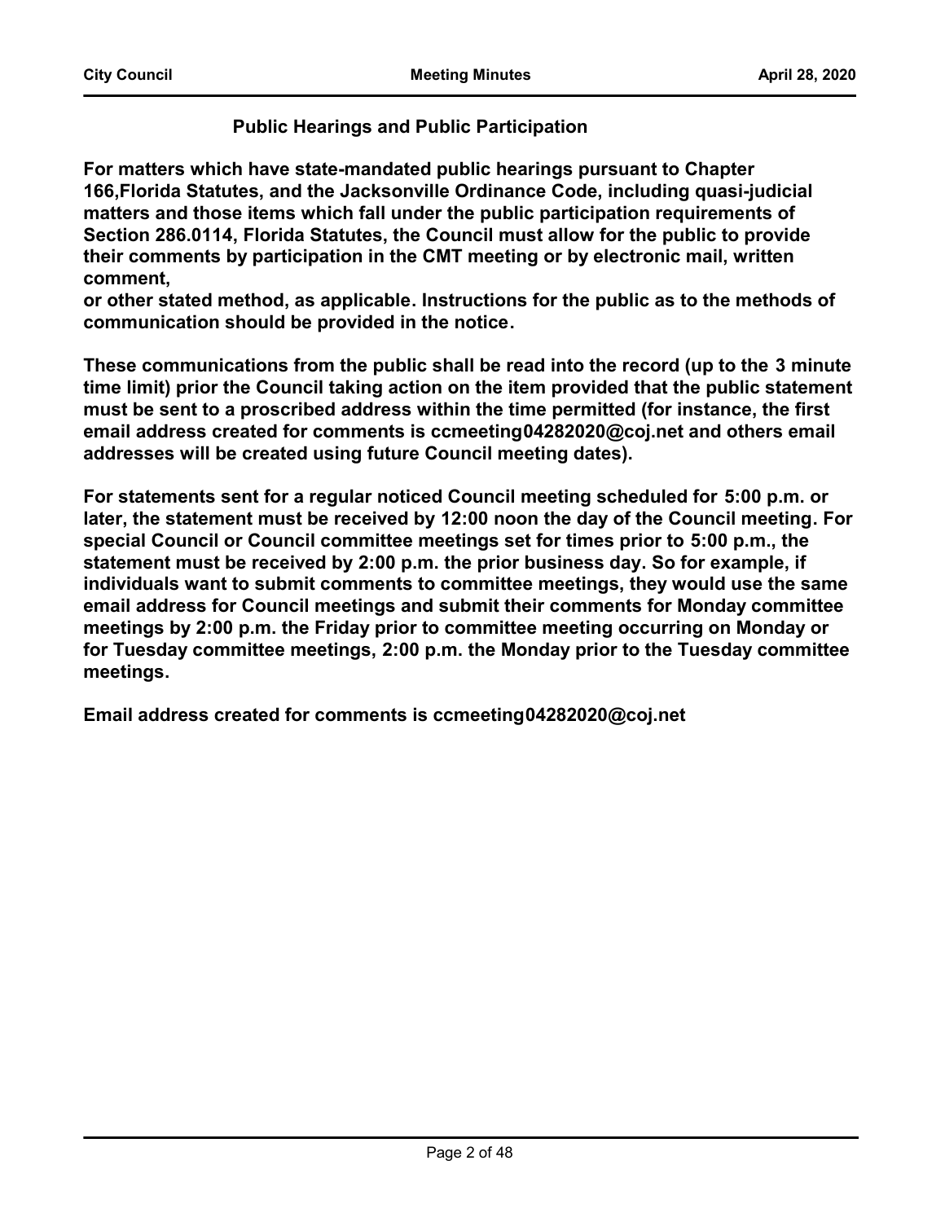## Public Hearings and Public Participation

**For matters which have state-mandated public hearings pursuant to Chapter 166,Florida Statutes, and the Jacksonville Ordinance Code, including quasi-judicial matters and those items which fall under the public participation requirements of Section 286.0114, Florida Statutes, the Council must allow for the public to provide their comments by participation in the CMT meeting or by electronic mail, written comment,**
**or other stated method, as applicable. Instructions for the public as to the methods of communication should be provided in the notice.**

**These communications from the public shall be read into the record (up to the 3 minute time limit) prior the Council taking action on the item provided that the public statement must be sent to a proscribed address within the time permitted (for instance, the first email address created for comments is ccmeeting04282020@coj.net and others email addresses will be created using future Council meeting dates).**

**For statements sent for a regular noticed Council meeting scheduled for 5:00 p.m. or later, the statement must be received by 12:00 noon the day of the Council meeting. For special Council or Council committee meetings set for times prior to 5:00 p.m., the statement must be received by 2:00 p.m. the prior business day. So for example, if individuals want to submit comments to committee meetings, they would use the same email address for Council meetings and submit their comments for Monday committee meetings by 2:00 p.m. the Friday prior to committee meeting occurring on Monday or for Tuesday committee meetings, 2:00 p.m. the Monday prior to the Tuesday committee meetings.**

**Email address created for comments is ccmeeting04282020@coj.net**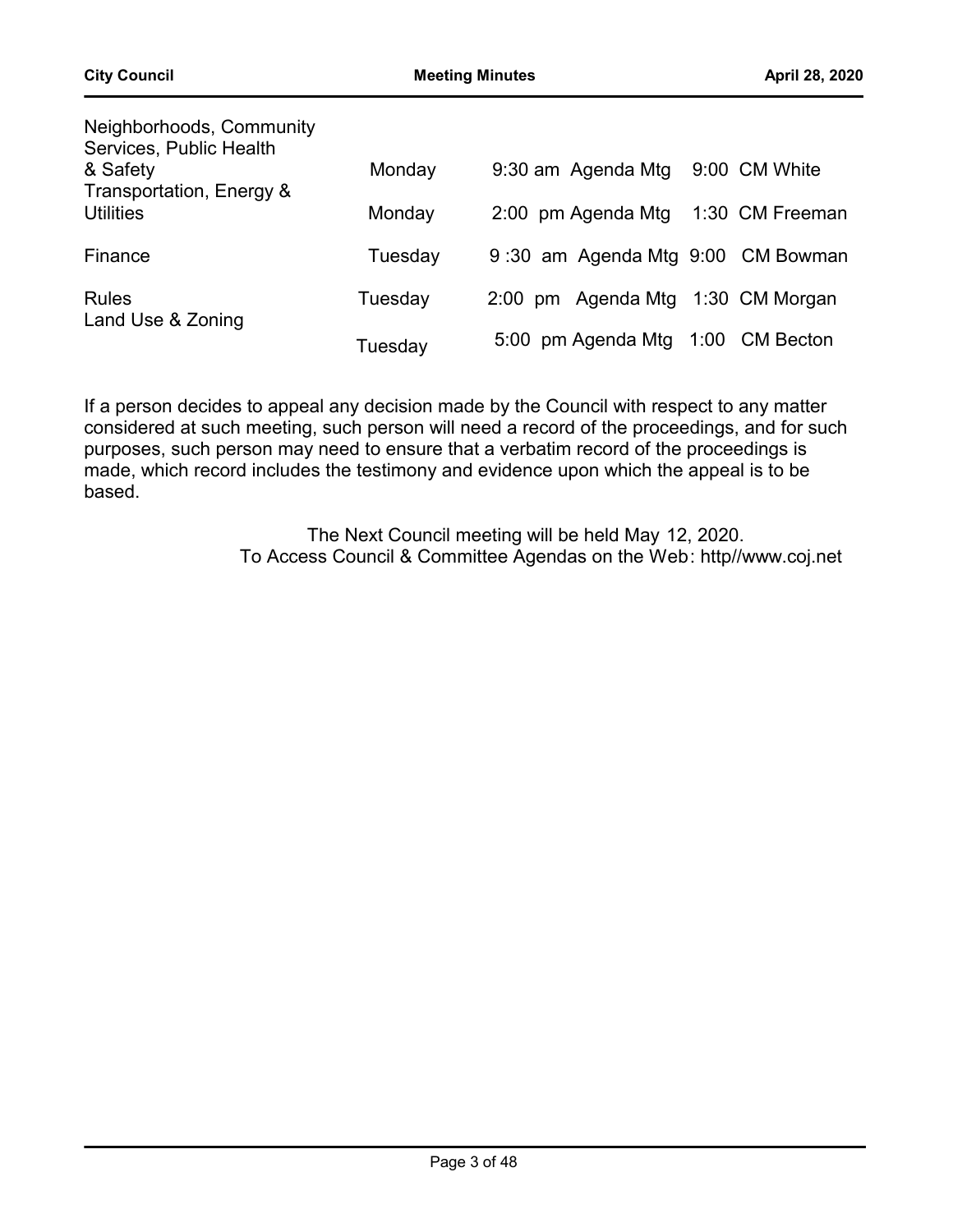| | | | | |
|---|---|---|---|---|
| Neighborhoods, Community Services, Public Health & Safety | Monday | 9:30 am Agenda Mtg | 9:00 | CM White |
| Transportation, Energy & Utilities | Monday | 2:00 pm Agenda Mtg | 1:30 | CM Freeman |
| Finance | Tuesday | 9 :30 am Agenda Mtg | 9:00 | CM Bowman |
| Rules | Tuesday | 2:00 pm Agenda Mtg | 1:30 | CM Morgan |
| Land Use & Zoning | Tuesday | 5:00 pm Agenda Mtg | 1:00 | CM Becton |

If a person decides to appeal any decision made by the Council with respect to any matter considered at such meeting, such person will need a record of the proceedings, and for such purposes, such person may need to ensure that a verbatim record of the proceedings is made, which record includes the testimony and evidence upon which the appeal is to be based.

The Next Council meeting will be held May 12, 2020.
To Access Council & Committee Agendas on the Web: http//www.coj.net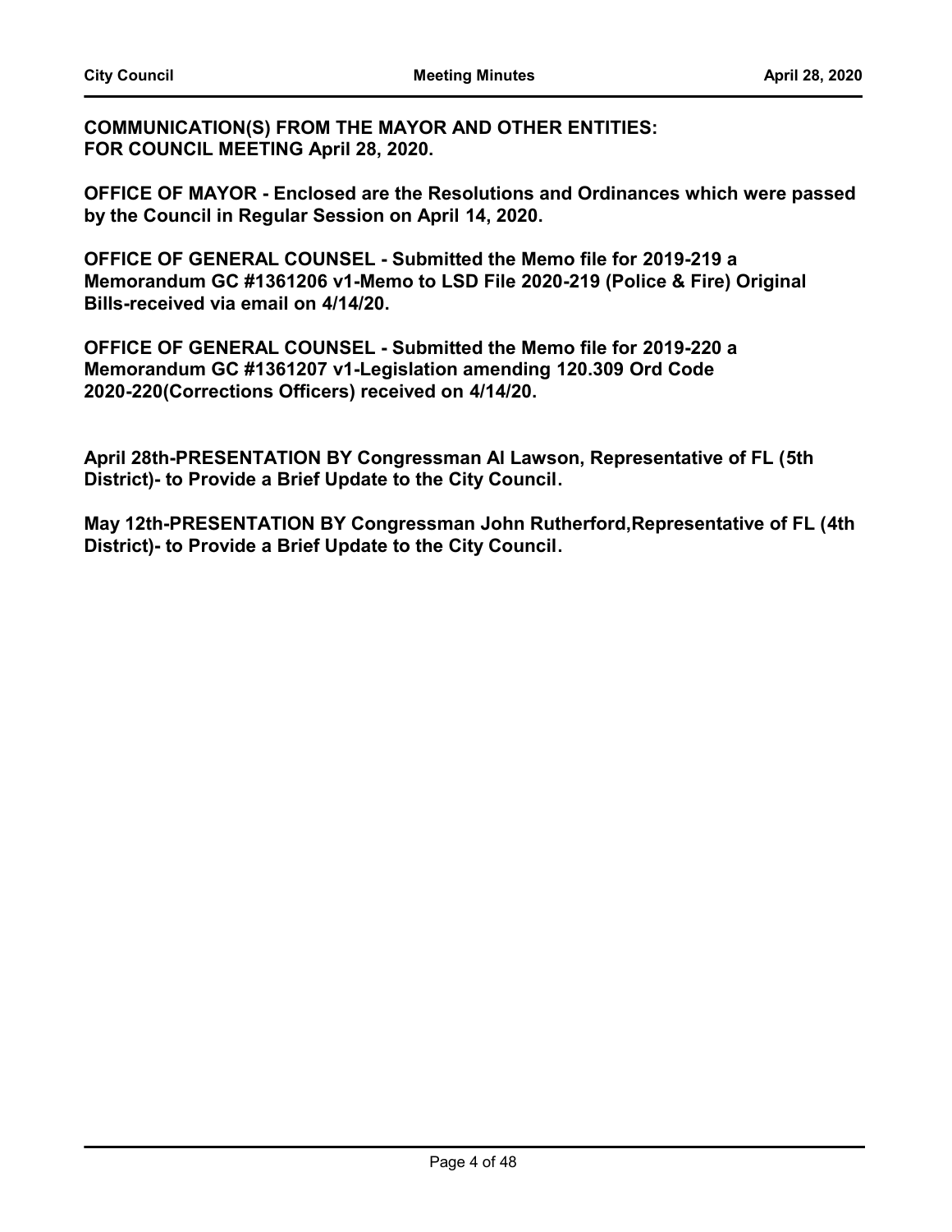**COMMUNICATION(S) FROM THE MAYOR AND OTHER ENTITIES: FOR COUNCIL MEETING April 28, 2020.**

**OFFICE OF MAYOR - Enclosed are the Resolutions and Ordinances which were passed by the Council in Regular Session on April 14, 2020.**

**OFFICE OF GENERAL COUNSEL - Submitted the Memo file for 2019-219 a Memorandum GC #1361206 v1-Memo to LSD File 2020-219 (Police & Fire) Original Bills-received via email on 4/14/20.**

**OFFICE OF GENERAL COUNSEL - Submitted the Memo file for 2019-220 a Memorandum GC #1361207 v1-Legislation amending 120.309 Ord Code 2020-220(Corrections Officers) received on 4/14/20.**

**April 28th-PRESENTATION BY Congressman Al Lawson, Representative of FL (5th District)- to Provide a Brief Update to the City Council.**

**May 12th-PRESENTATION BY Congressman John Rutherford,Representative of FL (4th District)- to Provide a Brief Update to the City Council.**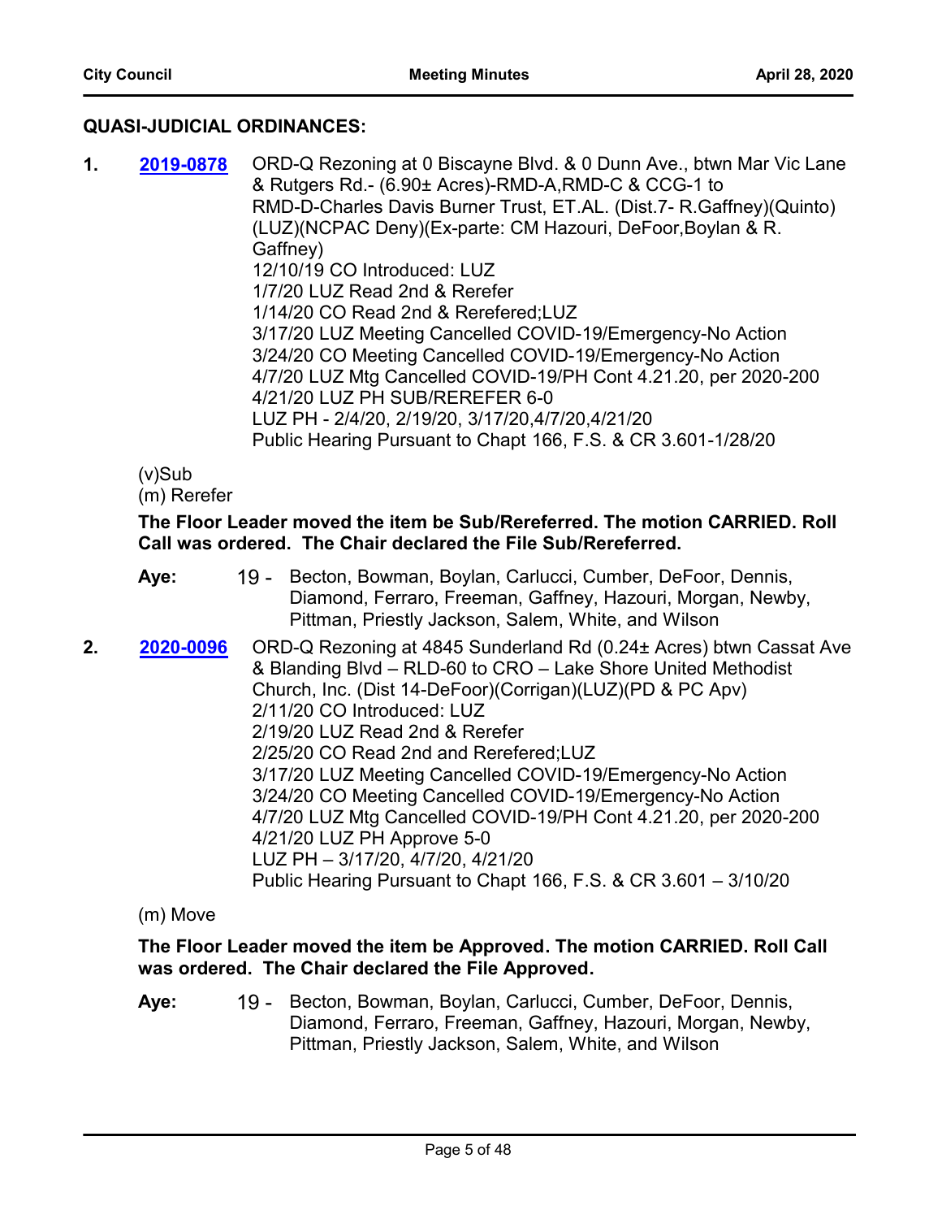## QUASI-JUDICIAL ORDINANCES:

**1.** **2019-0878** ORD-Q Rezoning at 0 Biscayne Blvd. & 0 Dunn Ave., btwn Mar Vic Lane & Rutgers Rd.- (6.90± Acres)-RMD-A,RMD-C & CCG-1 to RMD-D-Charles Davis Burner Trust, ET.AL. (Dist.7- R.Gaffney)(Quinto) (LUZ)(NCPAC Deny)(Ex-parte: CM Hazouri, DeFoor,Boylan & R. Gaffney)
12/10/19 CO Introduced: LUZ
1/7/20 LUZ Read 2nd & Rerefer
1/14/20 CO Read 2nd & Rerefered;LUZ
3/17/20 LUZ Meeting Cancelled COVID-19/Emergency-No Action
3/24/20 CO Meeting Cancelled COVID-19/Emergency-No Action
4/7/20 LUZ Mtg Cancelled COVID-19/PH Cont 4.21.20, per 2020-200
4/21/20 LUZ PH SUB/REREFER 6-0
LUZ PH - 2/4/20, 2/19/20, 3/17/20,4/7/20,4/21/20
Public Hearing Pursuant to Chapt 166, F.S. & CR 3.601-1/28/20

(v)Sub
(m) Rerefer

**The Floor Leader moved the item be Sub/Rereferred. The motion CARRIED. Roll Call was ordered. The Chair declared the File Sub/Rereferred.**

**Aye:** 19 - Becton, Bowman, Boylan, Carlucci, Cumber, DeFoor, Dennis, Diamond, Ferraro, Freeman, Gaffney, Hazouri, Morgan, Newby, Pittman, Priestly Jackson, Salem, White, and Wilson

**2.** **2020-0096** ORD-Q Rezoning at 4845 Sunderland Rd (0.24± Acres) btwn Cassat Ave & Blanding Blvd – RLD-60 to CRO – Lake Shore United Methodist Church, Inc. (Dist 14-DeFoor)(Corrigan)(LUZ)(PD & PC Apv)
2/11/20 CO Introduced: LUZ
2/19/20 LUZ Read 2nd & Rerefer
2/25/20 CO Read 2nd and Rerefered;LUZ
3/17/20 LUZ Meeting Cancelled COVID-19/Emergency-No Action
3/24/20 CO Meeting Cancelled COVID-19/Emergency-No Action
4/7/20 LUZ Mtg Cancelled COVID-19/PH Cont 4.21.20, per 2020-200
4/21/20 LUZ PH Approve 5-0
LUZ PH – 3/17/20, 4/7/20, 4/21/20
Public Hearing Pursuant to Chapt 166, F.S. & CR 3.601 – 3/10/20

(m) Move

**The Floor Leader moved the item be Approved. The motion CARRIED. Roll Call was ordered. The Chair declared the File Approved.**

**Aye:** 19 - Becton, Bowman, Boylan, Carlucci, Cumber, DeFoor, Dennis, Diamond, Ferraro, Freeman, Gaffney, Hazouri, Morgan, Newby, Pittman, Priestly Jackson, Salem, White, and Wilson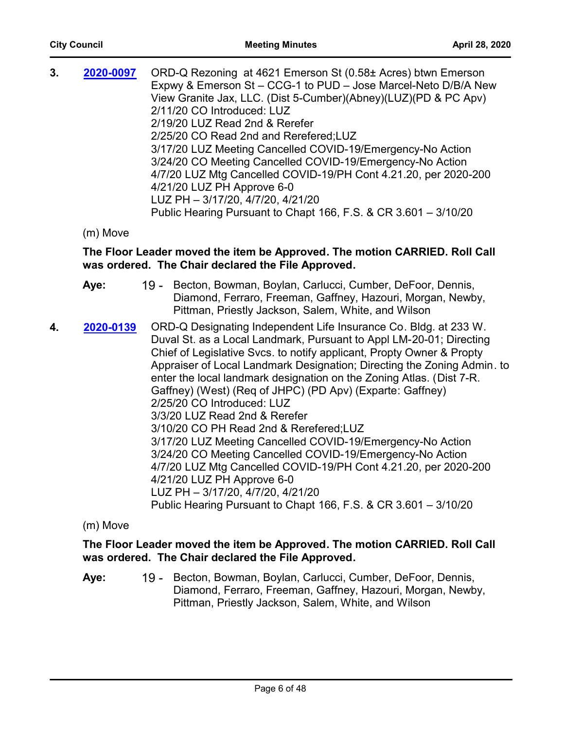**3.** **2020-0097** ORD-Q Rezoning at 4621 Emerson St (0.58± Acres) btwn Emerson Expwy & Emerson St – CCG-1 to PUD – Jose Marcel-Neto D/B/A New View Granite Jax, LLC. (Dist 5-Cumber)(Abney)(LUZ)(PD & PC Apv)
2/11/20 CO Introduced: LUZ
2/19/20 LUZ Read 2nd & Rerefer
2/25/20 CO Read 2nd and Rerefered;LUZ
3/17/20 LUZ Meeting Cancelled COVID-19/Emergency-No Action
3/24/20 CO Meeting Cancelled COVID-19/Emergency-No Action
4/7/20 LUZ Mtg Cancelled COVID-19/PH Cont 4.21.20, per 2020-200
4/21/20 LUZ PH Approve 6-0
LUZ PH – 3/17/20, 4/7/20, 4/21/20
Public Hearing Pursuant to Chapt 166, F.S. & CR 3.601 – 3/10/20

(m) Move

**The Floor Leader moved the item be Approved. The motion CARRIED. Roll Call was ordered. The Chair declared the File Approved.**

**Aye:** 19 - Becton, Bowman, Boylan, Carlucci, Cumber, DeFoor, Dennis, Diamond, Ferraro, Freeman, Gaffney, Hazouri, Morgan, Newby, Pittman, Priestly Jackson, Salem, White, and Wilson

**4.** **2020-0139** ORD-Q Designating Independent Life Insurance Co. Bldg. at 233 W. Duval St. as a Local Landmark, Pursuant to Appl LM-20-01; Directing Chief of Legislative Svcs. to notify applicant, Propty Owner & Propty Appraiser of Local Landmark Designation; Directing the Zoning Admin. to enter the local landmark designation on the Zoning Atlas. (Dist 7-R. Gaffney) (West) (Req of JHPC) (PD Apv) (Exparte: Gaffney)
2/25/20 CO Introduced: LUZ
3/3/20 LUZ Read 2nd & Rerefer
3/10/20 CO PH Read 2nd & Rerefered;LUZ
3/17/20 LUZ Meeting Cancelled COVID-19/Emergency-No Action
3/24/20 CO Meeting Cancelled COVID-19/Emergency-No Action
4/7/20 LUZ Mtg Cancelled COVID-19/PH Cont 4.21.20, per 2020-200
4/21/20 LUZ PH Approve 6-0
LUZ PH – 3/17/20, 4/7/20, 4/21/20
Public Hearing Pursuant to Chapt 166, F.S. & CR 3.601 – 3/10/20

(m) Move

**The Floor Leader moved the item be Approved. The motion CARRIED. Roll Call was ordered. The Chair declared the File Approved.**

**Aye:** 19 - Becton, Bowman, Boylan, Carlucci, Cumber, DeFoor, Dennis, Diamond, Ferraro, Freeman, Gaffney, Hazouri, Morgan, Newby, Pittman, Priestly Jackson, Salem, White, and Wilson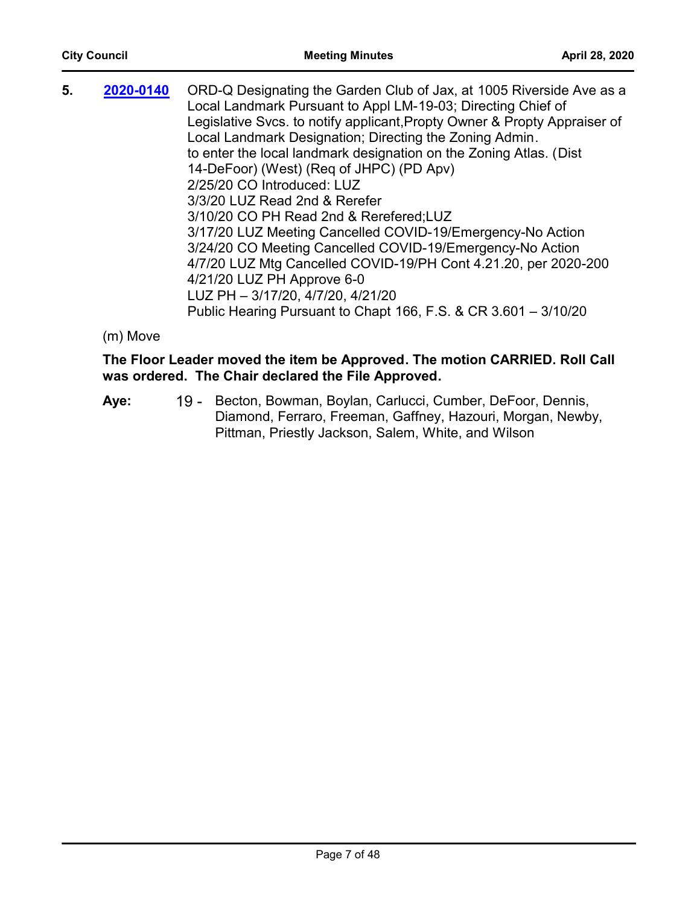**5.** **2020-0140** ORD-Q Designating the Garden Club of Jax, at 1005 Riverside Ave as a Local Landmark Pursuant to Appl LM-19-03; Directing Chief of Legislative Svcs. to notify applicant,Propty Owner & Propty Appraiser of Local Landmark Designation; Directing the Zoning Admin. to enter the local landmark designation on the Zoning Atlas. (Dist 14-DeFoor) (West) (Req of JHPC) (PD Apv)
2/25/20 CO Introduced: LUZ
3/3/20 LUZ Read 2nd & Rerefer
3/10/20 CO PH Read 2nd & Rerefered;LUZ
3/17/20 LUZ Meeting Cancelled COVID-19/Emergency-No Action
3/24/20 CO Meeting Cancelled COVID-19/Emergency-No Action
4/7/20 LUZ Mtg Cancelled COVID-19/PH Cont 4.21.20, per 2020-200
4/21/20 LUZ PH Approve 6-0
LUZ PH – 3/17/20, 4/7/20, 4/21/20
Public Hearing Pursuant to Chapt 166, F.S. & CR 3.601 – 3/10/20

(m) Move

**The Floor Leader moved the item be Approved. The motion CARRIED. Roll Call was ordered. The Chair declared the File Approved.**

**Aye:** 19 - Becton, Bowman, Boylan, Carlucci, Cumber, DeFoor, Dennis, Diamond, Ferraro, Freeman, Gaffney, Hazouri, Morgan, Newby, Pittman, Priestly Jackson, Salem, White, and Wilson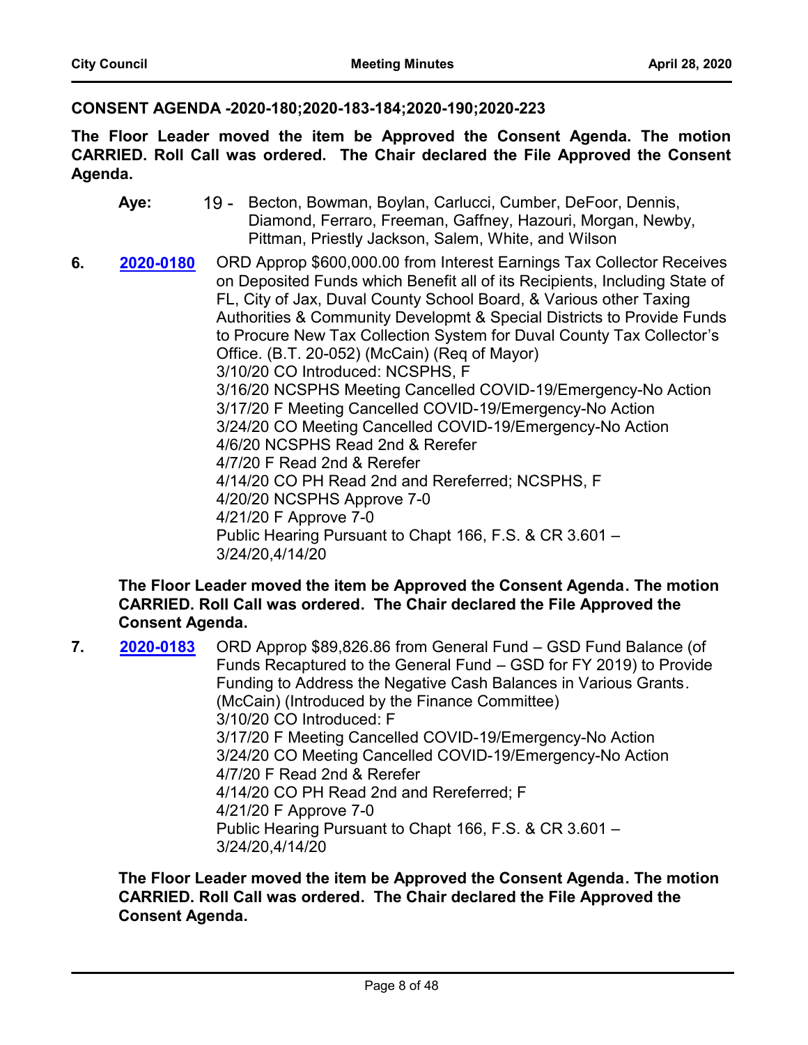**CONSENT AGENDA -2020-180;2020-183-184;2020-190;2020-223**

**The Floor Leader moved the item be Approved the Consent Agenda. The motion CARRIED. Roll Call was ordered. The Chair declared the File Approved the Consent Agenda.**

**Aye:** 19 - Becton, Bowman, Boylan, Carlucci, Cumber, DeFoor, Dennis, Diamond, Ferraro, Freeman, Gaffney, Hazouri, Morgan, Newby, Pittman, Priestly Jackson, Salem, White, and Wilson

**6.** **2020-0180** ORD Approp $600,000.00 from Interest Earnings Tax Collector Receives on Deposited Funds which Benefit all of its Recipients, Including State of FL, City of Jax, Duval County School Board, & Various other Taxing Authorities & Community Developmt & Special Districts to Provide Funds to Procure New Tax Collection System for Duval County Tax Collector's Office. (B.T. 20-052) (McCain) (Req of Mayor)
3/10/20 CO Introduced: NCSPHS, F
3/16/20 NCSPHS Meeting Cancelled COVID-19/Emergency-No Action
3/17/20 F Meeting Cancelled COVID-19/Emergency-No Action
3/24/20 CO Meeting Cancelled COVID-19/Emergency-No Action
4/6/20 NCSPHS Read 2nd & Rerefer
4/7/20 F Read 2nd & Rerefer
4/14/20 CO PH Read 2nd and Rereferred; NCSPHS, F
4/20/20 NCSPHS Approve 7-0
4/21/20 F Approve 7-0
Public Hearing Pursuant to Chapt 166, F.S. & CR 3.601 – 3/24/20,4/14/20

**The Floor Leader moved the item be Approved the Consent Agenda. The motion CARRIED. Roll Call was ordered. The Chair declared the File Approved the Consent Agenda.**

**7.** **2020-0183** ORD Approp $89,826.86 from General Fund – GSD Fund Balance (of Funds Recaptured to the General Fund – GSD for FY 2019) to Provide Funding to Address the Negative Cash Balances in Various Grants. (McCain) (Introduced by the Finance Committee)
3/10/20 CO Introduced: F
3/17/20 F Meeting Cancelled COVID-19/Emergency-No Action
3/24/20 CO Meeting Cancelled COVID-19/Emergency-No Action
4/7/20 F Read 2nd & Rerefer
4/14/20 CO PH Read 2nd and Rereferred; F
4/21/20 F Approve 7-0
Public Hearing Pursuant to Chapt 166, F.S. & CR 3.601 – 3/24/20,4/14/20

**The Floor Leader moved the item be Approved the Consent Agenda. The motion CARRIED. Roll Call was ordered. The Chair declared the File Approved the Consent Agenda.**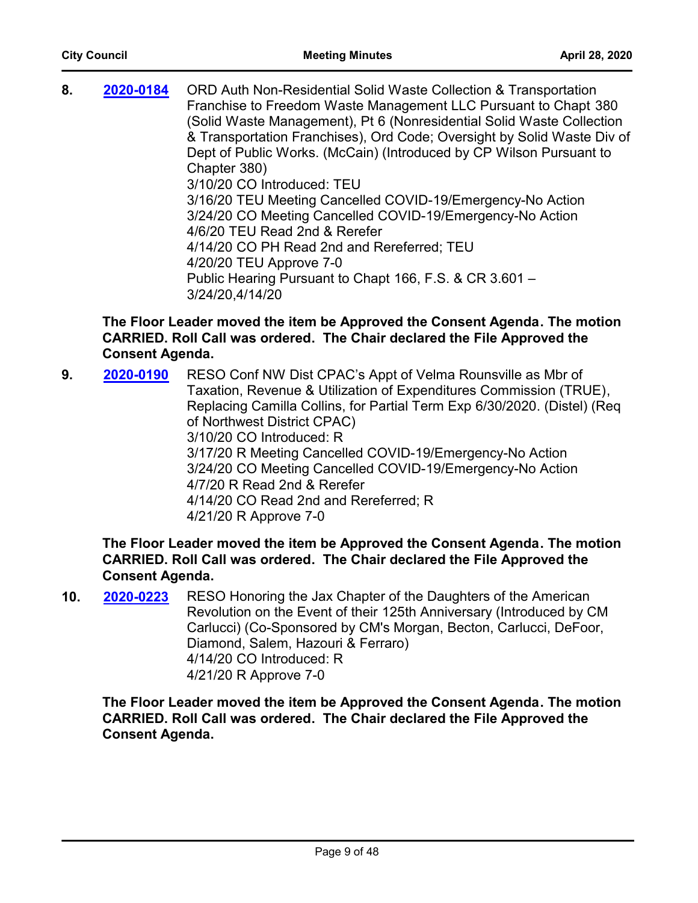**8.** **2020-0184** ORD Auth Non-Residential Solid Waste Collection & Transportation Franchise to Freedom Waste Management LLC Pursuant to Chapt 380 (Solid Waste Management), Pt 6 (Nonresidential Solid Waste Collection & Transportation Franchises), Ord Code; Oversight by Solid Waste Div of Dept of Public Works. (McCain) (Introduced by CP Wilson Pursuant to Chapter 380)
3/10/20 CO Introduced: TEU
3/16/20 TEU Meeting Cancelled COVID-19/Emergency-No Action
3/24/20 CO Meeting Cancelled COVID-19/Emergency-No Action
4/6/20 TEU Read 2nd & Rerefer
4/14/20 CO PH Read 2nd and Rereferred; TEU
4/20/20 TEU Approve 7-0
Public Hearing Pursuant to Chapt 166, F.S. & CR 3.601 – 3/24/20,4/14/20

**The Floor Leader moved the item be Approved the Consent Agenda. The motion CARRIED. Roll Call was ordered. The Chair declared the File Approved the Consent Agenda.**

**9.** **2020-0190** RESO Conf NW Dist CPAC's Appt of Velma Rounsville as Mbr of Taxation, Revenue & Utilization of Expenditures Commission (TRUE), Replacing Camilla Collins, for Partial Term Exp 6/30/2020. (Distel) (Req of Northwest District CPAC)
3/10/20 CO Introduced: R
3/17/20 R Meeting Cancelled COVID-19/Emergency-No Action
3/24/20 CO Meeting Cancelled COVID-19/Emergency-No Action
4/7/20 R Read 2nd & Rerefer
4/14/20 CO Read 2nd and Rereferred; R
4/21/20 R Approve 7-0

**The Floor Leader moved the item be Approved the Consent Agenda. The motion CARRIED. Roll Call was ordered. The Chair declared the File Approved the Consent Agenda.**

**10.** **2020-0223** RESO Honoring the Jax Chapter of the Daughters of the American Revolution on the Event of their 125th Anniversary (Introduced by CM Carlucci) (Co-Sponsored by CM's Morgan, Becton, Carlucci, DeFoor, Diamond, Salem, Hazouri & Ferraro)
4/14/20 CO Introduced: R
4/21/20 R Approve 7-0

**The Floor Leader moved the item be Approved the Consent Agenda. The motion CARRIED. Roll Call was ordered. The Chair declared the File Approved the Consent Agenda.**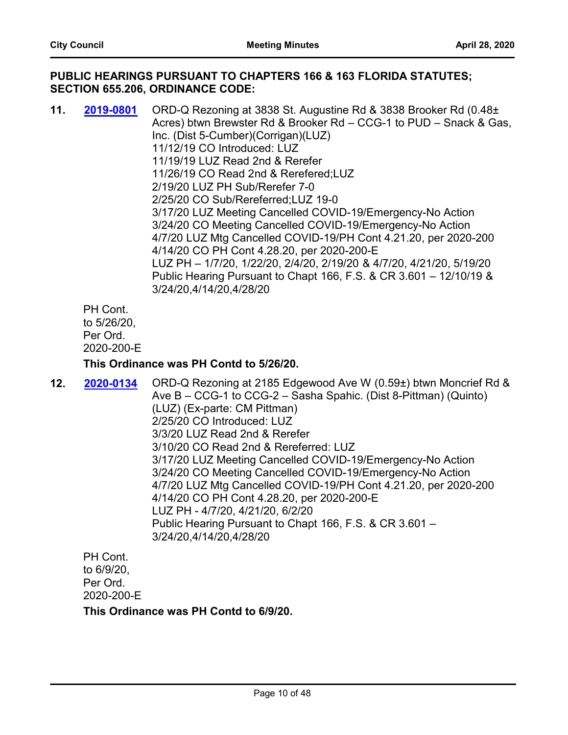**PUBLIC HEARINGS PURSUANT TO CHAPTERS 166 & 163 FLORIDA STATUTES; SECTION 655.206, ORDINANCE CODE:**

**11.** **2019-0801** ORD-Q Rezoning at 3838 St. Augustine Rd & 3838 Brooker Rd (0.48± Acres) btwn Brewster Rd & Brooker Rd – CCG-1 to PUD – Snack & Gas, Inc. (Dist 5-Cumber)(Corrigan)(LUZ)
11/12/19 CO Introduced: LUZ
11/19/19 LUZ Read 2nd & Rerefer
11/26/19 CO Read 2nd & Rerefered;LUZ
2/19/20 LUZ PH Sub/Rerefer 7-0
2/25/20 CO Sub/Rereferred;LUZ 19-0
3/17/20 LUZ Meeting Cancelled COVID-19/Emergency-No Action
3/24/20 CO Meeting Cancelled COVID-19/Emergency-No Action
4/7/20 LUZ Mtg Cancelled COVID-19/PH Cont 4.21.20, per 2020-200
4/14/20 CO PH Cont 4.28.20, per 2020-200-E
LUZ PH – 1/7/20, 1/22/20, 2/4/20, 2/19/20 & 4/7/20, 4/21/20, 5/19/20
Public Hearing Pursuant to Chapt 166, F.S. & CR 3.601 – 12/10/19 & 3/24/20,4/14/20,4/28/20

PH Cont. to 5/26/20, Per Ord. 2020-200-E

**This Ordinance was PH Contd to 5/26/20.**

**12.** **2020-0134** ORD-Q Rezoning at 2185 Edgewood Ave W (0.59±) btwn Moncrief Rd & Ave B – CCG-1 to CCG-2 – Sasha Spahic. (Dist 8-Pittman) (Quinto) (LUZ) (Ex-parte: CM Pittman)
2/25/20 CO Introduced: LUZ
3/3/20 LUZ Read 2nd & Rerefer
3/10/20 CO Read 2nd & Rereferred: LUZ
3/17/20 LUZ Meeting Cancelled COVID-19/Emergency-No Action
3/24/20 CO Meeting Cancelled COVID-19/Emergency-No Action
4/7/20 LUZ Mtg Cancelled COVID-19/PH Cont 4.21.20, per 2020-200
4/14/20 CO PH Cont 4.28.20, per 2020-200-E
LUZ PH - 4/7/20, 4/21/20, 6/2/20
Public Hearing Pursuant to Chapt 166, F.S. & CR 3.601 – 3/24/20,4/14/20,4/28/20

PH Cont. to 6/9/20, Per Ord. 2020-200-E

**This Ordinance was PH Contd to 6/9/20.**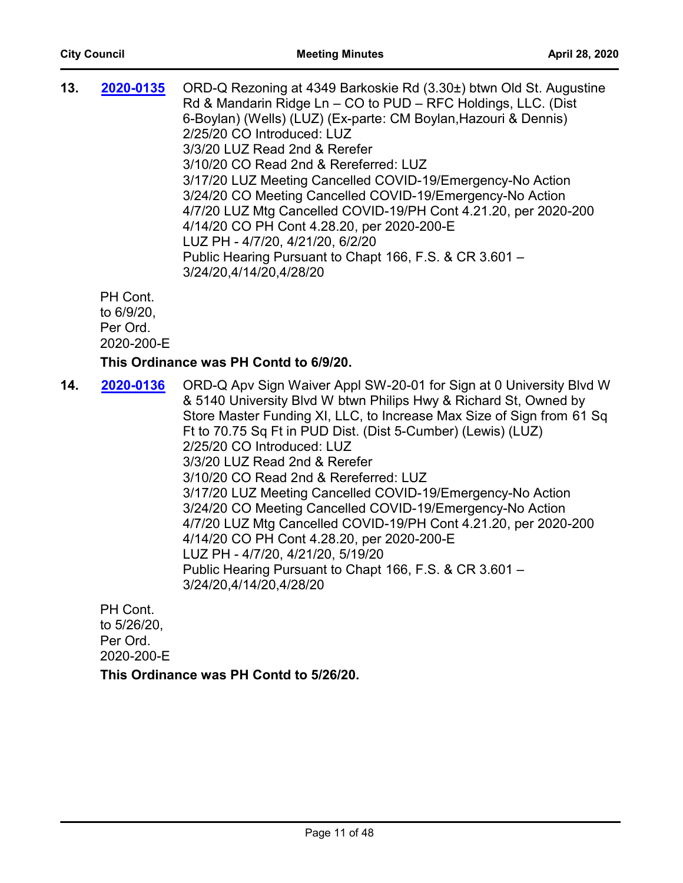**13.** **2020-0135** ORD-Q Rezoning at 4349 Barkoskie Rd (3.30±) btwn Old St. Augustine Rd & Mandarin Ridge Ln – CO to PUD – RFC Holdings, LLC. (Dist 6-Boylan) (Wells) (LUZ) (Ex-parte: CM Boylan,Hazouri & Dennis)
2/25/20 CO Introduced: LUZ
3/3/20 LUZ Read 2nd & Rerefer
3/10/20 CO Read 2nd & Rereferred: LUZ
3/17/20 LUZ Meeting Cancelled COVID-19/Emergency-No Action
3/24/20 CO Meeting Cancelled COVID-19/Emergency-No Action
4/7/20 LUZ Mtg Cancelled COVID-19/PH Cont 4.21.20, per 2020-200
4/14/20 CO PH Cont 4.28.20, per 2020-200-E
LUZ PH - 4/7/20, 4/21/20, 6/2/20
Public Hearing Pursuant to Chapt 166, F.S. & CR 3.601 – 3/24/20,4/14/20,4/28/20

PH Cont. to 6/9/20, Per Ord. 2020-200-E

**This Ordinance was PH Contd to 6/9/20.**

**14.** **2020-0136** ORD-Q Apv Sign Waiver Appl SW-20-01 for Sign at 0 University Blvd W & 5140 University Blvd W btwn Philips Hwy & Richard St, Owned by Store Master Funding XI, LLC, to Increase Max Size of Sign from 61 Sq Ft to 70.75 Sq Ft in PUD Dist. (Dist 5-Cumber) (Lewis) (LUZ)
2/25/20 CO Introduced: LUZ
3/3/20 LUZ Read 2nd & Rerefer
3/10/20 CO Read 2nd & Rereferred: LUZ
3/17/20 LUZ Meeting Cancelled COVID-19/Emergency-No Action
3/24/20 CO Meeting Cancelled COVID-19/Emergency-No Action
4/7/20 LUZ Mtg Cancelled COVID-19/PH Cont 4.21.20, per 2020-200
4/14/20 CO PH Cont 4.28.20, per 2020-200-E
LUZ PH - 4/7/20, 4/21/20, 5/19/20
Public Hearing Pursuant to Chapt 166, F.S. & CR 3.601 – 3/24/20,4/14/20,4/28/20

PH Cont. to 5/26/20, Per Ord. 2020-200-E

**This Ordinance was PH Contd to 5/26/20.**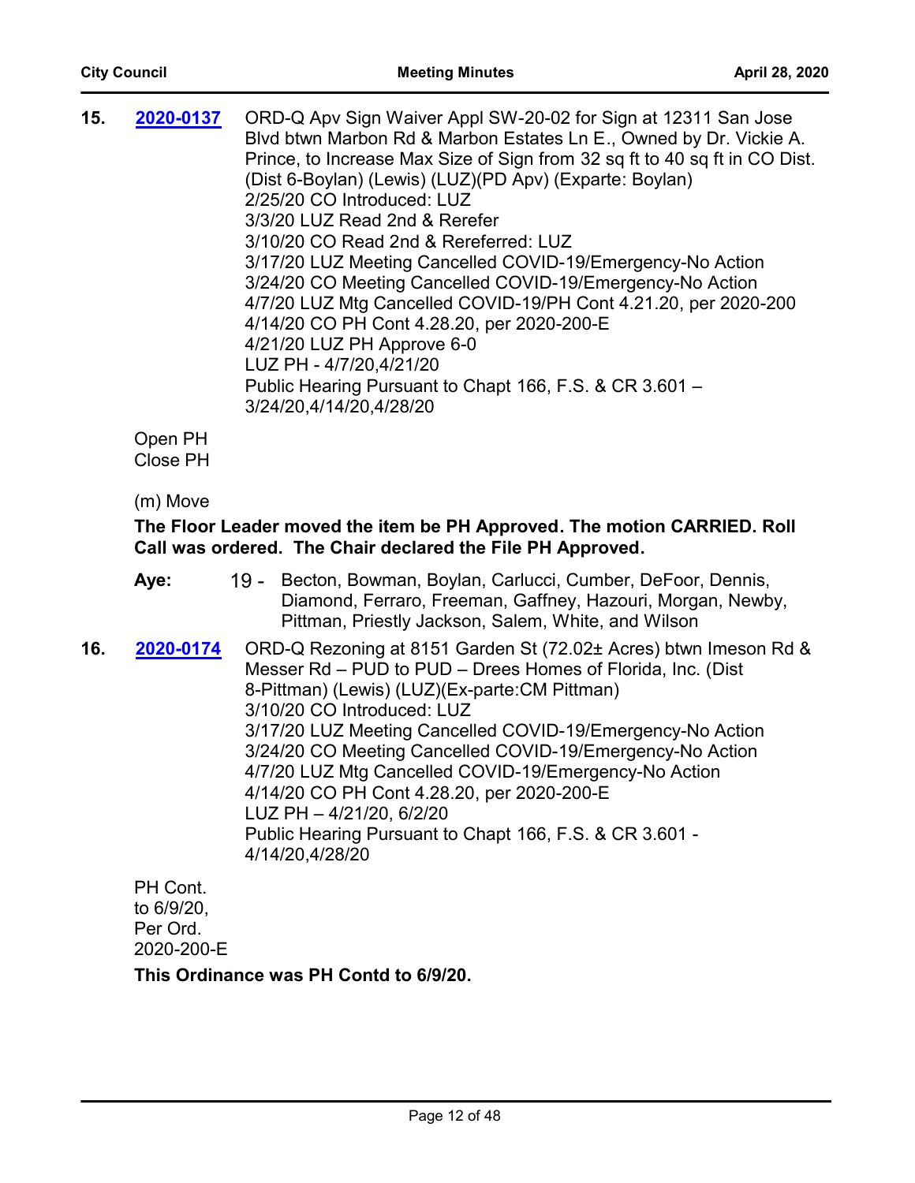**15.** **2020-0137** ORD-Q Apv Sign Waiver Appl SW-20-02 for Sign at 12311 San Jose Blvd btwn Marbon Rd & Marbon Estates Ln E., Owned by Dr. Vickie A. Prince, to Increase Max Size of Sign from 32 sq ft to 40 sq ft in CO Dist. (Dist 6-Boylan) (Lewis) (LUZ)(PD Apv) (Exparte: Boylan)
2/25/20 CO Introduced: LUZ
3/3/20 LUZ Read 2nd & Rerefer
3/10/20 CO Read 2nd & Rereferred: LUZ
3/17/20 LUZ Meeting Cancelled COVID-19/Emergency-No Action
3/24/20 CO Meeting Cancelled COVID-19/Emergency-No Action
4/7/20 LUZ Mtg Cancelled COVID-19/PH Cont 4.21.20, per 2020-200
4/14/20 CO PH Cont 4.28.20, per 2020-200-E
4/21/20 LUZ PH Approve 6-0
LUZ PH - 4/7/20,4/21/20
Public Hearing Pursuant to Chapt 166, F.S. & CR 3.601 – 3/24/20,4/14/20,4/28/20

Open PH
Close PH

(m) Move

**The Floor Leader moved the item be PH Approved. The motion CARRIED. Roll Call was ordered. The Chair declared the File PH Approved.**

**Aye:** 19 - Becton, Bowman, Boylan, Carlucci, Cumber, DeFoor, Dennis, Diamond, Ferraro, Freeman, Gaffney, Hazouri, Morgan, Newby, Pittman, Priestly Jackson, Salem, White, and Wilson

**16.** **2020-0174** ORD-Q Rezoning at 8151 Garden St (72.02± Acres) btwn Imeson Rd & Messer Rd – PUD to PUD – Drees Homes of Florida, Inc. (Dist 8-Pittman) (Lewis) (LUZ)(Ex-parte:CM Pittman)
3/10/20 CO Introduced: LUZ
3/17/20 LUZ Meeting Cancelled COVID-19/Emergency-No Action
3/24/20 CO Meeting Cancelled COVID-19/Emergency-No Action
4/7/20 LUZ Mtg Cancelled COVID-19/Emergency-No Action
4/14/20 CO PH Cont 4.28.20, per 2020-200-E
LUZ PH – 4/21/20, 6/2/20
Public Hearing Pursuant to Chapt 166, F.S. & CR 3.601 - 4/14/20,4/28/20

PH Cont. to 6/9/20, Per Ord. 2020-200-E

**This Ordinance was PH Contd to 6/9/20.**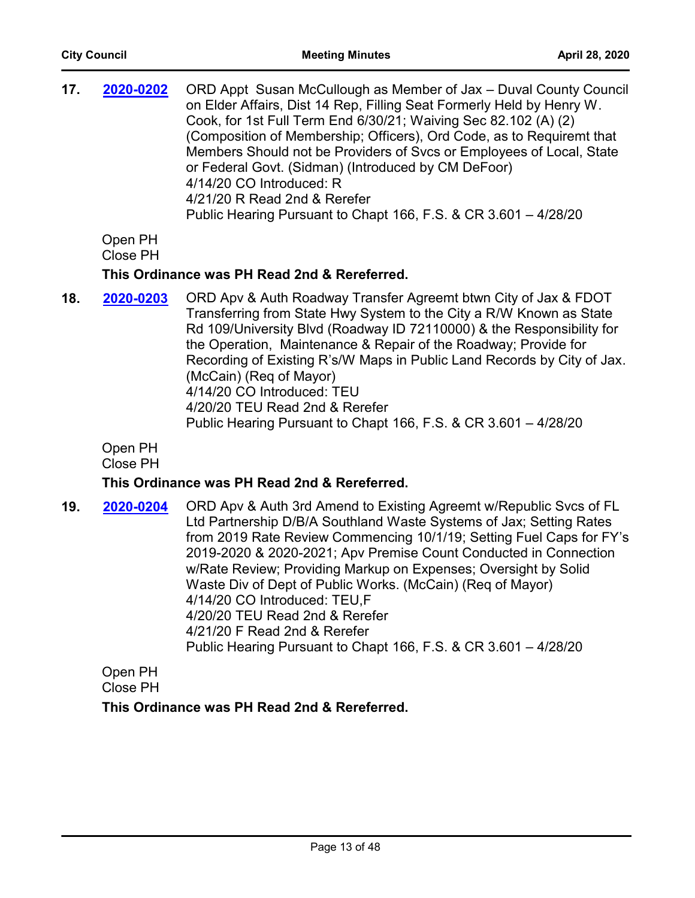**17.** **2020-0202** ORD Appt Susan McCullough as Member of Jax – Duval County Council on Elder Affairs, Dist 14 Rep, Filling Seat Formerly Held by Henry W. Cook, for 1st Full Term End 6/30/21; Waiving Sec 82.102 (A) (2) (Composition of Membership; Officers), Ord Code, as to Requiremt that Members Should not be Providers of Svcs or Employees of Local, State or Federal Govt. (Sidman) (Introduced by CM DeFoor)
4/14/20 CO Introduced: R
4/21/20 R Read 2nd & Rerefer
Public Hearing Pursuant to Chapt 166, F.S. & CR 3.601 – 4/28/20

Open PH
Close PH

**This Ordinance was PH Read 2nd & Rereferred.**

**18.** **2020-0203** ORD Apv & Auth Roadway Transfer Agreemt btwn City of Jax & FDOT Transferring from State Hwy System to the City a R/W Known as State Rd 109/University Blvd (Roadway ID 72110000) & the Responsibility for the Operation, Maintenance & Repair of the Roadway; Provide for Recording of Existing R's/W Maps in Public Land Records by City of Jax. (McCain) (Req of Mayor)
4/14/20 CO Introduced: TEU
4/20/20 TEU Read 2nd & Rerefer
Public Hearing Pursuant to Chapt 166, F.S. & CR 3.601 – 4/28/20

Open PH
Close PH

**This Ordinance was PH Read 2nd & Rereferred.**

**19.** **2020-0204** ORD Apv & Auth 3rd Amend to Existing Agreemt w/Republic Svcs of FL Ltd Partnership D/B/A Southland Waste Systems of Jax; Setting Rates from 2019 Rate Review Commencing 10/1/19; Setting Fuel Caps for FY's 2019-2020 & 2020-2021; Apv Premise Count Conducted in Connection w/Rate Review; Providing Markup on Expenses; Oversight by Solid Waste Div of Dept of Public Works. (McCain) (Req of Mayor)
4/14/20 CO Introduced: TEU,F
4/20/20 TEU Read 2nd & Rerefer
4/21/20 F Read 2nd & Rerefer
Public Hearing Pursuant to Chapt 166, F.S. & CR 3.601 – 4/28/20

Open PH
Close PH

**This Ordinance was PH Read 2nd & Rereferred.**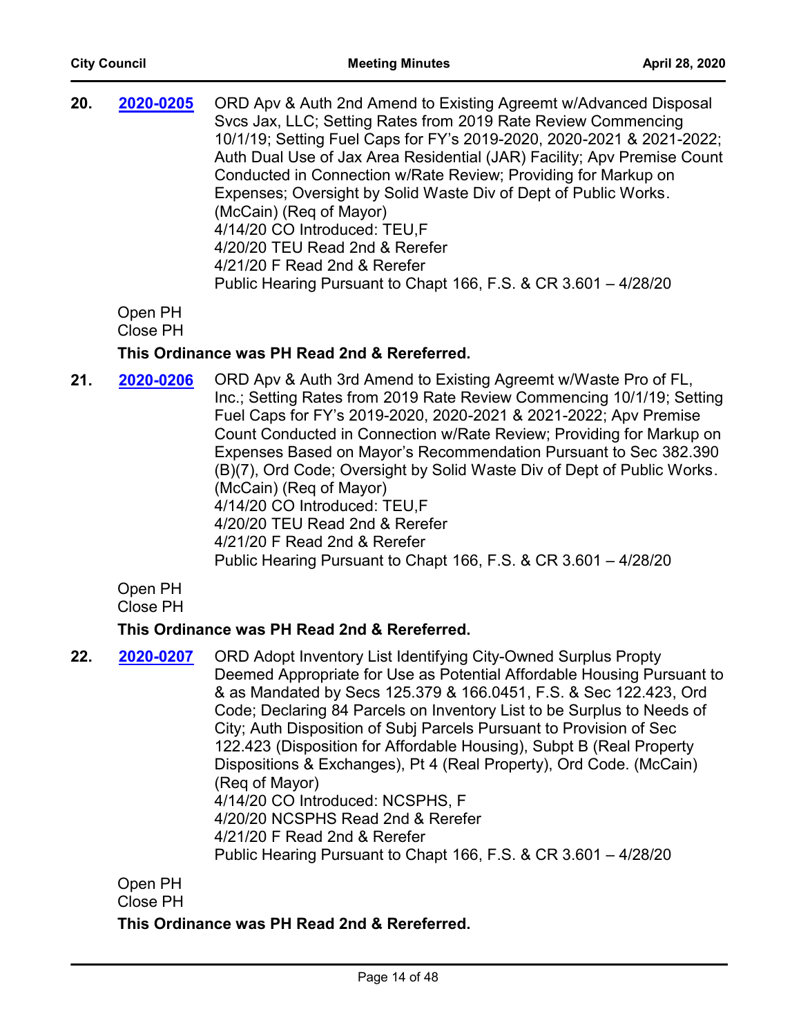**20.** **2020-0205** ORD Apv & Auth 2nd Amend to Existing Agreemt w/Advanced Disposal Svcs Jax, LLC; Setting Rates from 2019 Rate Review Commencing 10/1/19; Setting Fuel Caps for FY's 2019-2020, 2020-2021 & 2021-2022; Auth Dual Use of Jax Area Residential (JAR) Facility; Apv Premise Count Conducted in Connection w/Rate Review; Providing for Markup on Expenses; Oversight by Solid Waste Div of Dept of Public Works. (McCain) (Req of Mayor)
4/14/20 CO Introduced: TEU,F
4/20/20 TEU Read 2nd & Rerefer
4/21/20 F Read 2nd & Rerefer
Public Hearing Pursuant to Chapt 166, F.S. & CR 3.601 – 4/28/20

Open PH
Close PH

**This Ordinance was PH Read 2nd & Rereferred.**

**21.** **2020-0206** ORD Apv & Auth 3rd Amend to Existing Agreemt w/Waste Pro of FL, Inc.; Setting Rates from 2019 Rate Review Commencing 10/1/19; Setting Fuel Caps for FY's 2019-2020, 2020-2021 & 2021-2022; Apv Premise Count Conducted in Connection w/Rate Review; Providing for Markup on Expenses Based on Mayor's Recommendation Pursuant to Sec 382.390 (B)(7), Ord Code; Oversight by Solid Waste Div of Dept of Public Works. (McCain) (Req of Mayor)
4/14/20 CO Introduced: TEU,F
4/20/20 TEU Read 2nd & Rerefer
4/21/20 F Read 2nd & Rerefer
Public Hearing Pursuant to Chapt 166, F.S. & CR 3.601 – 4/28/20

Open PH
Close PH

**This Ordinance was PH Read 2nd & Rereferred.**

**22.** **2020-0207** ORD Adopt Inventory List Identifying City-Owned Surplus Propty Deemed Appropriate for Use as Potential Affordable Housing Pursuant to & as Mandated by Secs 125.379 & 166.0451, F.S. & Sec 122.423, Ord Code; Declaring 84 Parcels on Inventory List to be Surplus to Needs of City; Auth Disposition of Subj Parcels Pursuant to Provision of Sec 122.423 (Disposition for Affordable Housing), Subpt B (Real Property Dispositions & Exchanges), Pt 4 (Real Property), Ord Code. (McCain) (Req of Mayor)
4/14/20 CO Introduced: NCSPHS, F
4/20/20 NCSPHS Read 2nd & Rerefer
4/21/20 F Read 2nd & Rerefer
Public Hearing Pursuant to Chapt 166, F.S. & CR 3.601 – 4/28/20

Open PH
Close PH

**This Ordinance was PH Read 2nd & Rereferred.**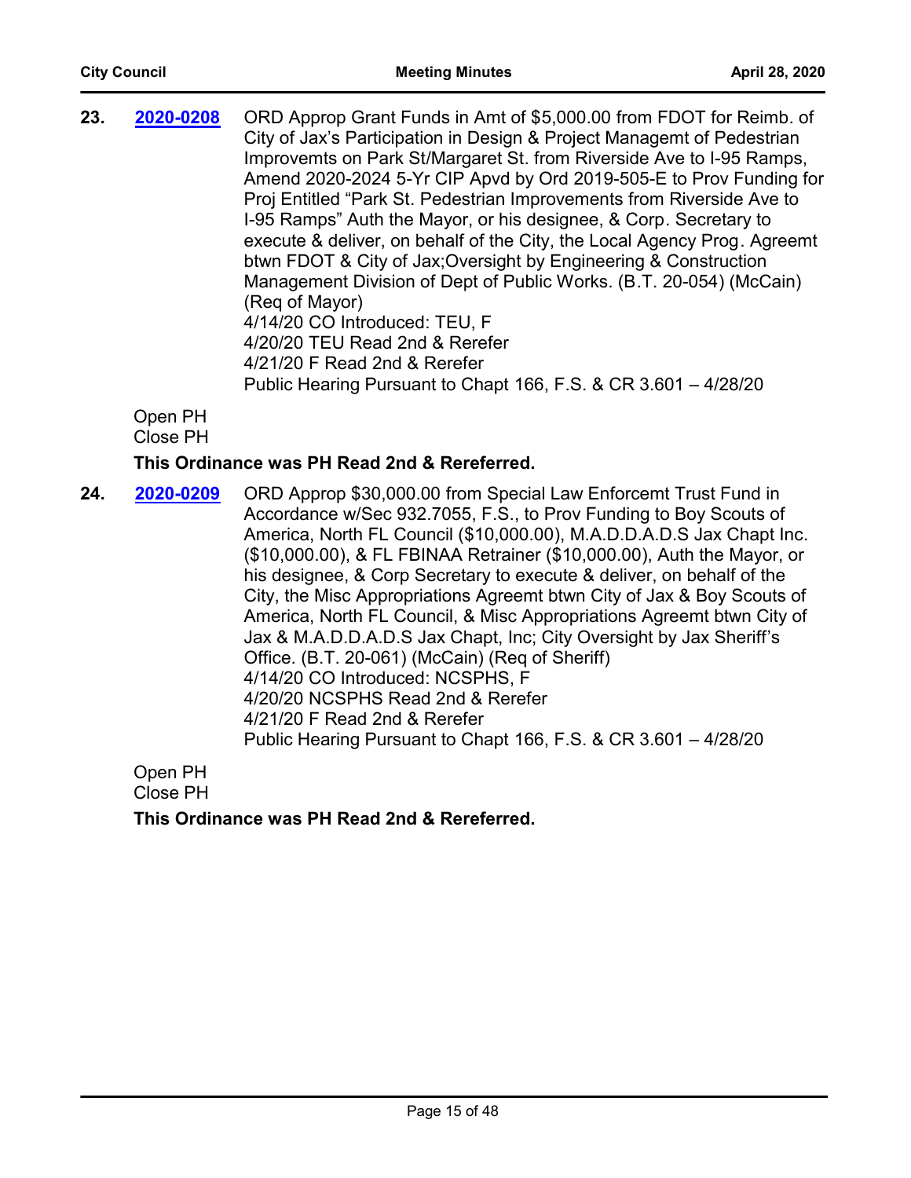**23.** **2020-0208** ORD Approp Grant Funds in Amt of $5,000.00 from FDOT for Reimb. of City of Jax's Participation in Design & Project Managemt of Pedestrian Improvemts on Park St/Margaret St. from Riverside Ave to I-95 Ramps, Amend 2020-2024 5-Yr CIP Apvd by Ord 2019-505-E to Prov Funding for Proj Entitled "Park St. Pedestrian Improvements from Riverside Ave to I-95 Ramps" Auth the Mayor, or his designee, & Corp. Secretary to execute & deliver, on behalf of the City, the Local Agency Prog. Agreemt btwn FDOT & City of Jax;Oversight by Engineering & Construction Management Division of Dept of Public Works. (B.T. 20-054) (McCain) (Req of Mayor)
4/14/20 CO Introduced: TEU, F
4/20/20 TEU Read 2nd & Rerefer
4/21/20 F Read 2nd & Rerefer
Public Hearing Pursuant to Chapt 166, F.S. & CR 3.601 – 4/28/20

Open PH
Close PH

**This Ordinance was PH Read 2nd & Rereferred.**

**24.** **2020-0209** ORD Approp $30,000.00 from Special Law Enforcemt Trust Fund in Accordance w/Sec 932.7055, F.S., to Prov Funding to Boy Scouts of America, North FL Council ($10,000.00), M.A.D.D.A.D.S Jax Chapt Inc. ($10,000.00), & FL FBINAA Retrainer ($10,000.00), Auth the Mayor, or his designee, & Corp Secretary to execute & deliver, on behalf of the City, the Misc Appropriations Agreemt btwn City of Jax & Boy Scouts of America, North FL Council, & Misc Appropriations Agreemt btwn City of Jax & M.A.D.D.A.D.S Jax Chapt, Inc; City Oversight by Jax Sheriff's Office. (B.T. 20-061) (McCain) (Req of Sheriff)
4/14/20 CO Introduced: NCSPHS, F
4/20/20 NCSPHS Read 2nd & Rerefer
4/21/20 F Read 2nd & Rerefer
Public Hearing Pursuant to Chapt 166, F.S. & CR 3.601 – 4/28/20

Open PH
Close PH

**This Ordinance was PH Read 2nd & Rereferred.**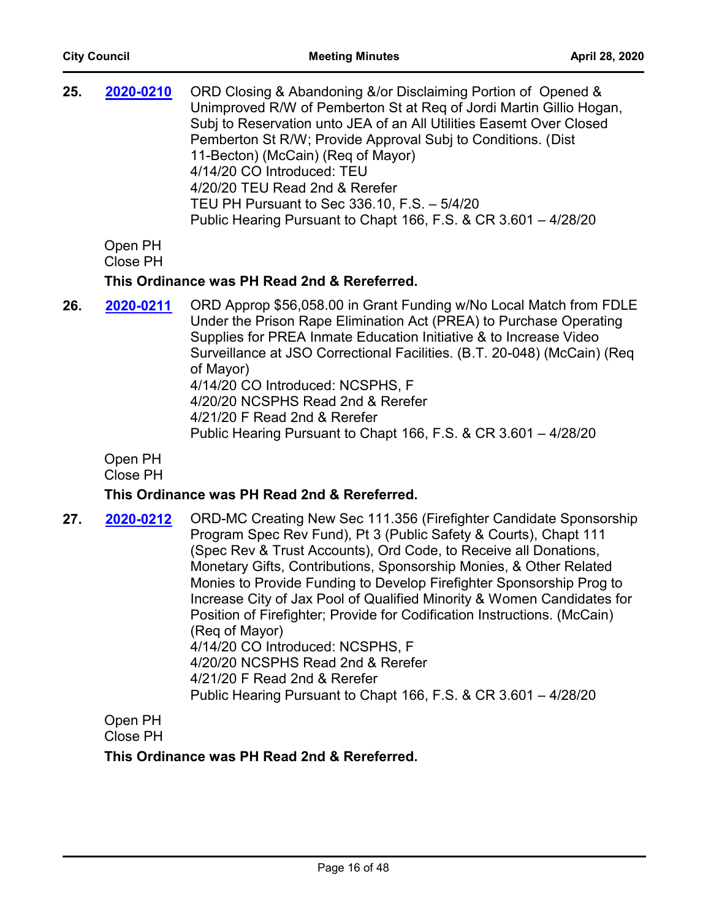**25.** **2020-0210** ORD Closing & Abandoning &/or Disclaiming Portion of Opened & Unimproved R/W of Pemberton St at Req of Jordi Martin Gillio Hogan, Subj to Reservation unto JEA of an All Utilities Easemt Over Closed Pemberton St R/W; Provide Approval Subj to Conditions. (Dist 11-Becton) (McCain) (Req of Mayor)
4/14/20 CO Introduced: TEU
4/20/20 TEU Read 2nd & Rerefer
TEU PH Pursuant to Sec 336.10, F.S. – 5/4/20
Public Hearing Pursuant to Chapt 166, F.S. & CR 3.601 – 4/28/20

Open PH
Close PH

**This Ordinance was PH Read 2nd & Rereferred.**

**26.** **2020-0211** ORD Approp $56,058.00 in Grant Funding w/No Local Match from FDLE Under the Prison Rape Elimination Act (PREA) to Purchase Operating Supplies for PREA Inmate Education Initiative & to Increase Video Surveillance at JSO Correctional Facilities. (B.T. 20-048) (McCain) (Req of Mayor)
4/14/20 CO Introduced: NCSPHS, F
4/20/20 NCSPHS Read 2nd & Rerefer
4/21/20 F Read 2nd & Rerefer
Public Hearing Pursuant to Chapt 166, F.S. & CR 3.601 – 4/28/20

Open PH
Close PH

**This Ordinance was PH Read 2nd & Rereferred.**

**27.** **2020-0212** ORD-MC Creating New Sec 111.356 (Firefighter Candidate Sponsorship Program Spec Rev Fund), Pt 3 (Public Safety & Courts), Chapt 111 (Spec Rev & Trust Accounts), Ord Code, to Receive all Donations, Monetary Gifts, Contributions, Sponsorship Monies, & Other Related Monies to Provide Funding to Develop Firefighter Sponsorship Prog to Increase City of Jax Pool of Qualified Minority & Women Candidates for Position of Firefighter; Provide for Codification Instructions. (McCain) (Req of Mayor)
4/14/20 CO Introduced: NCSPHS, F
4/20/20 NCSPHS Read 2nd & Rerefer
4/21/20 F Read 2nd & Rerefer
Public Hearing Pursuant to Chapt 166, F.S. & CR 3.601 – 4/28/20

Open PH
Close PH

**This Ordinance was PH Read 2nd & Rereferred.**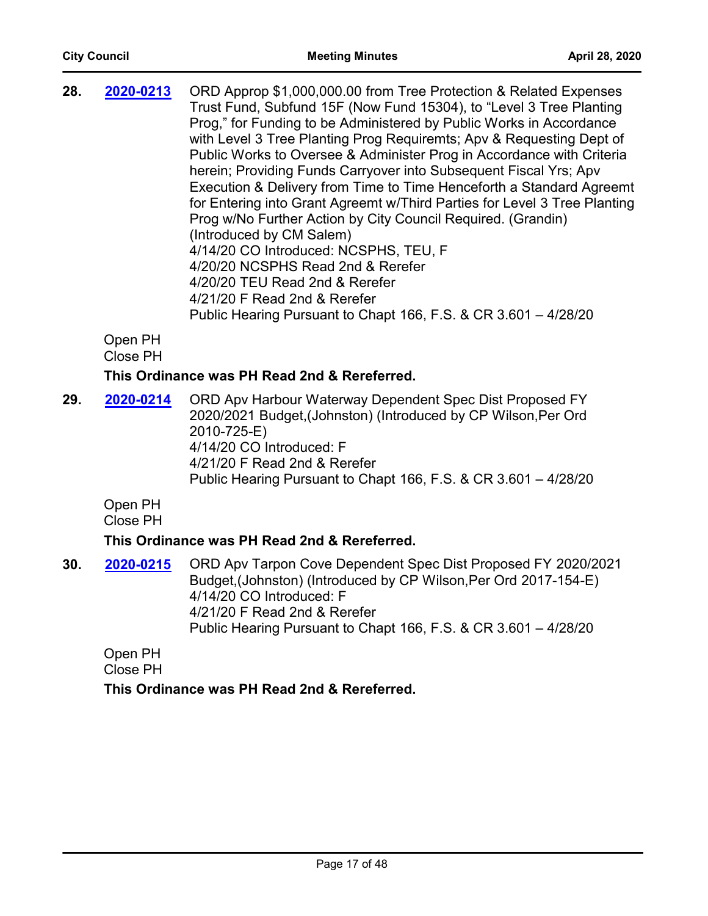**28.** **2020-0213** ORD Approp $1,000,000.00 from Tree Protection & Related Expenses Trust Fund, Subfund 15F (Now Fund 15304), to "Level 3 Tree Planting Prog," for Funding to be Administered by Public Works in Accordance with Level 3 Tree Planting Prog Requiremts; Apv & Requesting Dept of Public Works to Oversee & Administer Prog in Accordance with Criteria herein; Providing Funds Carryover into Subsequent Fiscal Yrs; Apv Execution & Delivery from Time to Time Henceforth a Standard Agreemt for Entering into Grant Agreemt w/Third Parties for Level 3 Tree Planting Prog w/No Further Action by City Council Required. (Grandin) (Introduced by CM Salem)
4/14/20 CO Introduced: NCSPHS, TEU, F
4/20/20 NCSPHS Read 2nd & Rerefer
4/20/20 TEU Read 2nd & Rerefer
4/21/20 F Read 2nd & Rerefer
Public Hearing Pursuant to Chapt 166, F.S. & CR 3.601 – 4/28/20

Open PH
Close PH

**This Ordinance was PH Read 2nd & Rereferred.**

**29.** **2020-0214** ORD Apv Harbour Waterway Dependent Spec Dist Proposed FY 2020/2021 Budget,(Johnston) (Introduced by CP Wilson,Per Ord 2010-725-E)
4/14/20 CO Introduced: F
4/21/20 F Read 2nd & Rerefer
Public Hearing Pursuant to Chapt 166, F.S. & CR 3.601 – 4/28/20

Open PH
Close PH

**This Ordinance was PH Read 2nd & Rereferred.**

**30.** **2020-0215** ORD Apv Tarpon Cove Dependent Spec Dist Proposed FY 2020/2021 Budget,(Johnston) (Introduced by CP Wilson,Per Ord 2017-154-E)
4/14/20 CO Introduced: F
4/21/20 F Read 2nd & Rerefer
Public Hearing Pursuant to Chapt 166, F.S. & CR 3.601 – 4/28/20

Open PH
Close PH

**This Ordinance was PH Read 2nd & Rereferred.**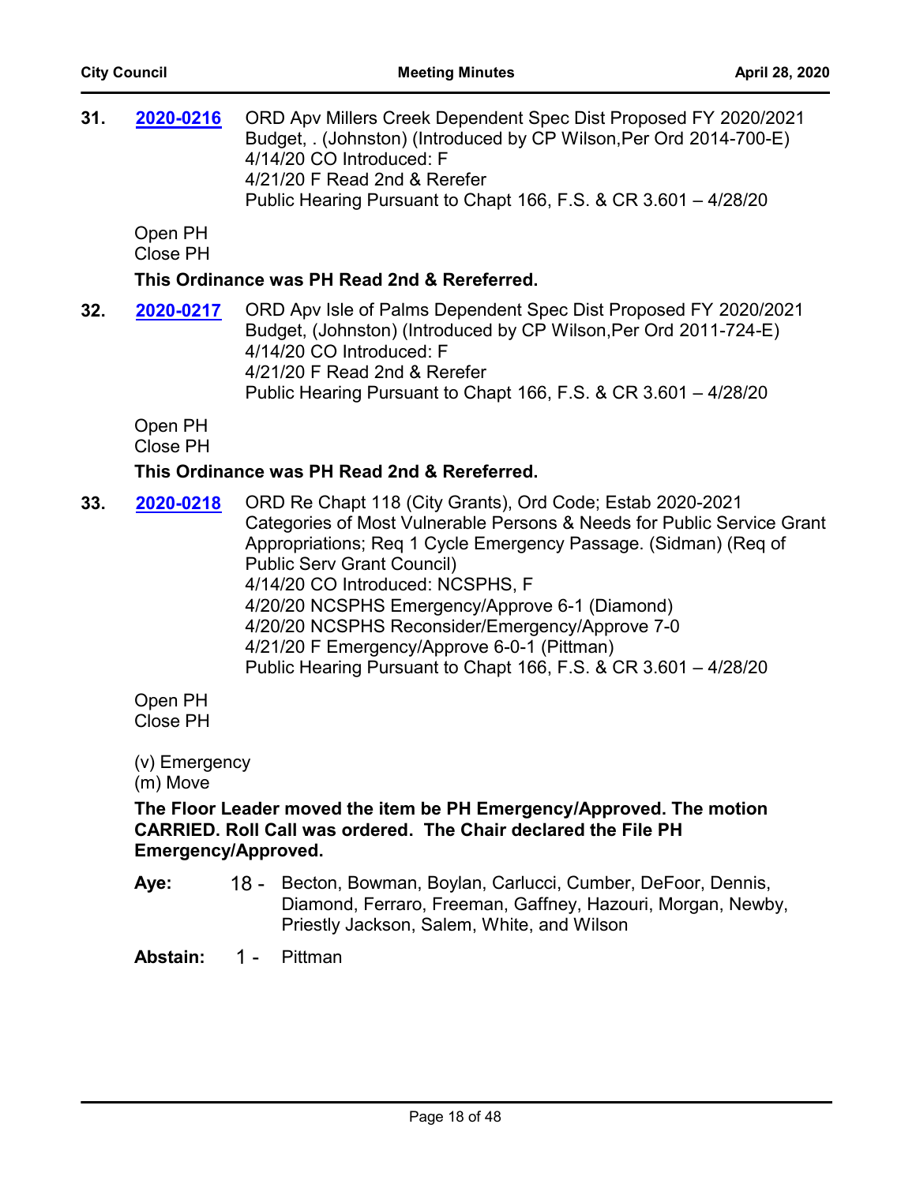**31.** **2020-0216** ORD Apv Millers Creek Dependent Spec Dist Proposed FY 2020/2021 Budget, . (Johnston) (Introduced by CP Wilson,Per Ord 2014-700-E)
4/14/20 CO Introduced: F
4/21/20 F Read 2nd & Rerefer
Public Hearing Pursuant to Chapt 166, F.S. & CR 3.601 – 4/28/20

Open PH
Close PH

**This Ordinance was PH Read 2nd & Rereferred.**

**32.** **2020-0217** ORD Apv Isle of Palms Dependent Spec Dist Proposed FY 2020/2021 Budget, (Johnston) (Introduced by CP Wilson,Per Ord 2011-724-E)
4/14/20 CO Introduced: F
4/21/20 F Read 2nd & Rerefer
Public Hearing Pursuant to Chapt 166, F.S. & CR 3.601 – 4/28/20

Open PH
Close PH

**This Ordinance was PH Read 2nd & Rereferred.**

**33.** **2020-0218** ORD Re Chapt 118 (City Grants), Ord Code; Estab 2020-2021 Categories of Most Vulnerable Persons & Needs for Public Service Grant Appropriations; Req 1 Cycle Emergency Passage. (Sidman) (Req of Public Serv Grant Council)
4/14/20 CO Introduced: NCSPHS, F
4/20/20 NCSPHS Emergency/Approve 6-1 (Diamond)
4/20/20 NCSPHS Reconsider/Emergency/Approve 7-0
4/21/20 F Emergency/Approve 6-0-1 (Pittman)
Public Hearing Pursuant to Chapt 166, F.S. & CR 3.601 – 4/28/20

Open PH
Close PH

(v) Emergency
(m) Move

**The Floor Leader moved the item be PH Emergency/Approved. The motion CARRIED. Roll Call was ordered. The Chair declared the File PH Emergency/Approved.**

**Aye:** 18 - Becton, Bowman, Boylan, Carlucci, Cumber, DeFoor, Dennis, Diamond, Ferraro, Freeman, Gaffney, Hazouri, Morgan, Newby, Priestly Jackson, Salem, White, and Wilson

**Abstain:** 1 - Pittman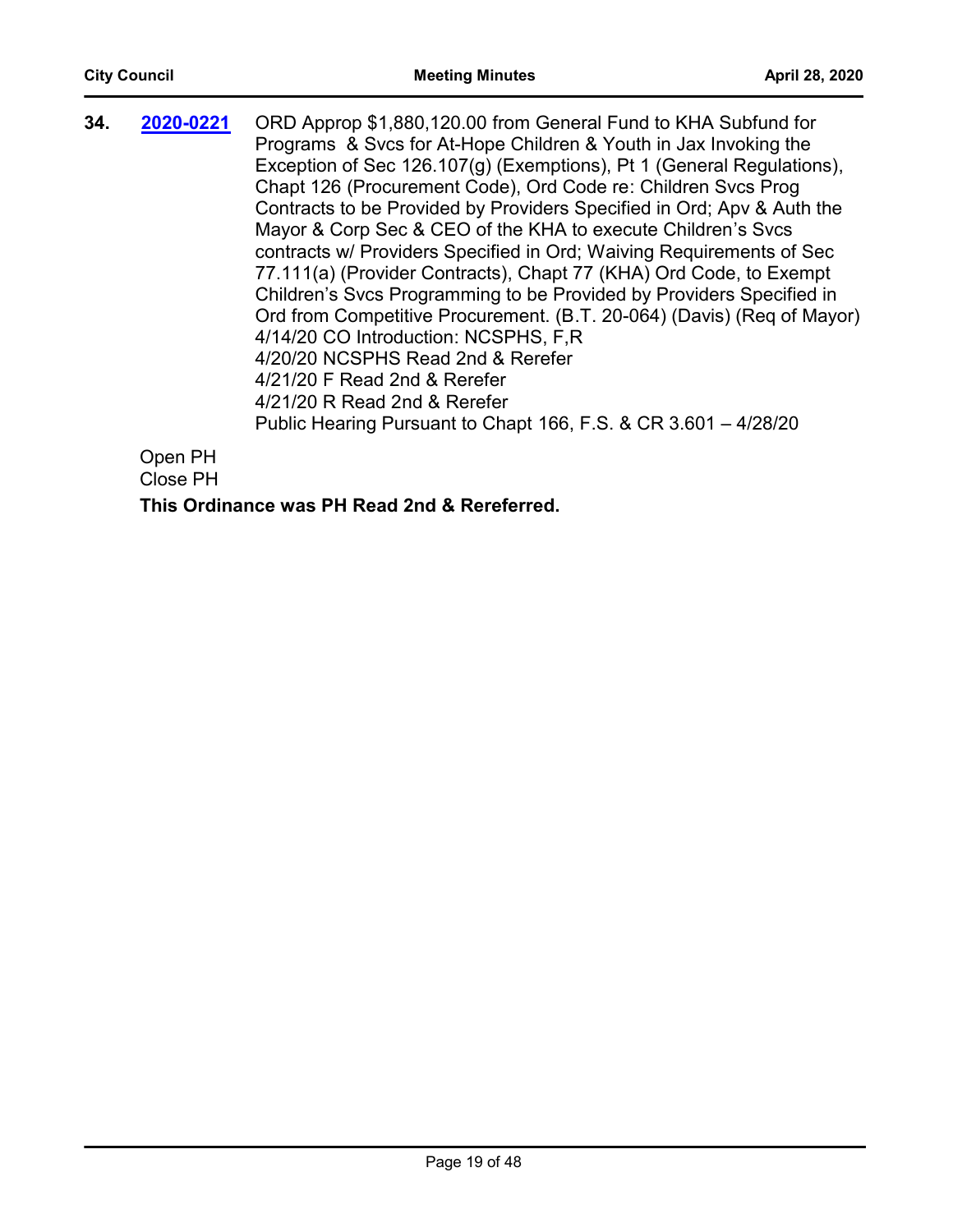**34.** [2020-0221](#) ORD Approp $1,880,120.00 from General Fund to KHA Subfund for Programs & Svcs for At-Hope Children & Youth in Jax Invoking the Exception of Sec 126.107(g) (Exemptions), Pt 1 (General Regulations), Chapt 126 (Procurement Code), Ord Code re: Children Svcs Prog Contracts to be Provided by Providers Specified in Ord; Apv & Auth the Mayor & Corp Sec & CEO of the KHA to execute Children's Svcs contracts w/ Providers Specified in Ord; Waiving Requirements of Sec 77.111(a) (Provider Contracts), Chapt 77 (KHA) Ord Code, to Exempt Children's Svcs Programming to be Provided by Providers Specified in Ord from Competitive Procurement. (B.T. 20-064) (Davis) (Req of Mayor)
4/14/20 CO Introduction: NCSPHS, F,R
4/20/20 NCSPHS Read 2nd & Rerefer
4/21/20 F Read 2nd & Rerefer
4/21/20 R Read 2nd & Rerefer
Public Hearing Pursuant to Chapt 166, F.S. & CR 3.601 – 4/28/20

Open PH
Close PH

**This Ordinance was PH Read 2nd & Rereferred.**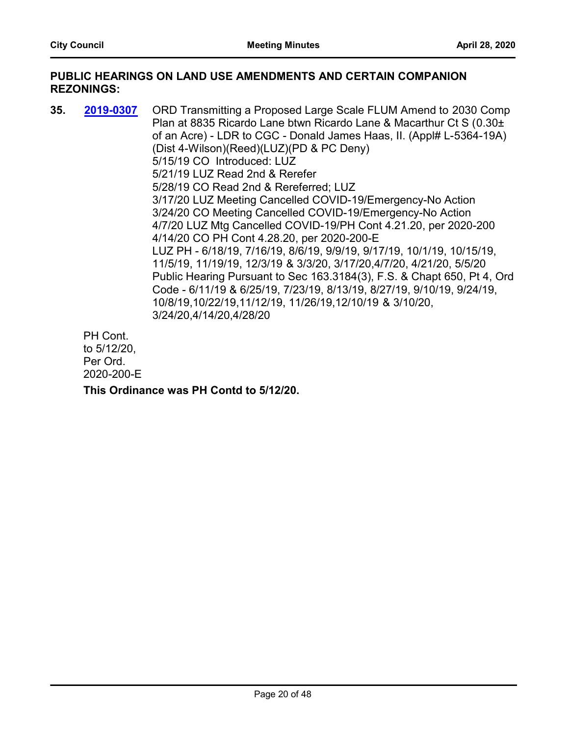## PUBLIC HEARINGS ON LAND USE AMENDMENTS AND CERTAIN COMPANION REZONINGS:

**35.** **2019-0307** ORD Transmitting a Proposed Large Scale FLUM Amend to 2030 Comp Plan at 8835 Ricardo Lane btwn Ricardo Lane & Macarthur Ct S (0.30± of an Acre) - LDR to CGC - Donald James Haas, II. (Appl# L-5364-19A) (Dist 4-Wilson)(Reed)(LUZ)(PD & PC Deny)
5/15/19 CO Introduced: LUZ
5/21/19 LUZ Read 2nd & Rerefer
5/28/19 CO Read 2nd & Rereferred; LUZ
3/17/20 LUZ Meeting Cancelled COVID-19/Emergency-No Action
3/24/20 CO Meeting Cancelled COVID-19/Emergency-No Action
4/7/20 LUZ Mtg Cancelled COVID-19/PH Cont 4.21.20, per 2020-200
4/14/20 CO PH Cont 4.28.20, per 2020-200-E
LUZ PH - 6/18/19, 7/16/19, 8/6/19, 9/9/19, 9/17/19, 10/1/19, 10/15/19, 11/5/19, 11/19/19, 12/3/19 & 3/3/20, 3/17/20,4/7/20, 4/21/20, 5/5/20
Public Hearing Pursuant to Sec 163.3184(3), F.S. & Chapt 650, Pt 4, Ord Code - 6/11/19 & 6/25/19, 7/23/19, 8/13/19, 8/27/19, 9/10/19, 9/24/19, 10/8/19,10/22/19,11/12/19, 11/26/19,12/10/19 & 3/10/20, 3/24/20,4/14/20,4/28/20

PH Cont. to 5/12/20, Per Ord. 2020-200-E

**This Ordinance was PH Contd to 5/12/20.**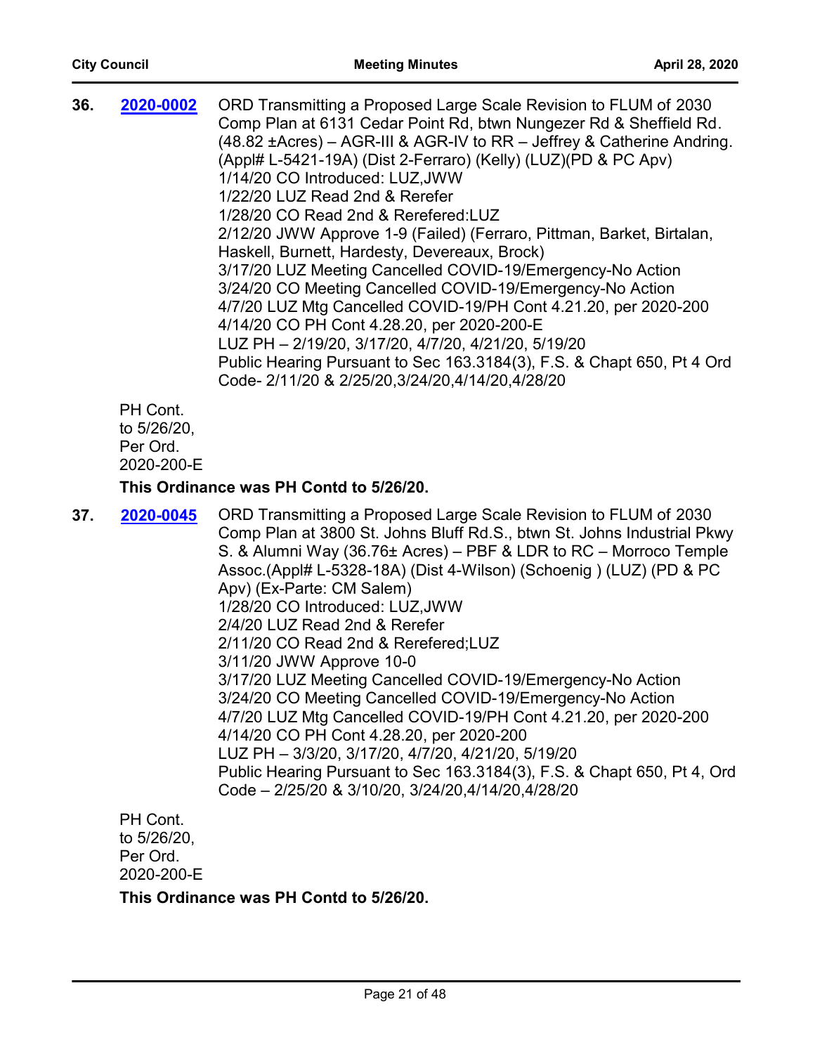**36. 2020-0002** ORD Transmitting a Proposed Large Scale Revision to FLUM of 2030 Comp Plan at 6131 Cedar Point Rd, btwn Nungezer Rd & Sheffield Rd. (48.82 ±Acres) – AGR-III & AGR-IV to RR – Jeffrey & Catherine Andring. (Appl# L-5421-19A) (Dist 2-Ferraro) (Kelly) (LUZ)(PD & PC Apv)
1/14/20 CO Introduced: LUZ,JWW
1/22/20 LUZ Read 2nd & Rerefer
1/28/20 CO Read 2nd & Rerefered:LUZ
2/12/20 JWW Approve 1-9 (Failed) (Ferraro, Pittman, Barket, Birtalan, Haskell, Burnett, Hardesty, Devereaux, Brock)
3/17/20 LUZ Meeting Cancelled COVID-19/Emergency-No Action
3/24/20 CO Meeting Cancelled COVID-19/Emergency-No Action
4/7/20 LUZ Mtg Cancelled COVID-19/PH Cont 4.21.20, per 2020-200
4/14/20 CO PH Cont 4.28.20, per 2020-200-E
LUZ PH – 2/19/20, 3/17/20, 4/7/20, 4/21/20, 5/19/20
Public Hearing Pursuant to Sec 163.3184(3), F.S. & Chapt 650, Pt 4 Ord Code- 2/11/20 & 2/25/20,3/24/20,4/14/20,4/28/20

PH Cont. to 5/26/20, Per Ord. 2020-200-E

**This Ordinance was PH Contd to 5/26/20.**

**37. 2020-0045** ORD Transmitting a Proposed Large Scale Revision to FLUM of 2030 Comp Plan at 3800 St. Johns Bluff Rd.S., btwn St. Johns Industrial Pkwy S. & Alumni Way (36.76± Acres) – PBF & LDR to RC – Morroco Temple Assoc.(Appl# L-5328-18A) (Dist 4-Wilson) (Schoenig ) (LUZ) (PD & PC Apv) (Ex-Parte: CM Salem)
1/28/20 CO Introduced: LUZ,JWW
2/4/20 LUZ Read 2nd & Rerefer
2/11/20 CO Read 2nd & Rerefered;LUZ
3/11/20 JWW Approve 10-0
3/17/20 LUZ Meeting Cancelled COVID-19/Emergency-No Action
3/24/20 CO Meeting Cancelled COVID-19/Emergency-No Action
4/7/20 LUZ Mtg Cancelled COVID-19/PH Cont 4.21.20, per 2020-200
4/14/20 CO PH Cont 4.28.20, per 2020-200
LUZ PH – 3/3/20, 3/17/20, 4/7/20, 4/21/20, 5/19/20
Public Hearing Pursuant to Sec 163.3184(3), F.S. & Chapt 650, Pt 4, Ord Code – 2/25/20 & 3/10/20, 3/24/20,4/14/20,4/28/20

PH Cont. to 5/26/20, Per Ord. 2020-200-E

**This Ordinance was PH Contd to 5/26/20.**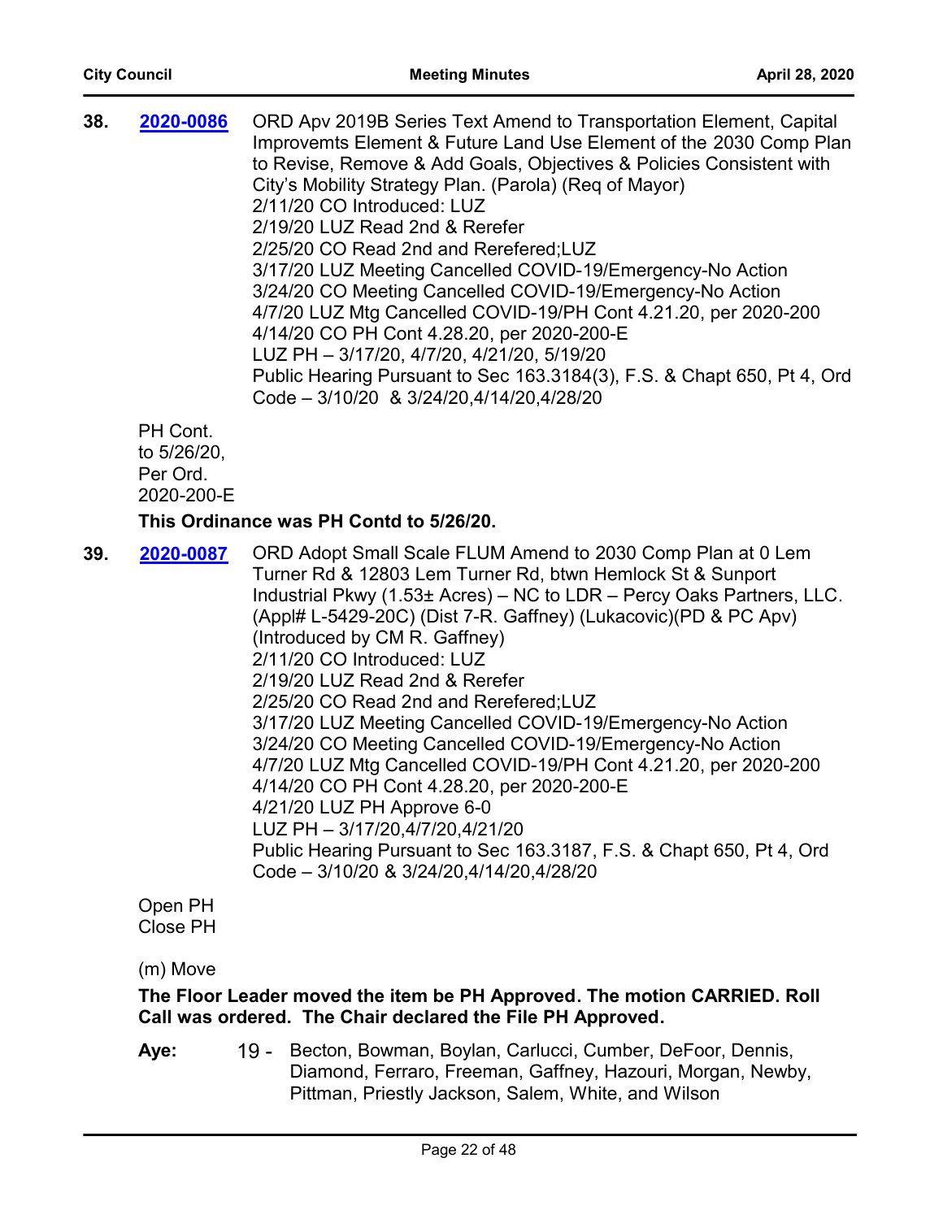**38. 2020-0086** ORD Apv 2019B Series Text Amend to Transportation Element, Capital Improvemts Element & Future Land Use Element of the 2030 Comp Plan to Revise, Remove & Add Goals, Objectives & Policies Consistent with City's Mobility Strategy Plan. (Parola) (Req of Mayor)
2/11/20 CO Introduced: LUZ
2/19/20 LUZ Read 2nd & Rerefer
2/25/20 CO Read 2nd and Rerefered;LUZ
3/17/20 LUZ Meeting Cancelled COVID-19/Emergency-No Action
3/24/20 CO Meeting Cancelled COVID-19/Emergency-No Action
4/7/20 LUZ Mtg Cancelled COVID-19/PH Cont 4.21.20, per 2020-200
4/14/20 CO PH Cont 4.28.20, per 2020-200-E
LUZ PH – 3/17/20, 4/7/20, 4/21/20, 5/19/20
Public Hearing Pursuant to Sec 163.3184(3), F.S. & Chapt 650, Pt 4, Ord Code – 3/10/20 & 3/24/20,4/14/20,4/28/20

PH Cont. to 5/26/20, Per Ord. 2020-200-E

**This Ordinance was PH Contd to 5/26/20.**

**39. 2020-0087** ORD Adopt Small Scale FLUM Amend to 2030 Comp Plan at 0 Lem Turner Rd & 12803 Lem Turner Rd, btwn Hemlock St & Sunport Industrial Pkwy (1.53± Acres) – NC to LDR – Percy Oaks Partners, LLC. (Appl# L-5429-20C) (Dist 7-R. Gaffney) (Lukacovic)(PD & PC Apv) (Introduced by CM R. Gaffney)
2/11/20 CO Introduced: LUZ
2/19/20 LUZ Read 2nd & Rerefer
2/25/20 CO Read 2nd and Rerefered;LUZ
3/17/20 LUZ Meeting Cancelled COVID-19/Emergency-No Action
3/24/20 CO Meeting Cancelled COVID-19/Emergency-No Action
4/7/20 LUZ Mtg Cancelled COVID-19/PH Cont 4.21.20, per 2020-200
4/14/20 CO PH Cont 4.28.20, per 2020-200-E
4/21/20 LUZ PH Approve 6-0
LUZ PH – 3/17/20,4/7/20,4/21/20
Public Hearing Pursuant to Sec 163.3187, F.S. & Chapt 650, Pt 4, Ord Code – 3/10/20 & 3/24/20,4/14/20,4/28/20

Open PH
Close PH

(m) Move

**The Floor Leader moved the item be PH Approved. The motion CARRIED. Roll Call was ordered. The Chair declared the File PH Approved.**

**Aye:** 19 - Becton, Bowman, Boylan, Carlucci, Cumber, DeFoor, Dennis, Diamond, Ferraro, Freeman, Gaffney, Hazouri, Morgan, Newby, Pittman, Priestly Jackson, Salem, White, and Wilson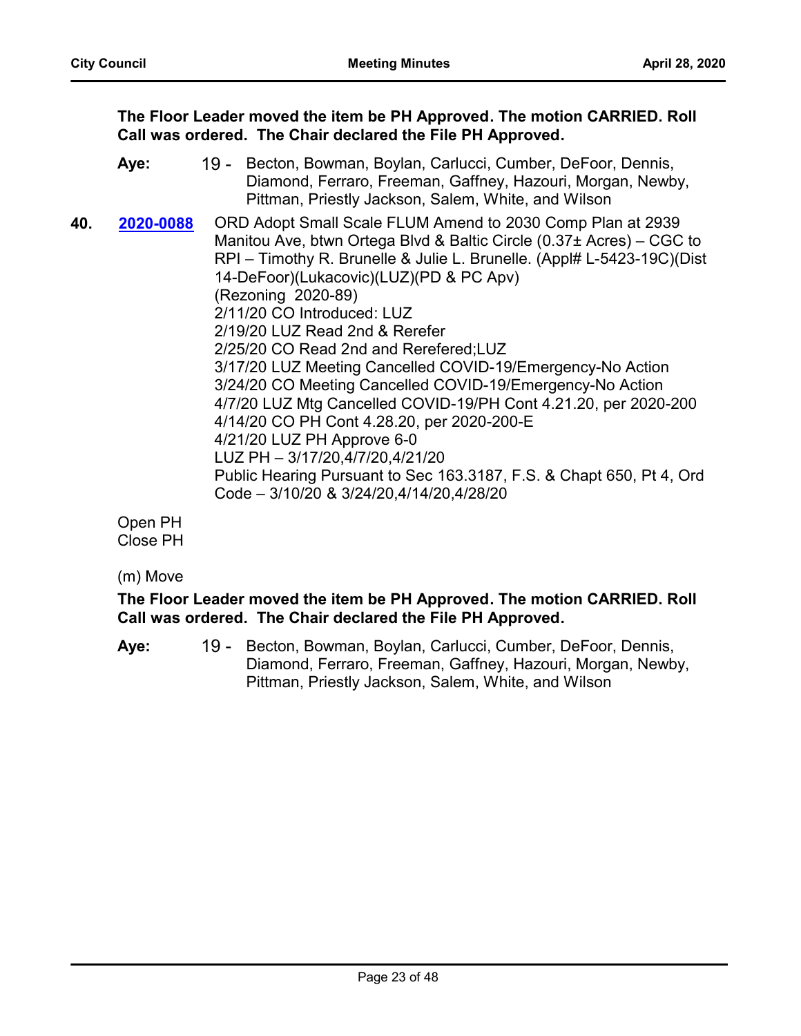**The Floor Leader moved the item be PH Approved. The motion CARRIED. Roll Call was ordered. The Chair declared the File PH Approved.**

**Aye:** 19 - Becton, Bowman, Boylan, Carlucci, Cumber, DeFoor, Dennis, Diamond, Ferraro, Freeman, Gaffney, Hazouri, Morgan, Newby, Pittman, Priestly Jackson, Salem, White, and Wilson

**40.** **2020-0088** ORD Adopt Small Scale FLUM Amend to 2030 Comp Plan at 2939 Manitou Ave, btwn Ortega Blvd & Baltic Circle (0.37± Acres) – CGC to RPI – Timothy R. Brunelle & Julie L. Brunelle. (Appl# L-5423-19C)(Dist 14-DeFoor)(Lukacovic)(LUZ)(PD & PC Apv)
(Rezoning 2020-89)
2/11/20 CO Introduced: LUZ
2/19/20 LUZ Read 2nd & Rerefer
2/25/20 CO Read 2nd and Rerefered;LUZ
3/17/20 LUZ Meeting Cancelled COVID-19/Emergency-No Action
3/24/20 CO Meeting Cancelled COVID-19/Emergency-No Action
4/7/20 LUZ Mtg Cancelled COVID-19/PH Cont 4.21.20, per 2020-200
4/14/20 CO PH Cont 4.28.20, per 2020-200-E
4/21/20 LUZ PH Approve 6-0
LUZ PH – 3/17/20,4/7/20,4/21/20
Public Hearing Pursuant to Sec 163.3187, F.S. & Chapt 650, Pt 4, Ord Code – 3/10/20 & 3/24/20,4/14/20,4/28/20

Open PH
Close PH

(m) Move

**The Floor Leader moved the item be PH Approved. The motion CARRIED. Roll Call was ordered. The Chair declared the File PH Approved.**

**Aye:** 19 - Becton, Bowman, Boylan, Carlucci, Cumber, DeFoor, Dennis, Diamond, Ferraro, Freeman, Gaffney, Hazouri, Morgan, Newby, Pittman, Priestly Jackson, Salem, White, and Wilson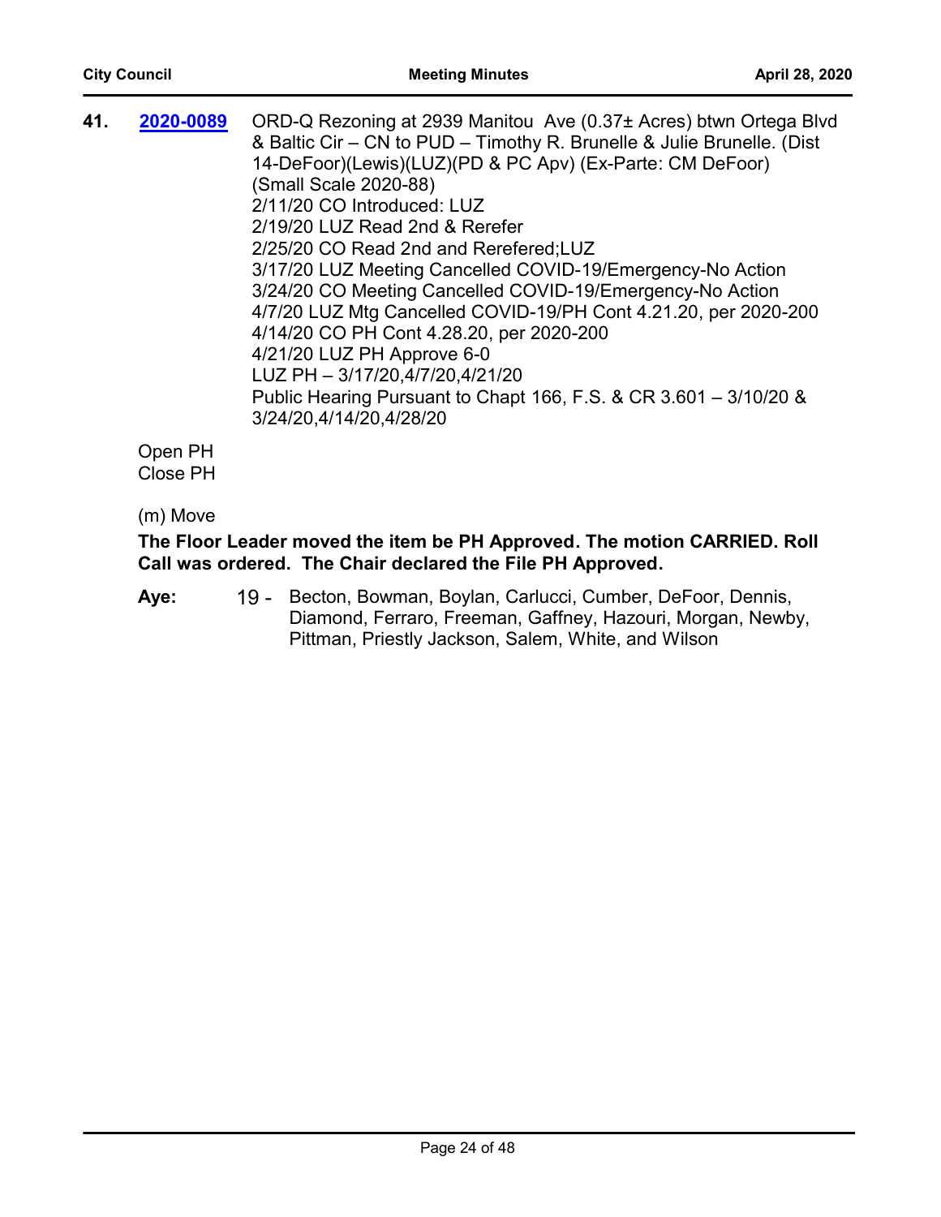**41.** **2020-0089** ORD-Q Rezoning at 2939 Manitou  Ave (0.37± Acres) btwn Ortega Blvd & Baltic Cir – CN to PUD – Timothy R. Brunelle & Julie Brunelle. (Dist 14-DeFoor)(Lewis)(LUZ)(PD & PC Apv) (Ex-Parte: CM DeFoor) (Small Scale 2020-88)

2/11/20 CO Introduced: LUZ
2/19/20 LUZ Read 2nd & Rerefer
2/25/20 CO Read 2nd and Rerefered;LUZ
3/17/20 LUZ Meeting Cancelled COVID-19/Emergency-No Action
3/24/20 CO Meeting Cancelled COVID-19/Emergency-No Action
4/7/20 LUZ Mtg Cancelled COVID-19/PH Cont 4.21.20, per 2020-200
4/14/20 CO PH Cont 4.28.20, per 2020-200
4/21/20 LUZ PH Approve 6-0
LUZ PH – 3/17/20,4/7/20,4/21/20
Public Hearing Pursuant to Chapt 166, F.S. & CR 3.601 – 3/10/20 & 3/24/20,4/14/20,4/28/20

Open PH
Close PH

(m) Move

**The Floor Leader moved the item be PH Approved. The motion CARRIED. Roll Call was ordered. The Chair declared the File PH Approved.**

**Aye:** 19 - Becton, Bowman, Boylan, Carlucci, Cumber, DeFoor, Dennis, Diamond, Ferraro, Freeman, Gaffney, Hazouri, Morgan, Newby, Pittman, Priestly Jackson, Salem, White, and Wilson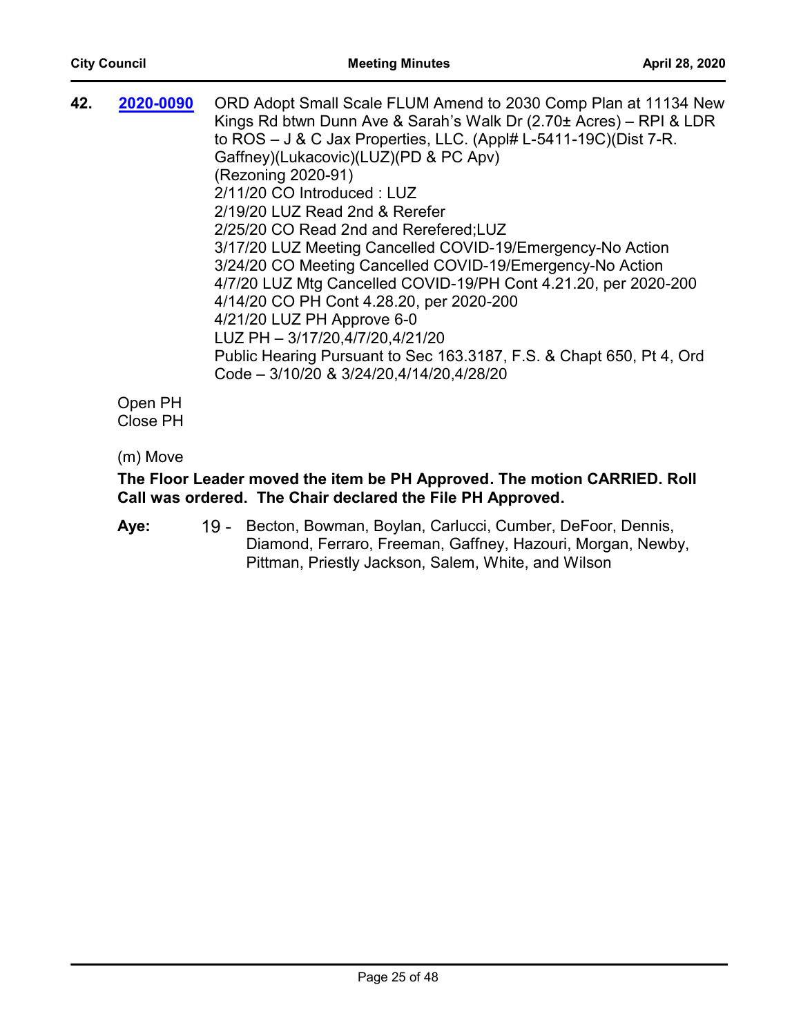**42.** **2020-0090** ORD Adopt Small Scale FLUM Amend to 2030 Comp Plan at 11134 New Kings Rd btwn Dunn Ave & Sarah's Walk Dr (2.70± Acres) – RPI & LDR to ROS – J & C Jax Properties, LLC. (Appl# L-5411-19C)(Dist 7-R. Gaffney)(Lukacovic)(LUZ)(PD & PC Apv)
(Rezoning 2020-91)
2/11/20 CO Introduced : LUZ
2/19/20 LUZ Read 2nd & Rerefer
2/25/20 CO Read 2nd and Rerefered;LUZ
3/17/20 LUZ Meeting Cancelled COVID-19/Emergency-No Action
3/24/20 CO Meeting Cancelled COVID-19/Emergency-No Action
4/7/20 LUZ Mtg Cancelled COVID-19/PH Cont 4.21.20, per 2020-200
4/14/20 CO PH Cont 4.28.20, per 2020-200
4/21/20 LUZ PH Approve 6-0
LUZ PH – 3/17/20,4/7/20,4/21/20
Public Hearing Pursuant to Sec 163.3187, F.S. & Chapt 650, Pt 4, Ord Code – 3/10/20 & 3/24/20,4/14/20,4/28/20

Open PH
Close PH

(m) Move

**The Floor Leader moved the item be PH Approved. The motion CARRIED. Roll Call was ordered. The Chair declared the File PH Approved.**

**Aye:** 19 - Becton, Bowman, Boylan, Carlucci, Cumber, DeFoor, Dennis, Diamond, Ferraro, Freeman, Gaffney, Hazouri, Morgan, Newby, Pittman, Priestly Jackson, Salem, White, and Wilson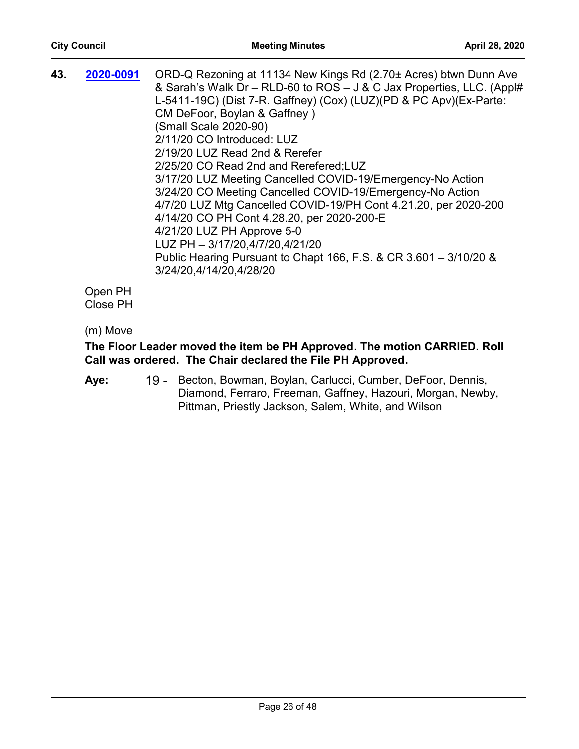**43.** **2020-0091** ORD-Q Rezoning at 11134 New Kings Rd (2.70± Acres) btwn Dunn Ave & Sarah's Walk Dr – RLD-60 to ROS – J & C Jax Properties, LLC. (Appl# L-5411-19C) (Dist 7-R. Gaffney) (Cox) (LUZ)(PD & PC Apv)(Ex-Parte: CM DeFoor, Boylan & Gaffney )
(Small Scale 2020-90)
2/11/20 CO Introduced: LUZ
2/19/20 LUZ Read 2nd & Rerefer
2/25/20 CO Read 2nd and Rerefered;LUZ
3/17/20 LUZ Meeting Cancelled COVID-19/Emergency-No Action
3/24/20 CO Meeting Cancelled COVID-19/Emergency-No Action
4/7/20 LUZ Mtg Cancelled COVID-19/PH Cont 4.21.20, per 2020-200
4/14/20 CO PH Cont 4.28.20, per 2020-200-E
4/21/20 LUZ PH Approve 5-0
LUZ PH – 3/17/20,4/7/20,4/21/20
Public Hearing Pursuant to Chapt 166, F.S. & CR 3.601 – 3/10/20 & 3/24/20,4/14/20,4/28/20

Open PH
Close PH

(m) Move

**The Floor Leader moved the item be PH Approved. The motion CARRIED. Roll Call was ordered. The Chair declared the File PH Approved.**

**Aye:** 19 - Becton, Bowman, Boylan, Carlucci, Cumber, DeFoor, Dennis, Diamond, Ferraro, Freeman, Gaffney, Hazouri, Morgan, Newby, Pittman, Priestly Jackson, Salem, White, and Wilson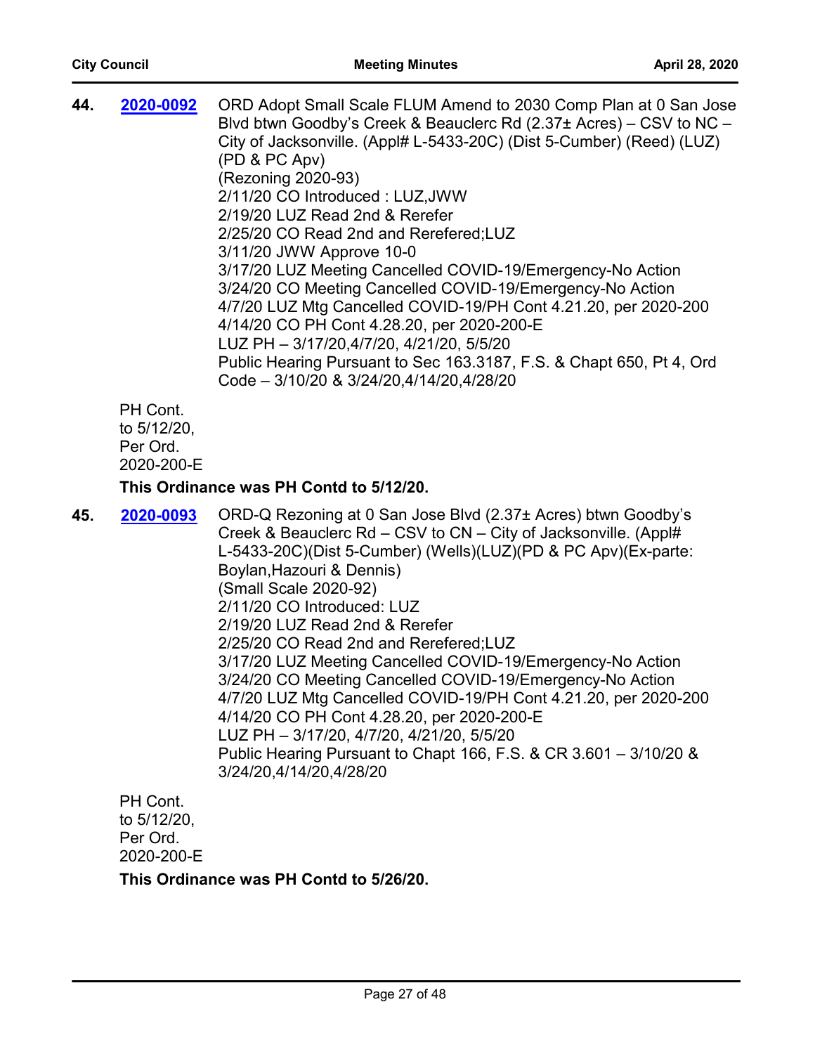**44.** **2020-0092** ORD Adopt Small Scale FLUM Amend to 2030 Comp Plan at 0 San Jose Blvd btwn Goodby's Creek & Beauclerc Rd (2.37± Acres) – CSV to NC – City of Jacksonville. (Appl# L-5433-20C) (Dist 5-Cumber) (Reed) (LUZ) (PD & PC Apv)
(Rezoning 2020-93)
2/11/20 CO Introduced : LUZ,JWW
2/19/20 LUZ Read 2nd & Rerefer
2/25/20 CO Read 2nd and Rerefered;LUZ
3/11/20 JWW Approve 10-0
3/17/20 LUZ Meeting Cancelled COVID-19/Emergency-No Action
3/24/20 CO Meeting Cancelled COVID-19/Emergency-No Action
4/7/20 LUZ Mtg Cancelled COVID-19/PH Cont 4.21.20, per 2020-200
4/14/20 CO PH Cont 4.28.20, per 2020-200-E
LUZ PH – 3/17/20,4/7/20, 4/21/20, 5/5/20
Public Hearing Pursuant to Sec 163.3187, F.S. & Chapt 650, Pt 4, Ord Code – 3/10/20 & 3/24/20,4/14/20,4/28/20

PH Cont. to 5/12/20, Per Ord. 2020-200-E

**This Ordinance was PH Contd to 5/12/20.**

**45.** **2020-0093** ORD-Q Rezoning at 0 San Jose Blvd (2.37± Acres) btwn Goodby's Creek & Beauclerc Rd – CSV to CN – City of Jacksonville. (Appl# L-5433-20C)(Dist 5-Cumber) (Wells)(LUZ)(PD & PC Apv)(Ex-parte: Boylan,Hazouri & Dennis)
(Small Scale 2020-92)
2/11/20 CO Introduced: LUZ
2/19/20 LUZ Read 2nd & Rerefer
2/25/20 CO Read 2nd and Rerefered;LUZ
3/17/20 LUZ Meeting Cancelled COVID-19/Emergency-No Action
3/24/20 CO Meeting Cancelled COVID-19/Emergency-No Action
4/7/20 LUZ Mtg Cancelled COVID-19/PH Cont 4.21.20, per 2020-200
4/14/20 CO PH Cont 4.28.20, per 2020-200-E
LUZ PH – 3/17/20, 4/7/20, 4/21/20, 5/5/20
Public Hearing Pursuant to Chapt 166, F.S. & CR 3.601 – 3/10/20 & 3/24/20,4/14/20,4/28/20

PH Cont. to 5/12/20, Per Ord. 2020-200-E

**This Ordinance was PH Contd to 5/26/20.**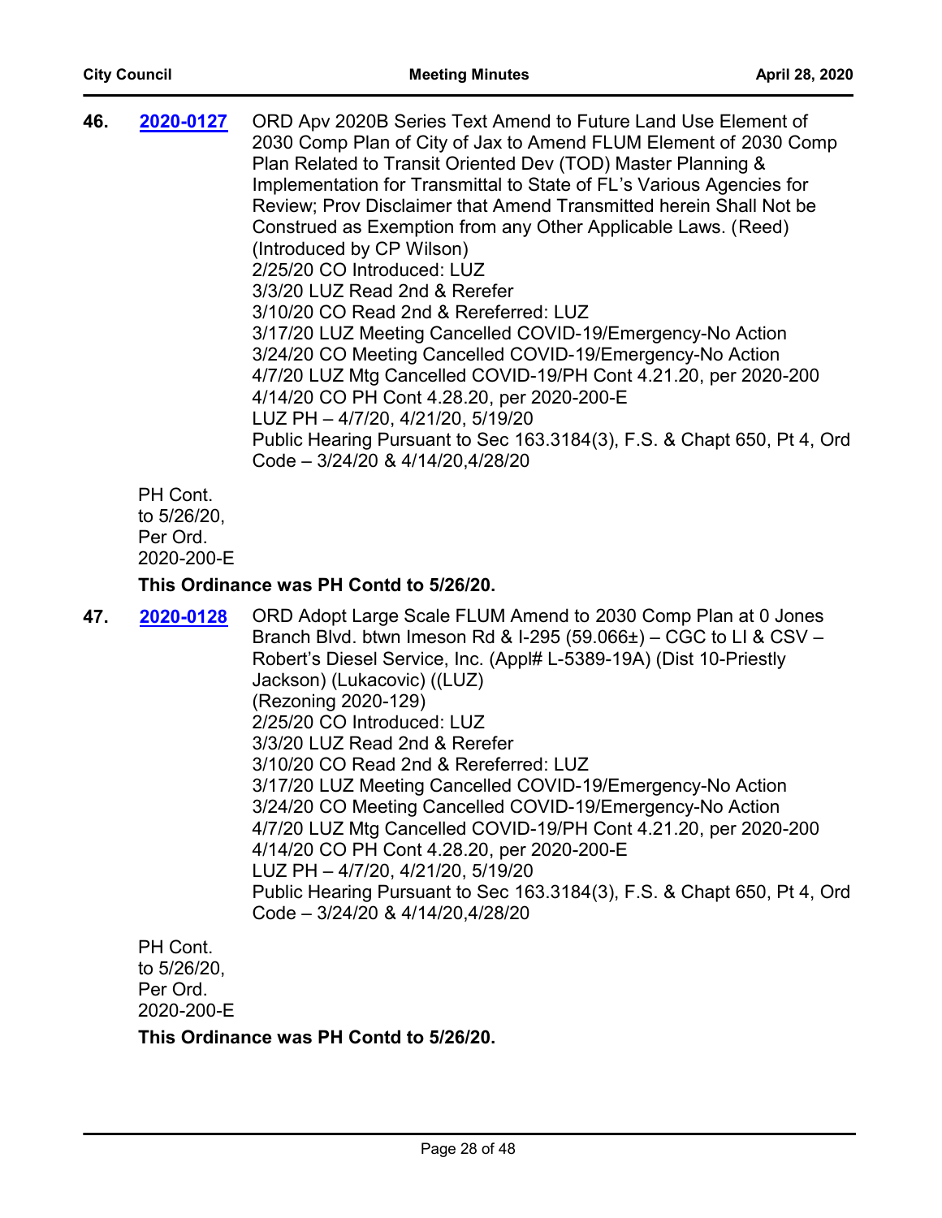**46.** [**2020-0127**](2020-0127) ORD Apv 2020B Series Text Amend to Future Land Use Element of 2030 Comp Plan of City of Jax to Amend FLUM Element of 2030 Comp Plan Related to Transit Oriented Dev (TOD) Master Planning & Implementation for Transmittal to State of FL's Various Agencies for Review; Prov Disclaimer that Amend Transmitted herein Shall Not be Construed as Exemption from any Other Applicable Laws. (Reed) (Introduced by CP Wilson)
2/25/20 CO Introduced: LUZ
3/3/20 LUZ Read 2nd & Rerefer
3/10/20 CO Read 2nd & Rereferred: LUZ
3/17/20 LUZ Meeting Cancelled COVID-19/Emergency-No Action
3/24/20 CO Meeting Cancelled COVID-19/Emergency-No Action
4/7/20 LUZ Mtg Cancelled COVID-19/PH Cont 4.21.20, per 2020-200
4/14/20 CO PH Cont 4.28.20, per 2020-200-E
LUZ PH – 4/7/20, 4/21/20, 5/19/20
Public Hearing Pursuant to Sec 163.3184(3), F.S. & Chapt 650, Pt 4, Ord Code – 3/24/20 & 4/14/20,4/28/20

PH Cont. to 5/26/20, Per Ord. 2020-200-E

**This Ordinance was PH Contd to 5/26/20.**

**47.** [**2020-0128**](2020-0128) ORD Adopt Large Scale FLUM Amend to 2030 Comp Plan at 0 Jones Branch Blvd. btwn Imeson Rd & I-295 (59.066±) – CGC to LI & CSV – Robert's Diesel Service, Inc. (Appl# L-5389-19A) (Dist 10-Priestly Jackson) (Lukacovic) ((LUZ)
(Rezoning 2020-129)
2/25/20 CO Introduced: LUZ
3/3/20 LUZ Read 2nd & Rerefer
3/10/20 CO Read 2nd & Rereferred: LUZ
3/17/20 LUZ Meeting Cancelled COVID-19/Emergency-No Action
3/24/20 CO Meeting Cancelled COVID-19/Emergency-No Action
4/7/20 LUZ Mtg Cancelled COVID-19/PH Cont 4.21.20, per 2020-200
4/14/20 CO PH Cont 4.28.20, per 2020-200-E
LUZ PH – 4/7/20, 4/21/20, 5/19/20
Public Hearing Pursuant to Sec 163.3184(3), F.S. & Chapt 650, Pt 4, Ord Code – 3/24/20 & 4/14/20,4/28/20

PH Cont. to 5/26/20, Per Ord. 2020-200-E

**This Ordinance was PH Contd to 5/26/20.**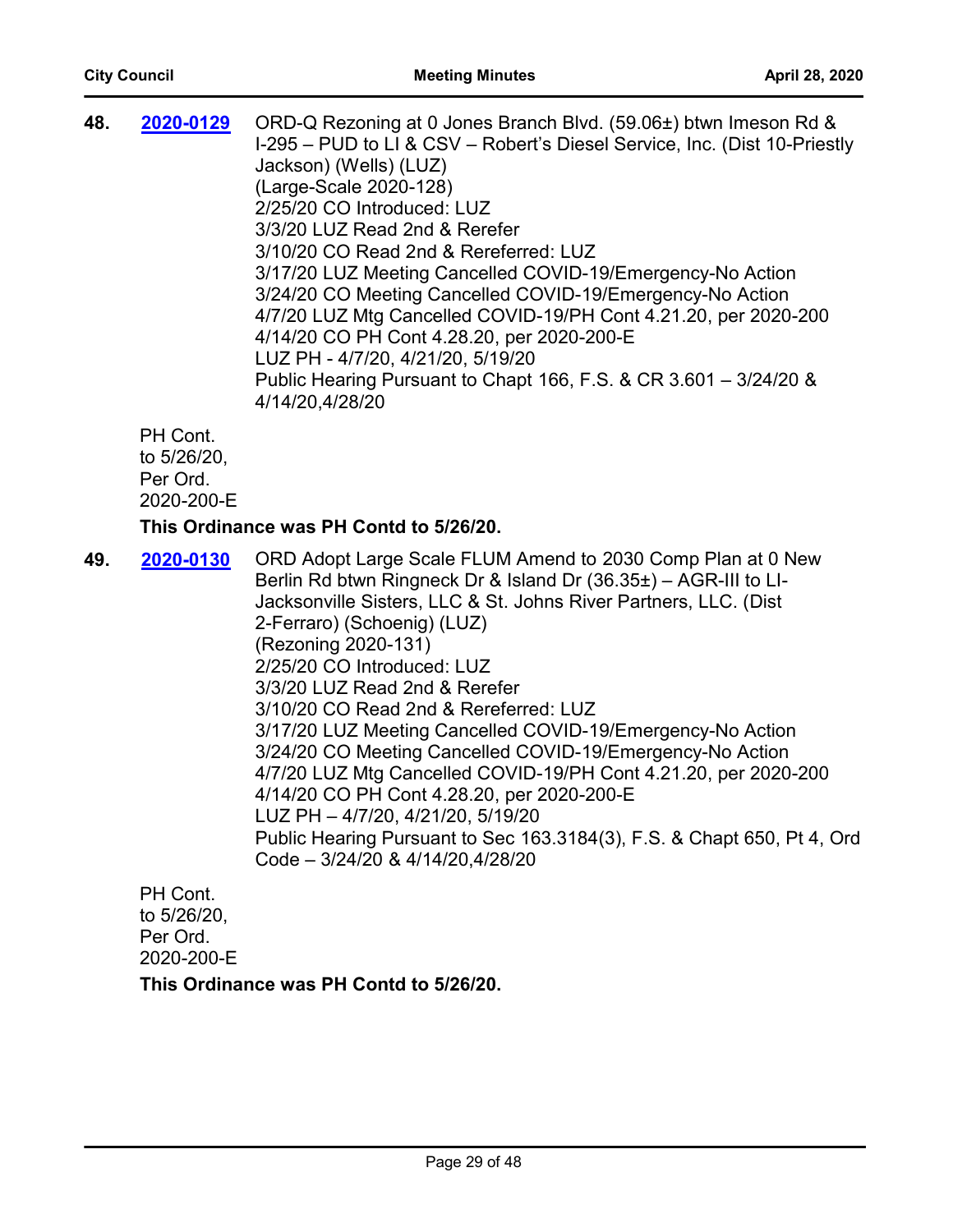**48.** **2020-0129** ORD-Q Rezoning at 0 Jones Branch Blvd. (59.06±) btwn Imeson Rd & I-295 – PUD to LI & CSV – Robert's Diesel Service, Inc. (Dist 10-Priestly Jackson) (Wells) (LUZ)
(Large-Scale 2020-128)
2/25/20 CO Introduced: LUZ
3/3/20 LUZ Read 2nd & Rerefer
3/10/20 CO Read 2nd & Rereferred: LUZ
3/17/20 LUZ Meeting Cancelled COVID-19/Emergency-No Action
3/24/20 CO Meeting Cancelled COVID-19/Emergency-No Action
4/7/20 LUZ Mtg Cancelled COVID-19/PH Cont 4.21.20, per 2020-200
4/14/20 CO PH Cont 4.28.20, per 2020-200-E
LUZ PH - 4/7/20, 4/21/20, 5/19/20
Public Hearing Pursuant to Chapt 166, F.S. & CR 3.601 – 3/24/20 & 4/14/20,4/28/20

PH Cont. to 5/26/20, Per Ord. 2020-200-E

**This Ordinance was PH Contd to 5/26/20.**

**49.** **2020-0130** ORD Adopt Large Scale FLUM Amend to 2030 Comp Plan at 0 New Berlin Rd btwn Ringneck Dr & Island Dr (36.35±) – AGR-III to LI-Jacksonville Sisters, LLC & St. Johns River Partners, LLC. (Dist 2-Ferraro) (Schoenig) (LUZ)
(Rezoning 2020-131)
2/25/20 CO Introduced: LUZ
3/3/20 LUZ Read 2nd & Rerefer
3/10/20 CO Read 2nd & Rereferred: LUZ
3/17/20 LUZ Meeting Cancelled COVID-19/Emergency-No Action
3/24/20 CO Meeting Cancelled COVID-19/Emergency-No Action
4/7/20 LUZ Mtg Cancelled COVID-19/PH Cont 4.21.20, per 2020-200
4/14/20 CO PH Cont 4.28.20, per 2020-200-E
LUZ PH – 4/7/20, 4/21/20, 5/19/20
Public Hearing Pursuant to Sec 163.3184(3), F.S. & Chapt 650, Pt 4, Ord Code – 3/24/20 & 4/14/20,4/28/20

PH Cont. to 5/26/20, Per Ord. 2020-200-E

**This Ordinance was PH Contd to 5/26/20.**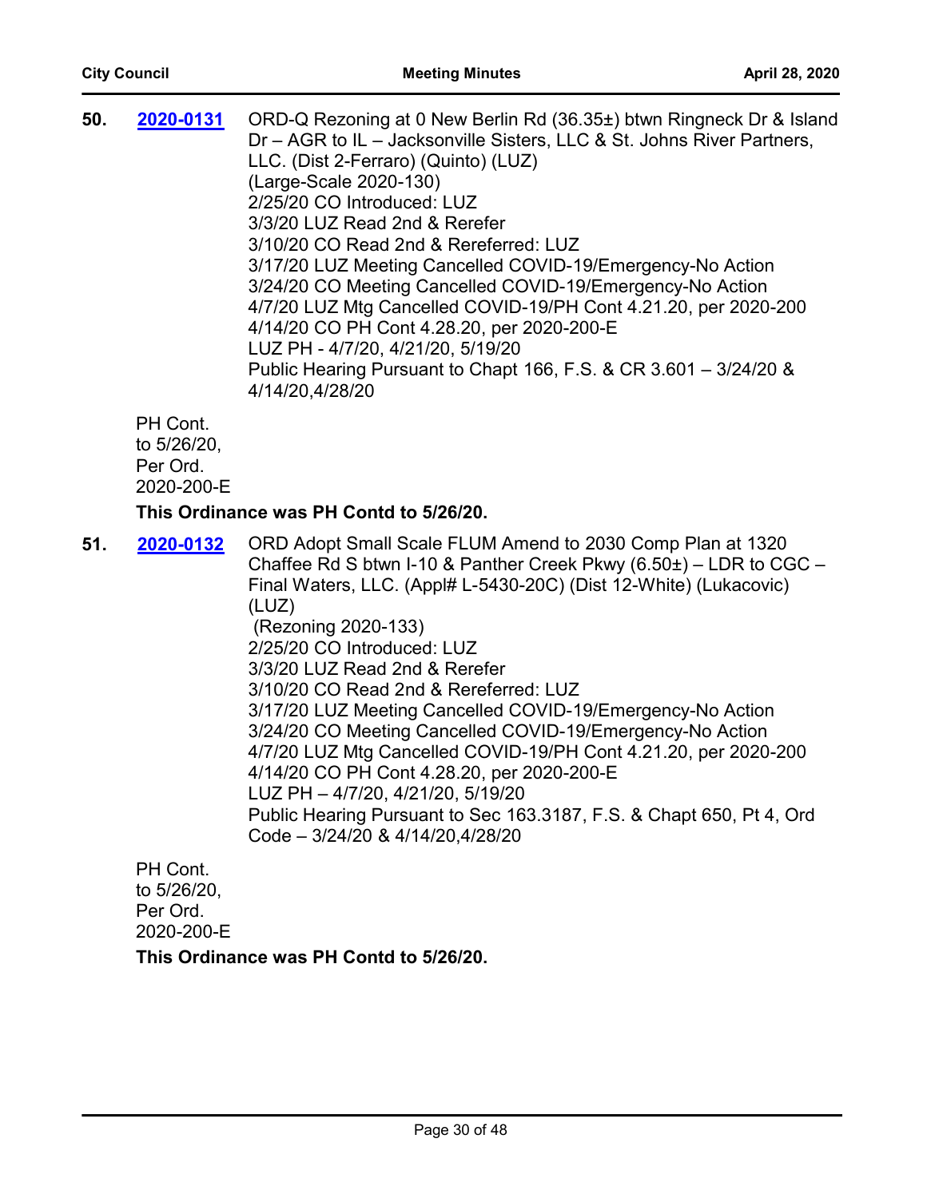**50.** **2020-0131** ORD-Q Rezoning at 0 New Berlin Rd (36.35±) btwn Ringneck Dr & Island Dr – AGR to IL – Jacksonville Sisters, LLC & St. Johns River Partners, LLC. (Dist 2-Ferraro) (Quinto) (LUZ)
(Large-Scale 2020-130)
2/25/20 CO Introduced: LUZ
3/3/20 LUZ Read 2nd & Rerefer
3/10/20 CO Read 2nd & Rereferred: LUZ
3/17/20 LUZ Meeting Cancelled COVID-19/Emergency-No Action
3/24/20 CO Meeting Cancelled COVID-19/Emergency-No Action
4/7/20 LUZ Mtg Cancelled COVID-19/PH Cont 4.21.20, per 2020-200
4/14/20 CO PH Cont 4.28.20, per 2020-200-E
LUZ PH - 4/7/20, 4/21/20, 5/19/20
Public Hearing Pursuant to Chapt 166, F.S. & CR 3.601 – 3/24/20 & 4/14/20,4/28/20

PH Cont. to 5/26/20, Per Ord. 2020-200-E

**This Ordinance was PH Contd to 5/26/20.**

**51.** **2020-0132** ORD Adopt Small Scale FLUM Amend to 2030 Comp Plan at 1320 Chaffee Rd S btwn I-10 & Panther Creek Pkwy (6.50±) – LDR to CGC – Final Waters, LLC. (Appl# L-5430-20C) (Dist 12-White) (Lukacovic) (LUZ)
(Rezoning 2020-133)
2/25/20 CO Introduced: LUZ
3/3/20 LUZ Read 2nd & Rerefer
3/10/20 CO Read 2nd & Rereferred: LUZ
3/17/20 LUZ Meeting Cancelled COVID-19/Emergency-No Action
3/24/20 CO Meeting Cancelled COVID-19/Emergency-No Action
4/7/20 LUZ Mtg Cancelled COVID-19/PH Cont 4.21.20, per 2020-200
4/14/20 CO PH Cont 4.28.20, per 2020-200-E
LUZ PH – 4/7/20, 4/21/20, 5/19/20
Public Hearing Pursuant to Sec 163.3187, F.S. & Chapt 650, Pt 4, Ord Code – 3/24/20 & 4/14/20,4/28/20

PH Cont. to 5/26/20, Per Ord. 2020-200-E

**This Ordinance was PH Contd to 5/26/20.**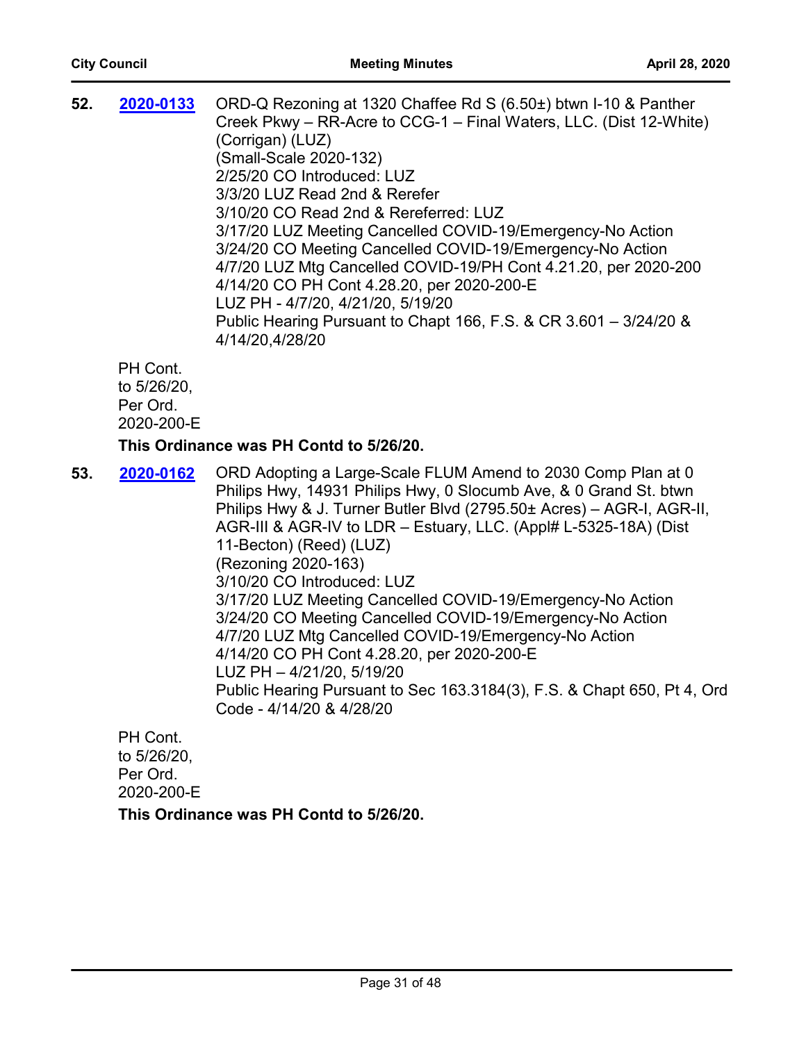**52.** **2020-0133** ORD-Q Rezoning at 1320 Chaffee Rd S (6.50±) btwn I-10 & Panther Creek Pkwy – RR-Acre to CCG-1 – Final Waters, LLC. (Dist 12-White) (Corrigan) (LUZ)
(Small-Scale 2020-132)
2/25/20 CO Introduced: LUZ
3/3/20 LUZ Read 2nd & Rerefer
3/10/20 CO Read 2nd & Rereferred: LUZ
3/17/20 LUZ Meeting Cancelled COVID-19/Emergency-No Action
3/24/20 CO Meeting Cancelled COVID-19/Emergency-No Action
4/7/20 LUZ Mtg Cancelled COVID-19/PH Cont 4.21.20, per 2020-200
4/14/20 CO PH Cont 4.28.20, per 2020-200-E
LUZ PH - 4/7/20, 4/21/20, 5/19/20
Public Hearing Pursuant to Chapt 166, F.S. & CR 3.601 – 3/24/20 & 4/14/20,4/28/20

PH Cont. to 5/26/20, Per Ord. 2020-200-E

**This Ordinance was PH Contd to 5/26/20.**

**53.** **2020-0162** ORD Adopting a Large-Scale FLUM Amend to 2030 Comp Plan at 0 Philips Hwy, 14931 Philips Hwy, 0 Slocumb Ave, & 0 Grand St. btwn Philips Hwy & J. Turner Butler Blvd (2795.50± Acres) – AGR-I, AGR-II, AGR-III & AGR-IV to LDR – Estuary, LLC. (Appl# L-5325-18A) (Dist 11-Becton) (Reed) (LUZ)
(Rezoning 2020-163)
3/10/20 CO Introduced: LUZ
3/17/20 LUZ Meeting Cancelled COVID-19/Emergency-No Action
3/24/20 CO Meeting Cancelled COVID-19/Emergency-No Action
4/7/20 LUZ Mtg Cancelled COVID-19/Emergency-No Action
4/14/20 CO PH Cont 4.28.20, per 2020-200-E
LUZ PH – 4/21/20, 5/19/20
Public Hearing Pursuant to Sec 163.3184(3), F.S. & Chapt 650, Pt 4, Ord Code - 4/14/20 & 4/28/20

PH Cont. to 5/26/20, Per Ord. 2020-200-E

**This Ordinance was PH Contd to 5/26/20.**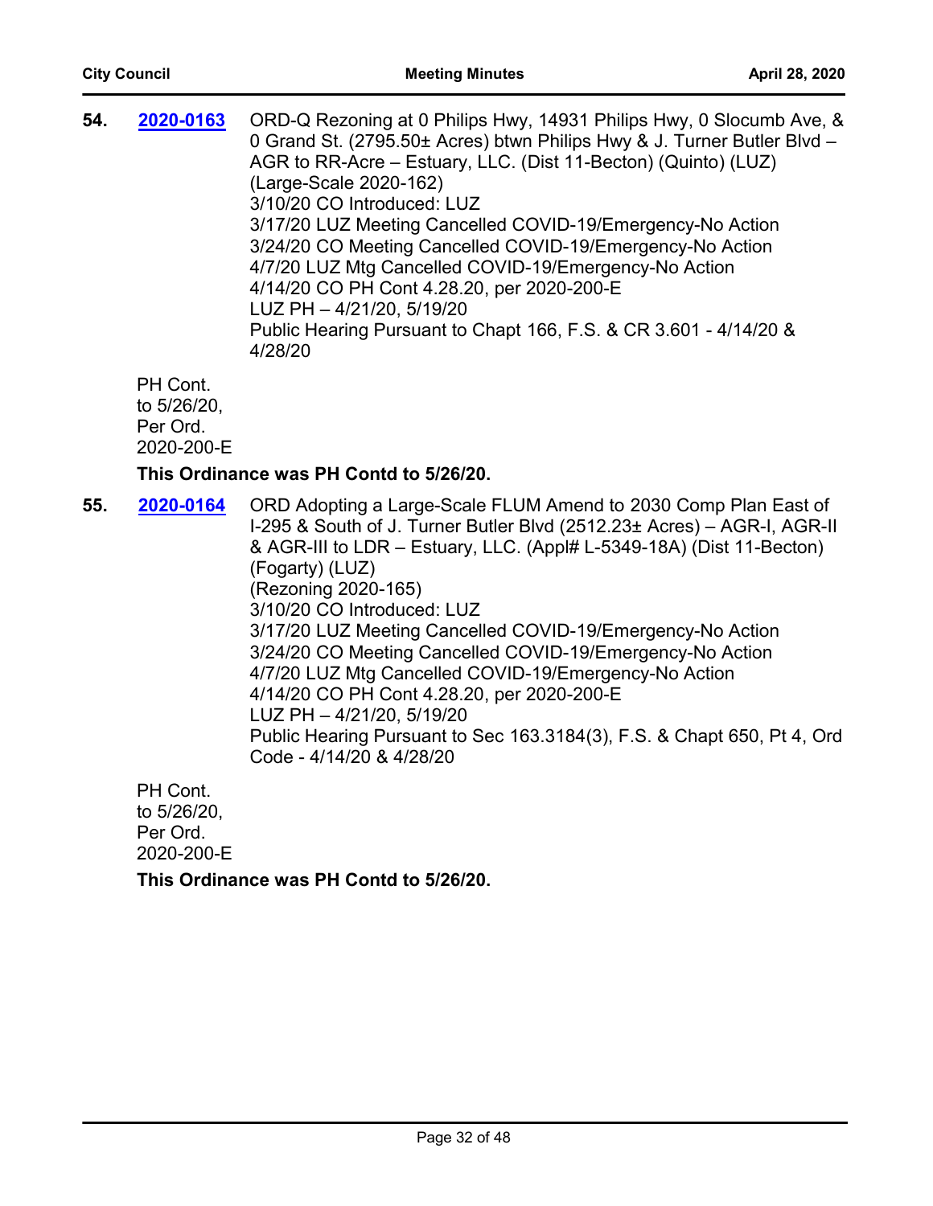**54.** **2020-0163** ORD-Q Rezoning at 0 Philips Hwy, 14931 Philips Hwy, 0 Slocumb Ave, & 0 Grand St. (2795.50± Acres) btwn Philips Hwy & J. Turner Butler Blvd – AGR to RR-Acre – Estuary, LLC. (Dist 11-Becton) (Quinto) (LUZ) (Large-Scale 2020-162)
3/10/20 CO Introduced: LUZ
3/17/20 LUZ Meeting Cancelled COVID-19/Emergency-No Action
3/24/20 CO Meeting Cancelled COVID-19/Emergency-No Action
4/7/20 LUZ Mtg Cancelled COVID-19/Emergency-No Action
4/14/20 CO PH Cont 4.28.20, per 2020-200-E
LUZ PH – 4/21/20, 5/19/20
Public Hearing Pursuant to Chapt 166, F.S. & CR 3.601 - 4/14/20 & 4/28/20

PH Cont. to 5/26/20, Per Ord. 2020-200-E

**This Ordinance was PH Contd to 5/26/20.**

**55.** **2020-0164** ORD Adopting a Large-Scale FLUM Amend to 2030 Comp Plan East of I-295 & South of J. Turner Butler Blvd (2512.23± Acres) – AGR-I, AGR-II & AGR-III to LDR – Estuary, LLC. (Appl# L-5349-18A) (Dist 11-Becton) (Fogarty) (LUZ)
(Rezoning 2020-165)
3/10/20 CO Introduced: LUZ
3/17/20 LUZ Meeting Cancelled COVID-19/Emergency-No Action
3/24/20 CO Meeting Cancelled COVID-19/Emergency-No Action
4/7/20 LUZ Mtg Cancelled COVID-19/Emergency-No Action
4/14/20 CO PH Cont 4.28.20, per 2020-200-E
LUZ PH – 4/21/20, 5/19/20
Public Hearing Pursuant to Sec 163.3184(3), F.S. & Chapt 650, Pt 4, Ord Code - 4/14/20 & 4/28/20

PH Cont. to 5/26/20, Per Ord. 2020-200-E

**This Ordinance was PH Contd to 5/26/20.**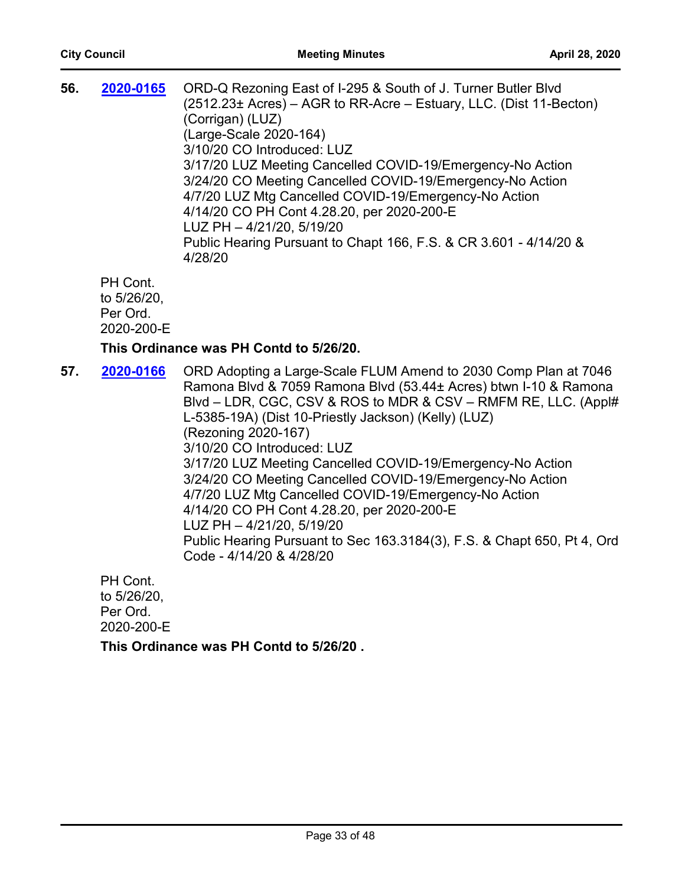**56. [2020-0165](2020-0165)** ORD-Q Rezoning East of I-295 & South of J. Turner Butler Blvd (2512.23± Acres) – AGR to RR-Acre – Estuary, LLC. (Dist 11-Becton) (Corrigan) (LUZ)
(Large-Scale 2020-164)
3/10/20 CO Introduced: LUZ
3/17/20 LUZ Meeting Cancelled COVID-19/Emergency-No Action
3/24/20 CO Meeting Cancelled COVID-19/Emergency-No Action
4/7/20 LUZ Mtg Cancelled COVID-19/Emergency-No Action
4/14/20 CO PH Cont 4.28.20, per 2020-200-E
LUZ PH – 4/21/20, 5/19/20
Public Hearing Pursuant to Chapt 166, F.S. & CR 3.601 - 4/14/20 & 4/28/20

PH Cont. to 5/26/20, Per Ord. 2020-200-E

**This Ordinance was PH Contd to 5/26/20.**

**57. [2020-0166](2020-0166)** ORD Adopting a Large-Scale FLUM Amend to 2030 Comp Plan at 7046 Ramona Blvd & 7059 Ramona Blvd (53.44± Acres) btwn I-10 & Ramona Blvd – LDR, CGC, CSV & ROS to MDR & CSV – RMFM RE, LLC. (Appl# L-5385-19A) (Dist 10-Priestly Jackson) (Kelly) (LUZ)
(Rezoning 2020-167)
3/10/20 CO Introduced: LUZ
3/17/20 LUZ Meeting Cancelled COVID-19/Emergency-No Action
3/24/20 CO Meeting Cancelled COVID-19/Emergency-No Action
4/7/20 LUZ Mtg Cancelled COVID-19/Emergency-No Action
4/14/20 CO PH Cont 4.28.20, per 2020-200-E
LUZ PH – 4/21/20, 5/19/20
Public Hearing Pursuant to Sec 163.3184(3), F.S. & Chapt 650, Pt 4, Ord Code - 4/14/20 & 4/28/20

PH Cont. to 5/26/20, Per Ord. 2020-200-E

**This Ordinance was PH Contd to 5/26/20 .**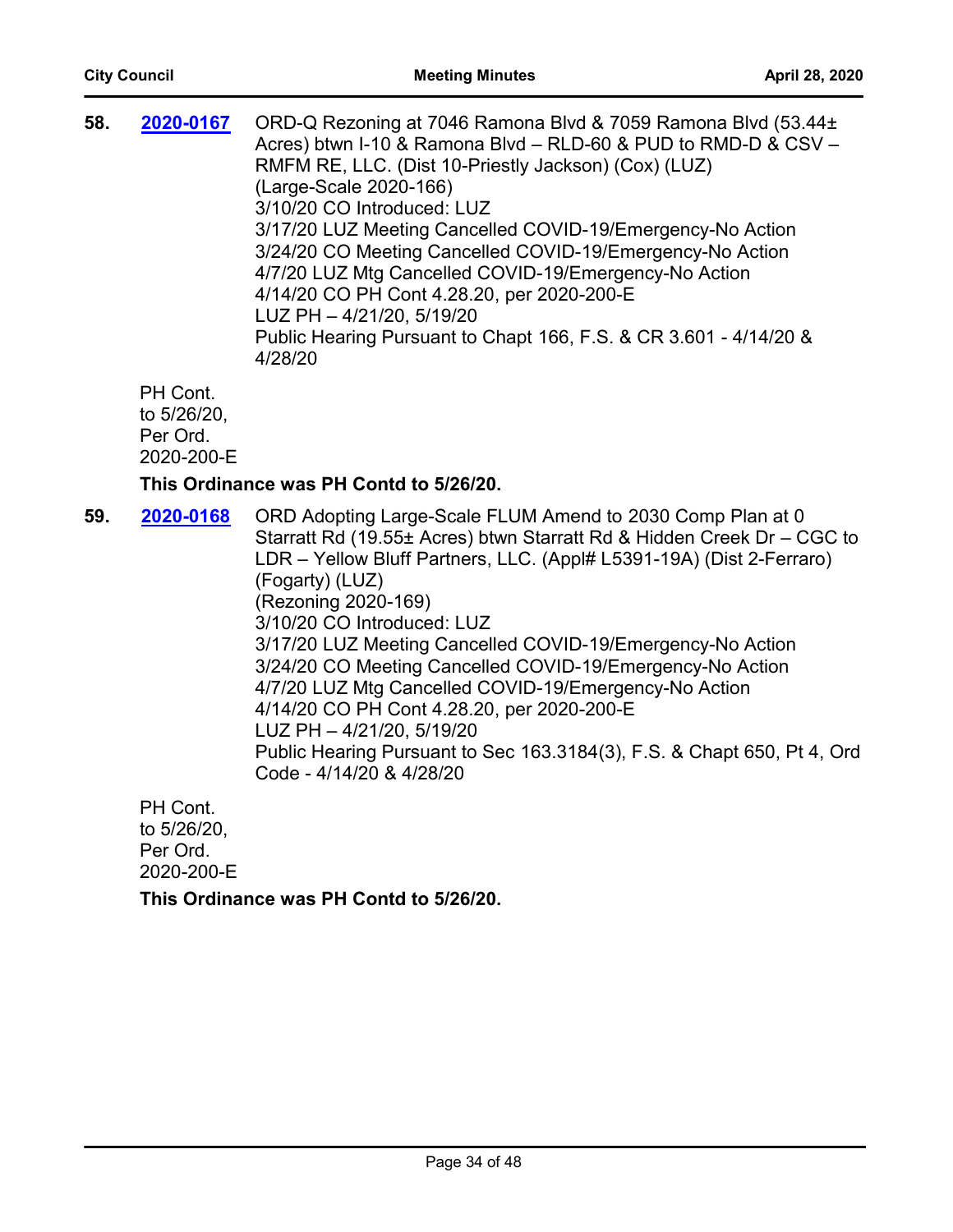**58.** **2020-0167** ORD-Q Rezoning at 7046 Ramona Blvd & 7059 Ramona Blvd (53.44± Acres) btwn I-10 & Ramona Blvd – RLD-60 & PUD to RMD-D & CSV – RMFM RE, LLC. (Dist 10-Priestly Jackson) (Cox) (LUZ)
(Large-Scale 2020-166)
3/10/20 CO Introduced: LUZ
3/17/20 LUZ Meeting Cancelled COVID-19/Emergency-No Action
3/24/20 CO Meeting Cancelled COVID-19/Emergency-No Action
4/7/20 LUZ Mtg Cancelled COVID-19/Emergency-No Action
4/14/20 CO PH Cont 4.28.20, per 2020-200-E
LUZ PH – 4/21/20, 5/19/20
Public Hearing Pursuant to Chapt 166, F.S. & CR 3.601 - 4/14/20 & 4/28/20

PH Cont. to 5/26/20, Per Ord. 2020-200-E

**This Ordinance was PH Contd to 5/26/20.**

**59.** **2020-0168** ORD Adopting Large-Scale FLUM Amend to 2030 Comp Plan at 0 Starratt Rd (19.55± Acres) btwn Starratt Rd & Hidden Creek Dr – CGC to LDR – Yellow Bluff Partners, LLC. (Appl# L5391-19A) (Dist 2-Ferraro) (Fogarty) (LUZ)
(Rezoning 2020-169)
3/10/20 CO Introduced: LUZ
3/17/20 LUZ Meeting Cancelled COVID-19/Emergency-No Action
3/24/20 CO Meeting Cancelled COVID-19/Emergency-No Action
4/7/20 LUZ Mtg Cancelled COVID-19/Emergency-No Action
4/14/20 CO PH Cont 4.28.20, per 2020-200-E
LUZ PH – 4/21/20, 5/19/20
Public Hearing Pursuant to Sec 163.3184(3), F.S. & Chapt 650, Pt 4, Ord Code - 4/14/20 & 4/28/20

PH Cont. to 5/26/20, Per Ord. 2020-200-E

**This Ordinance was PH Contd to 5/26/20.**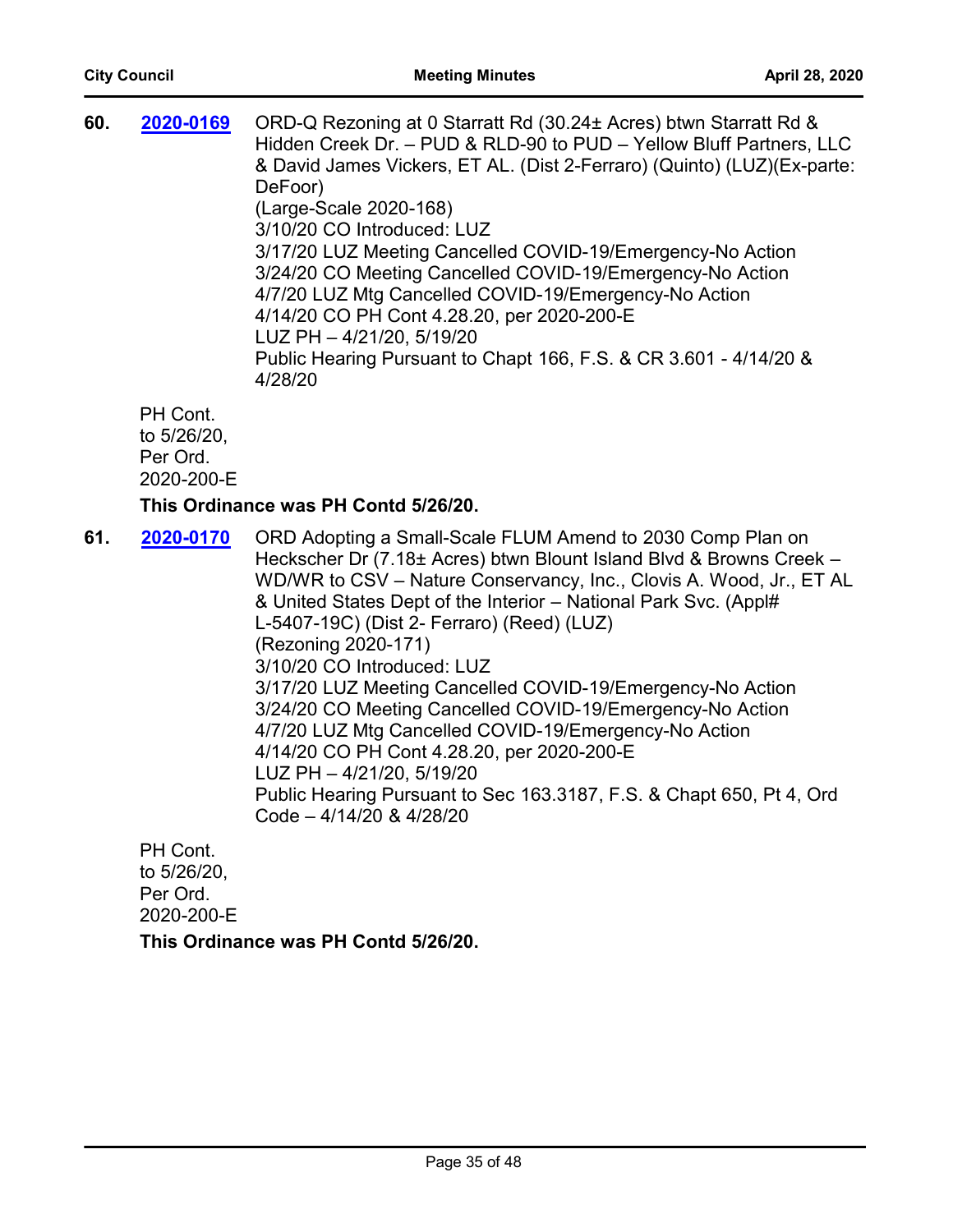**60.** **2020-0169** ORD-Q Rezoning at 0 Starratt Rd (30.24± Acres) btwn Starratt Rd & Hidden Creek Dr. – PUD & RLD-90 to PUD – Yellow Bluff Partners, LLC & David James Vickers, ET AL. (Dist 2-Ferraro) (Quinto) (LUZ)(Ex-parte: DeFoor)
(Large-Scale 2020-168)
3/10/20 CO Introduced: LUZ
3/17/20 LUZ Meeting Cancelled COVID-19/Emergency-No Action
3/24/20 CO Meeting Cancelled COVID-19/Emergency-No Action
4/7/20 LUZ Mtg Cancelled COVID-19/Emergency-No Action
4/14/20 CO PH Cont 4.28.20, per 2020-200-E
LUZ PH – 4/21/20, 5/19/20
Public Hearing Pursuant to Chapt 166, F.S. & CR 3.601 - 4/14/20 & 4/28/20

PH Cont. to 5/26/20, Per Ord. 2020-200-E

**This Ordinance was PH Contd 5/26/20.**

**61.** **2020-0170** ORD Adopting a Small-Scale FLUM Amend to 2030 Comp Plan on Heckscher Dr (7.18± Acres) btwn Blount Island Blvd & Browns Creek – WD/WR to CSV – Nature Conservancy, Inc., Clovis A. Wood, Jr., ET AL & United States Dept of the Interior – National Park Svc. (Appl# L-5407-19C) (Dist 2- Ferraro) (Reed) (LUZ)
(Rezoning 2020-171)
3/10/20 CO Introduced: LUZ
3/17/20 LUZ Meeting Cancelled COVID-19/Emergency-No Action
3/24/20 CO Meeting Cancelled COVID-19/Emergency-No Action
4/7/20 LUZ Mtg Cancelled COVID-19/Emergency-No Action
4/14/20 CO PH Cont 4.28.20, per 2020-200-E
LUZ PH – 4/21/20, 5/19/20
Public Hearing Pursuant to Sec 163.3187, F.S. & Chapt 650, Pt 4, Ord Code – 4/14/20 & 4/28/20

PH Cont. to 5/26/20, Per Ord. 2020-200-E

**This Ordinance was PH Contd 5/26/20.**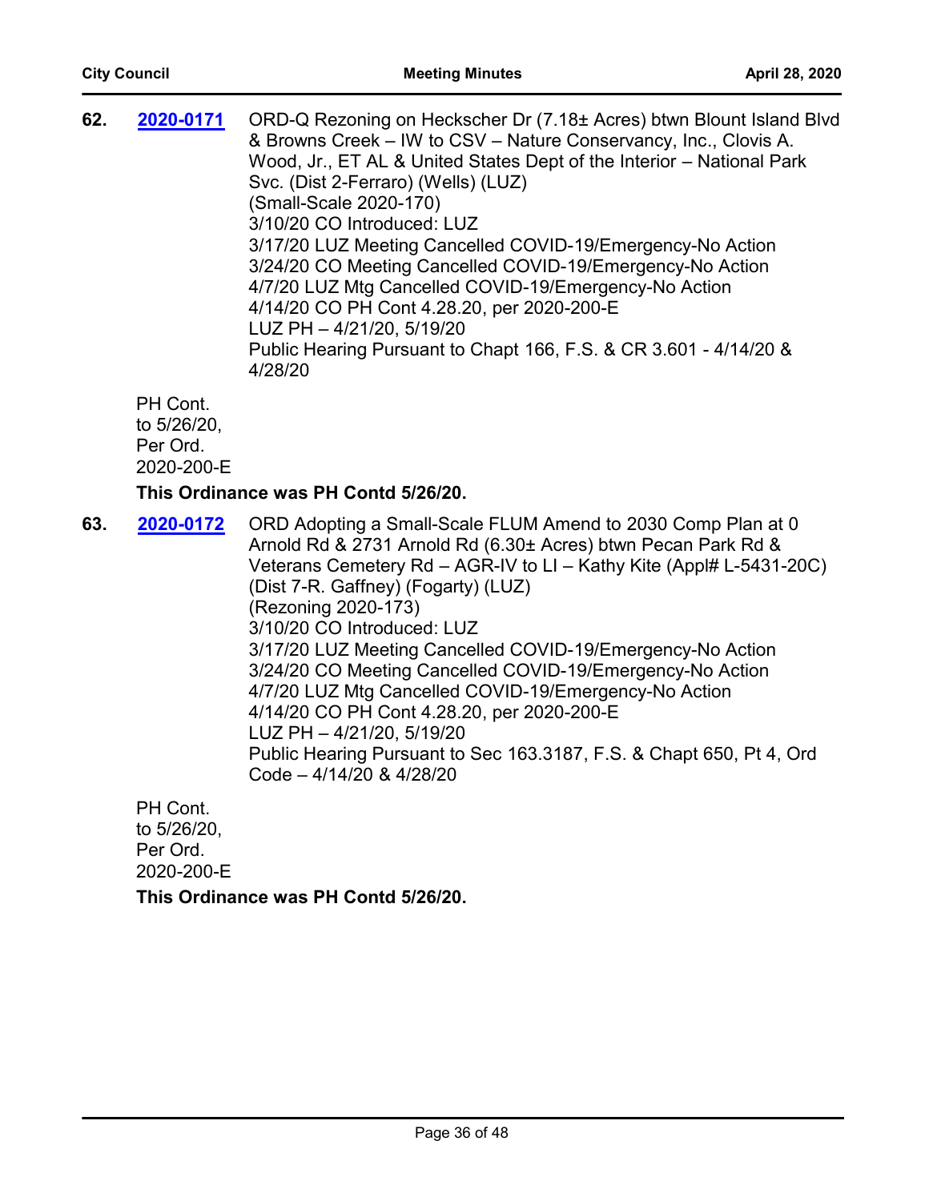**62.** **2020-0171** ORD-Q Rezoning on Heckscher Dr (7.18± Acres) btwn Blount Island Blvd & Browns Creek – IW to CSV – Nature Conservancy, Inc., Clovis A. Wood, Jr., ET AL & United States Dept of the Interior – National Park Svc. (Dist 2-Ferraro) (Wells) (LUZ)
(Small-Scale 2020-170)
3/10/20 CO Introduced: LUZ
3/17/20 LUZ Meeting Cancelled COVID-19/Emergency-No Action
3/24/20 CO Meeting Cancelled COVID-19/Emergency-No Action
4/7/20 LUZ Mtg Cancelled COVID-19/Emergency-No Action
4/14/20 CO PH Cont 4.28.20, per 2020-200-E
LUZ PH – 4/21/20, 5/19/20
Public Hearing Pursuant to Chapt 166, F.S. & CR 3.601 - 4/14/20 & 4/28/20

PH Cont. to 5/26/20, Per Ord. 2020-200-E

**This Ordinance was PH Contd 5/26/20.**

**63.** **2020-0172** ORD Adopting a Small-Scale FLUM Amend to 2030 Comp Plan at 0 Arnold Rd & 2731 Arnold Rd (6.30± Acres) btwn Pecan Park Rd & Veterans Cemetery Rd – AGR-IV to LI – Kathy Kite (Appl# L-5431-20C) (Dist 7-R. Gaffney) (Fogarty) (LUZ)
(Rezoning 2020-173)
3/10/20 CO Introduced: LUZ
3/17/20 LUZ Meeting Cancelled COVID-19/Emergency-No Action
3/24/20 CO Meeting Cancelled COVID-19/Emergency-No Action
4/7/20 LUZ Mtg Cancelled COVID-19/Emergency-No Action
4/14/20 CO PH Cont 4.28.20, per 2020-200-E
LUZ PH – 4/21/20, 5/19/20
Public Hearing Pursuant to Sec 163.3187, F.S. & Chapt 650, Pt 4, Ord Code – 4/14/20 & 4/28/20

PH Cont. to 5/26/20, Per Ord. 2020-200-E

**This Ordinance was PH Contd 5/26/20.**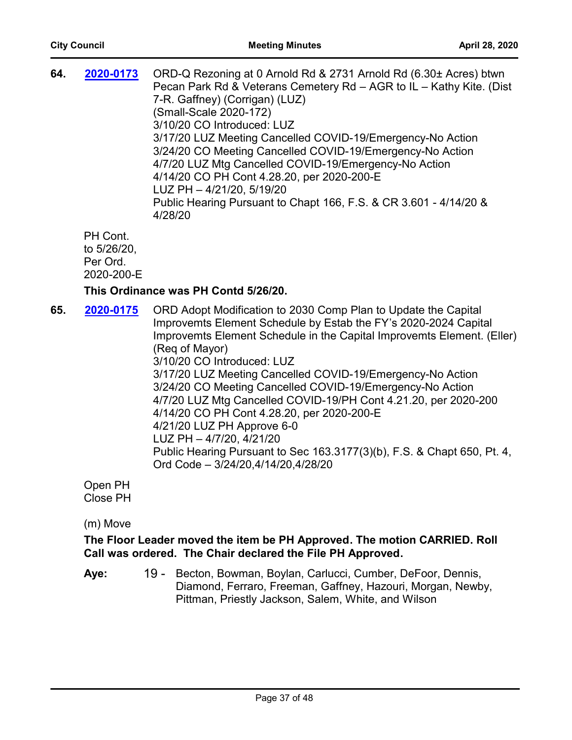**64.** **2020-0173** ORD-Q Rezoning at 0 Arnold Rd & 2731 Arnold Rd (6.30± Acres) btwn Pecan Park Rd & Veterans Cemetery Rd – AGR to IL – Kathy Kite. (Dist 7-R. Gaffney) (Corrigan) (LUZ)
(Small-Scale 2020-172)
3/10/20 CO Introduced: LUZ
3/17/20 LUZ Meeting Cancelled COVID-19/Emergency-No Action
3/24/20 CO Meeting Cancelled COVID-19/Emergency-No Action
4/7/20 LUZ Mtg Cancelled COVID-19/Emergency-No Action
4/14/20 CO PH Cont 4.28.20, per 2020-200-E
LUZ PH – 4/21/20, 5/19/20
Public Hearing Pursuant to Chapt 166, F.S. & CR 3.601 - 4/14/20 & 4/28/20

PH Cont. to 5/26/20, Per Ord. 2020-200-E

**This Ordinance was PH Contd 5/26/20.**

**65.** **2020-0175** ORD Adopt Modification to 2030 Comp Plan to Update the Capital Improvemts Element Schedule by Estab the FY's 2020-2024 Capital Improvemts Element Schedule in the Capital Improvemts Element. (Eller) (Req of Mayor)
3/10/20 CO Introduced: LUZ
3/17/20 LUZ Meeting Cancelled COVID-19/Emergency-No Action
3/24/20 CO Meeting Cancelled COVID-19/Emergency-No Action
4/7/20 LUZ Mtg Cancelled COVID-19/PH Cont 4.21.20, per 2020-200
4/14/20 CO PH Cont 4.28.20, per 2020-200-E
4/21/20 LUZ PH Approve 6-0
LUZ PH – 4/7/20, 4/21/20
Public Hearing Pursuant to Sec 163.3177(3)(b), F.S. & Chapt 650, Pt. 4, Ord Code – 3/24/20,4/14/20,4/28/20

Open PH
Close PH

(m) Move

**The Floor Leader moved the item be PH Approved. The motion CARRIED. Roll Call was ordered. The Chair declared the File PH Approved.**

**Aye:** 19 - Becton, Bowman, Boylan, Carlucci, Cumber, DeFoor, Dennis, Diamond, Ferraro, Freeman, Gaffney, Hazouri, Morgan, Newby, Pittman, Priestly Jackson, Salem, White, and Wilson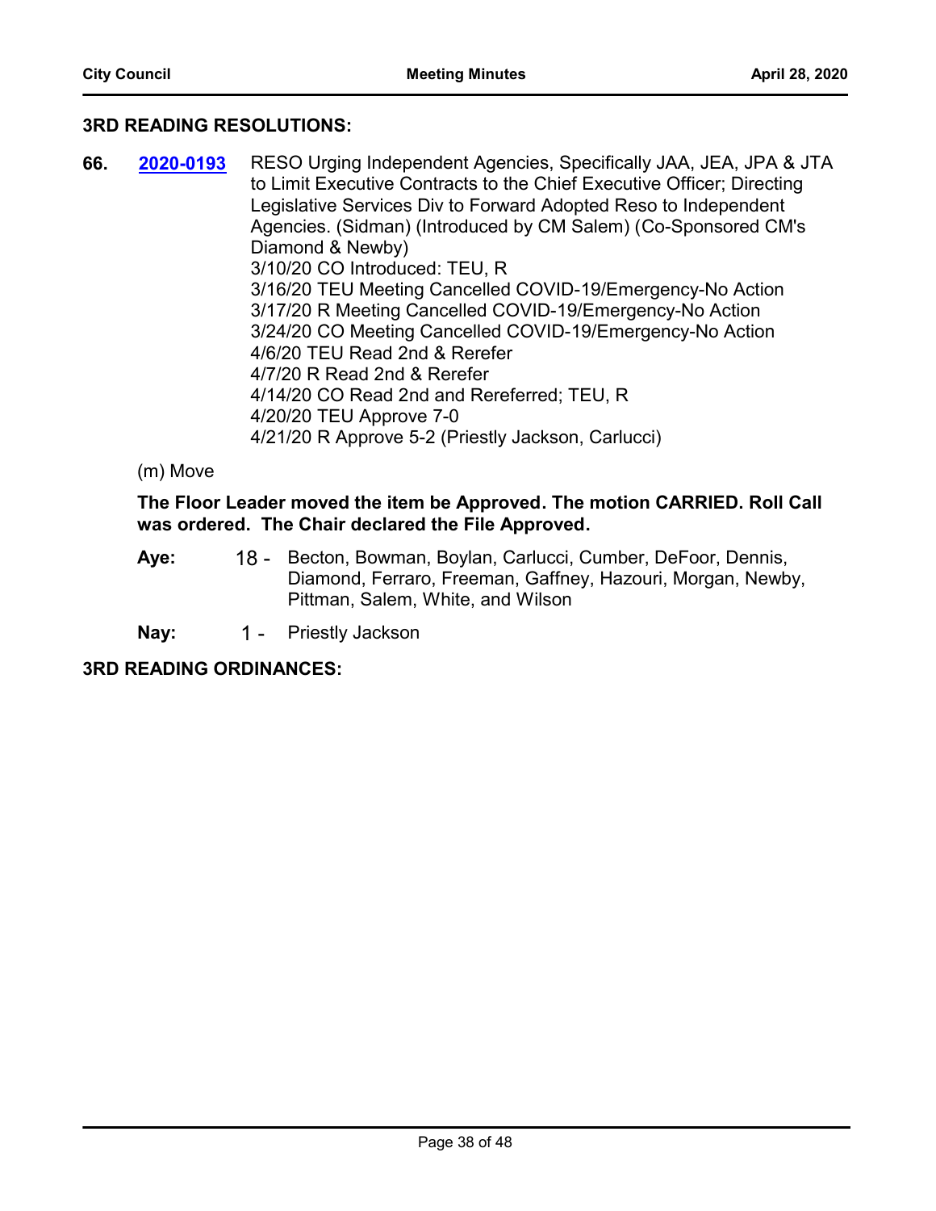### 3RD READING RESOLUTIONS:

**66.** **2020-0193** RESO Urging Independent Agencies, Specifically JAA, JEA, JPA & JTA to Limit Executive Contracts to the Chief Executive Officer; Directing Legislative Services Div to Forward Adopted Reso to Independent Agencies. (Sidman) (Introduced by CM Salem) (Co-Sponsored CM's Diamond & Newby)
3/10/20 CO Introduced: TEU, R
3/16/20 TEU Meeting Cancelled COVID-19/Emergency-No Action
3/17/20 R Meeting Cancelled COVID-19/Emergency-No Action
3/24/20 CO Meeting Cancelled COVID-19/Emergency-No Action
4/6/20 TEU Read 2nd & Rerefer
4/7/20 R Read 2nd & Rerefer
4/14/20 CO Read 2nd and Rereferred; TEU, R
4/20/20 TEU Approve 7-0
4/21/20 R Approve 5-2 (Priestly Jackson, Carlucci)

(m) Move

**The Floor Leader moved the item be Approved. The motion CARRIED. Roll Call was ordered. The Chair declared the File Approved.**

**Aye:** 18 - Becton, Bowman, Boylan, Carlucci, Cumber, DeFoor, Dennis, Diamond, Ferraro, Freeman, Gaffney, Hazouri, Morgan, Newby, Pittman, Salem, White, and Wilson

**Nay:** 1 - Priestly Jackson

### 3RD READING ORDINANCES: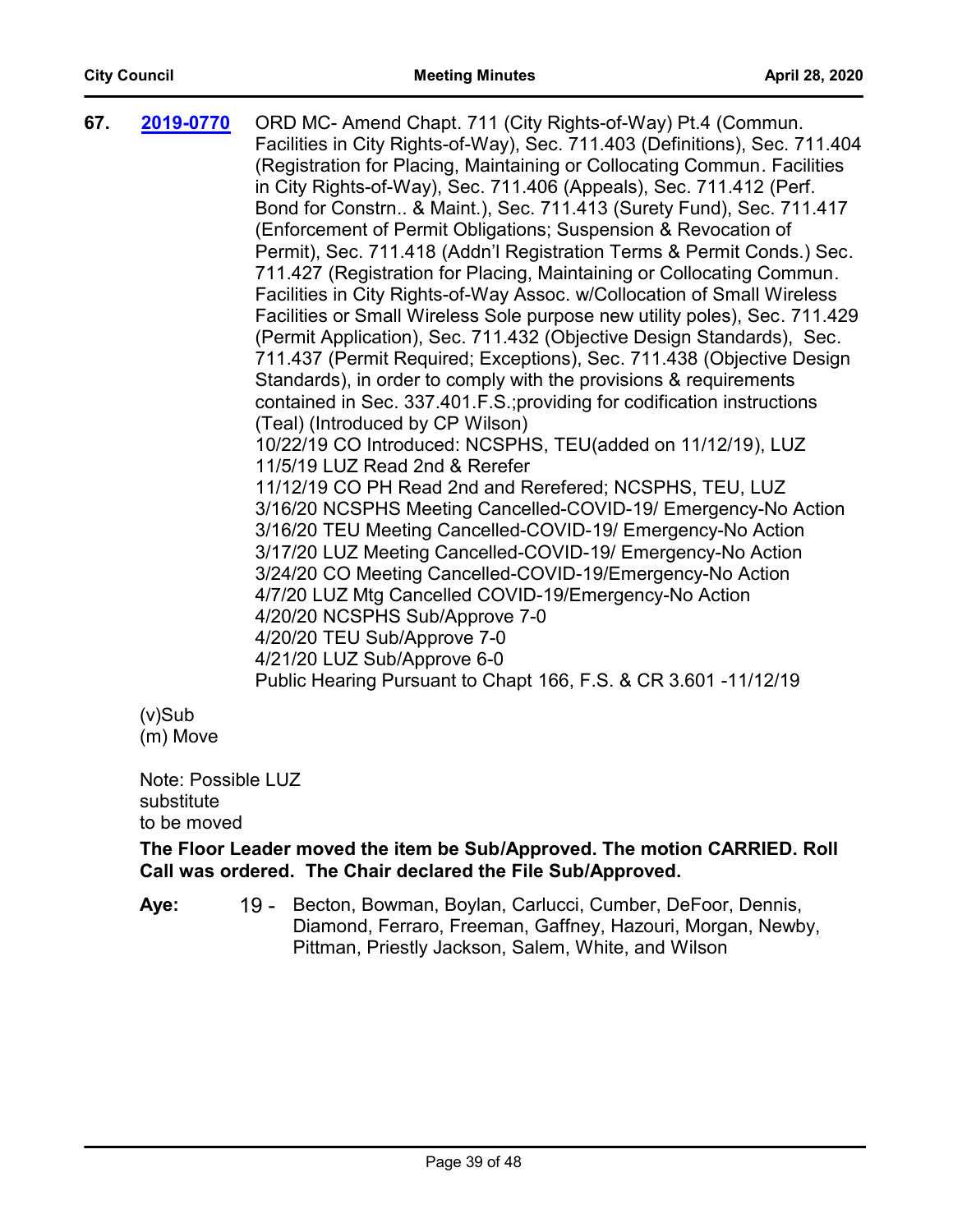**67.** **2019-0770** ORD MC- Amend Chapt. 711 (City Rights-of-Way) Pt.4 (Commun. Facilities in City Rights-of-Way), Sec. 711.403 (Definitions), Sec. 711.404 (Registration for Placing, Maintaining or Collocating Commun. Facilities in City Rights-of-Way), Sec. 711.406 (Appeals), Sec. 711.412 (Perf. Bond for Constrn.. & Maint.), Sec. 711.413 (Surety Fund), Sec. 711.417 (Enforcement of Permit Obligations; Suspension & Revocation of Permit), Sec. 711.418 (Addn'l Registration Terms & Permit Conds.) Sec. 711.427 (Registration for Placing, Maintaining or Collocating Commun. Facilities in City Rights-of-Way Assoc. w/Collocation of Small Wireless Facilities or Small Wireless Sole purpose new utility poles), Sec. 711.429 (Permit Application), Sec. 711.432 (Objective Design Standards), Sec. 711.437 (Permit Required; Exceptions), Sec. 711.438 (Objective Design Standards), in order to comply with the provisions & requirements contained in Sec. 337.401.F.S.;providing for codification instructions (Teal) (Introduced by CP Wilson)

10/22/19 CO Introduced: NCSPHS, TEU(added on 11/12/19), LUZ
11/5/19 LUZ Read 2nd & Rerefer
11/12/19 CO PH Read 2nd and Rerefered; NCSPHS, TEU, LUZ
3/16/20 NCSPHS Meeting Cancelled-COVID-19/ Emergency-No Action
3/16/20 TEU Meeting Cancelled-COVID-19/ Emergency-No Action
3/17/20 LUZ Meeting Cancelled-COVID-19/ Emergency-No Action
3/24/20 CO Meeting Cancelled-COVID-19/Emergency-No Action
4/7/20 LUZ Mtg Cancelled COVID-19/Emergency-No Action
4/20/20 NCSPHS Sub/Approve 7-0
4/20/20 TEU Sub/Approve 7-0
4/21/20 LUZ Sub/Approve 6-0
Public Hearing Pursuant to Chapt 166, F.S. & CR 3.601 -11/12/19

(v)Sub
(m) Move

Note: Possible LUZ substitute to be moved

**The Floor Leader moved the item be Sub/Approved. The motion CARRIED. Roll Call was ordered. The Chair declared the File Sub/Approved.**

**Aye:** 19 - Becton, Bowman, Boylan, Carlucci, Cumber, DeFoor, Dennis, Diamond, Ferraro, Freeman, Gaffney, Hazouri, Morgan, Newby, Pittman, Priestly Jackson, Salem, White, and Wilson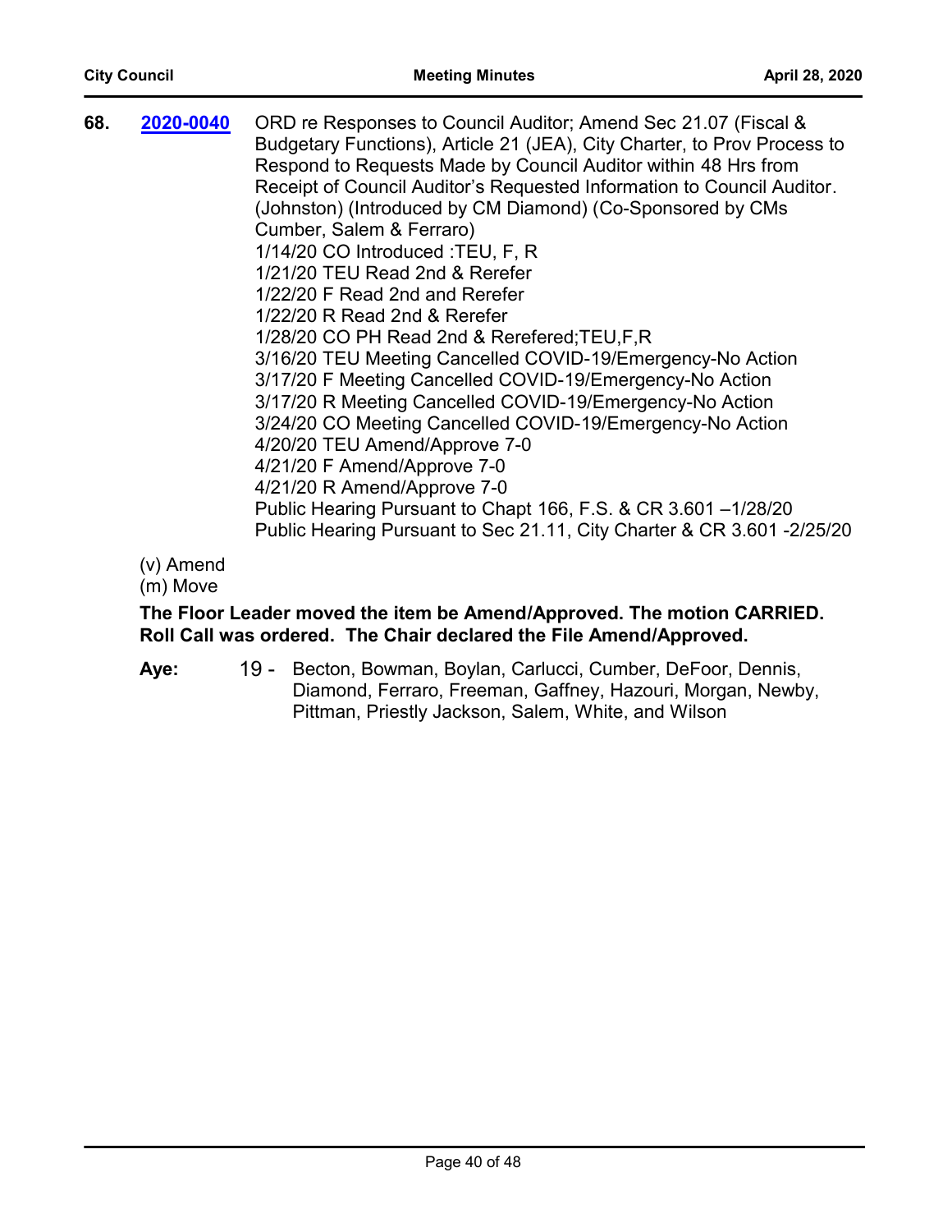**68.** **2020-0040** ORD re Responses to Council Auditor; Amend Sec 21.07 (Fiscal & Budgetary Functions), Article 21 (JEA), City Charter, to Prov Process to Respond to Requests Made by Council Auditor within 48 Hrs from Receipt of Council Auditor's Requested Information to Council Auditor. (Johnston) (Introduced by CM Diamond) (Co-Sponsored by CMs Cumber, Salem & Ferraro)

1/14/20 CO Introduced :TEU, F, R
1/21/20 TEU Read 2nd & Rerefer
1/22/20 F Read 2nd and Rerefer
1/22/20 R Read 2nd & Rerefer
1/28/20 CO PH Read 2nd & Rerefered;TEU,F,R
3/16/20 TEU Meeting Cancelled COVID-19/Emergency-No Action
3/17/20 F Meeting Cancelled COVID-19/Emergency-No Action
3/17/20 R Meeting Cancelled COVID-19/Emergency-No Action
3/24/20 CO Meeting Cancelled COVID-19/Emergency-No Action
4/20/20 TEU Amend/Approve 7-0
4/21/20 F Amend/Approve 7-0
4/21/20 R Amend/Approve 7-0
Public Hearing Pursuant to Chapt 166, F.S. & CR 3.601 –1/28/20
Public Hearing Pursuant to Sec 21.11, City Charter & CR 3.601 -2/25/20

(v) Amend
(m) Move

**The Floor Leader moved the item be Amend/Approved. The motion CARRIED. Roll Call was ordered. The Chair declared the File Amend/Approved.**

**Aye:** 19 - Becton, Bowman, Boylan, Carlucci, Cumber, DeFoor, Dennis, Diamond, Ferraro, Freeman, Gaffney, Hazouri, Morgan, Newby, Pittman, Priestly Jackson, Salem, White, and Wilson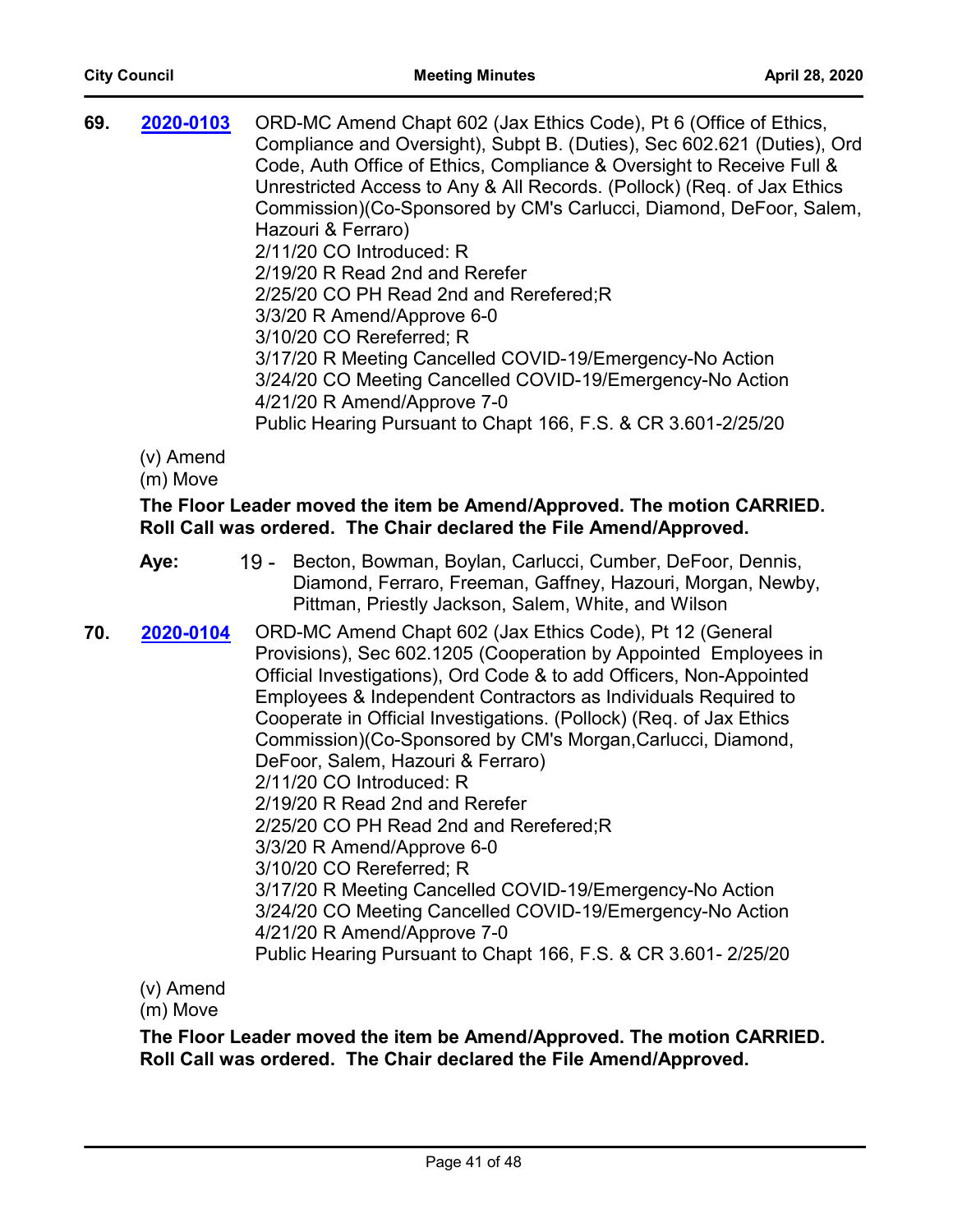**69.** **2020-0103** ORD-MC Amend Chapt 602 (Jax Ethics Code), Pt 6 (Office of Ethics, Compliance and Oversight), Subpt B. (Duties), Sec 602.621 (Duties), Ord Code, Auth Office of Ethics, Compliance & Oversight to Receive Full & Unrestricted Access to Any & All Records. (Pollock) (Req. of Jax Ethics Commission)(Co-Sponsored by CM's Carlucci, Diamond, DeFoor, Salem, Hazouri & Ferraro)
2/11/20 CO Introduced: R
2/19/20 R Read 2nd and Rerefer
2/25/20 CO PH Read 2nd and Rerefered;R
3/3/20 R Amend/Approve 6-0
3/10/20 CO Rereferred; R
3/17/20 R Meeting Cancelled COVID-19/Emergency-No Action
3/24/20 CO Meeting Cancelled COVID-19/Emergency-No Action
4/21/20 R Amend/Approve 7-0
Public Hearing Pursuant to Chapt 166, F.S. & CR 3.601-2/25/20

(v) Amend
(m) Move

**The Floor Leader moved the item be Amend/Approved. The motion CARRIED. Roll Call was ordered. The Chair declared the File Amend/Approved.**

**Aye:** 19 - Becton, Bowman, Boylan, Carlucci, Cumber, DeFoor, Dennis, Diamond, Ferraro, Freeman, Gaffney, Hazouri, Morgan, Newby, Pittman, Priestly Jackson, Salem, White, and Wilson

**70.** **2020-0104** ORD-MC Amend Chapt 602 (Jax Ethics Code), Pt 12 (General Provisions), Sec 602.1205 (Cooperation by Appointed Employees in Official Investigations), Ord Code & to add Officers, Non-Appointed Employees & Independent Contractors as Individuals Required to Cooperate in Official Investigations. (Pollock) (Req. of Jax Ethics Commission)(Co-Sponsored by CM's Morgan,Carlucci, Diamond, DeFoor, Salem, Hazouri & Ferraro)
2/11/20 CO Introduced: R
2/19/20 R Read 2nd and Rerefer
2/25/20 CO PH Read 2nd and Rerefered;R
3/3/20 R Amend/Approve 6-0
3/10/20 CO Rereferred; R
3/17/20 R Meeting Cancelled COVID-19/Emergency-No Action
3/24/20 CO Meeting Cancelled COVID-19/Emergency-No Action
4/21/20 R Amend/Approve 7-0
Public Hearing Pursuant to Chapt 166, F.S. & CR 3.601- 2/25/20

(v) Amend
(m) Move

**The Floor Leader moved the item be Amend/Approved. The motion CARRIED. Roll Call was ordered. The Chair declared the File Amend/Approved.**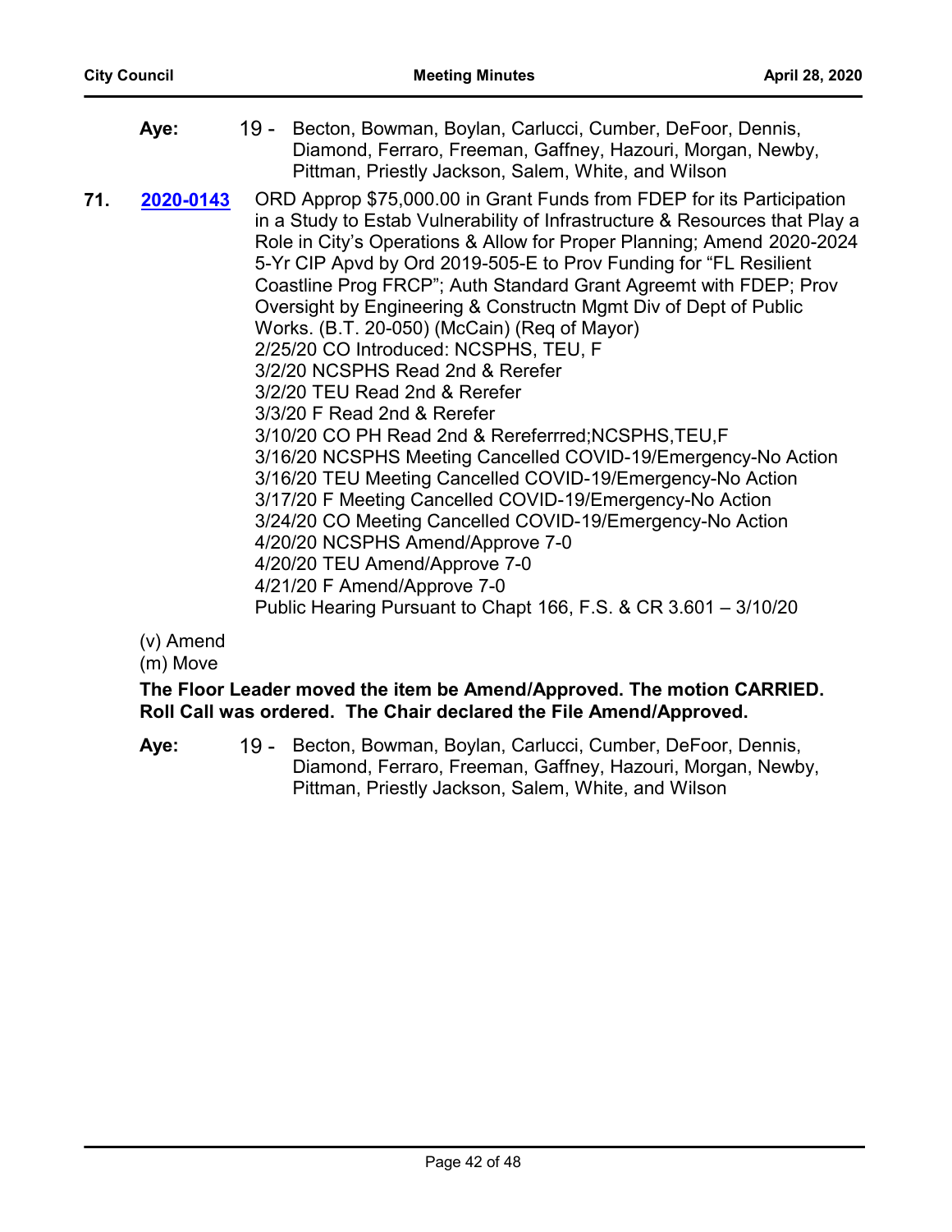**Aye:** 19 - Becton, Bowman, Boylan, Carlucci, Cumber, DeFoor, Dennis, Diamond, Ferraro, Freeman, Gaffney, Hazouri, Morgan, Newby, Pittman, Priestly Jackson, Salem, White, and Wilson

**71.** **2020-0143** ORD Approp $75,000.00 in Grant Funds from FDEP for its Participation in a Study to Estab Vulnerability of Infrastructure & Resources that Play a Role in City's Operations & Allow for Proper Planning; Amend 2020-2024 5-Yr CIP Apvd by Ord 2019-505-E to Prov Funding for "FL Resilient Coastline Prog FRCP"; Auth Standard Grant Agreemt with FDEP; Prov Oversight by Engineering & Constructn Mgmt Div of Dept of Public Works. (B.T. 20-050) (McCain) (Req of Mayor)

2/25/20 CO Introduced: NCSPHS, TEU, F
3/2/20 NCSPHS Read 2nd & Rerefer
3/2/20 TEU Read 2nd & Rerefer
3/3/20 F Read 2nd & Rerefer
3/10/20 CO PH Read 2nd & Rereferrred;NCSPHS,TEU,F
3/16/20 NCSPHS Meeting Cancelled COVID-19/Emergency-No Action
3/16/20 TEU Meeting Cancelled COVID-19/Emergency-No Action
3/17/20 F Meeting Cancelled COVID-19/Emergency-No Action
3/24/20 CO Meeting Cancelled COVID-19/Emergency-No Action
4/20/20 NCSPHS Amend/Approve 7-0
4/20/20 TEU Amend/Approve 7-0
4/21/20 F Amend/Approve 7-0
Public Hearing Pursuant to Chapt 166, F.S. & CR 3.601 – 3/10/20

(v) Amend
(m) Move

**The Floor Leader moved the item be Amend/Approved. The motion CARRIED. Roll Call was ordered. The Chair declared the File Amend/Approved.**

**Aye:** 19 - Becton, Bowman, Boylan, Carlucci, Cumber, DeFoor, Dennis, Diamond, Ferraro, Freeman, Gaffney, Hazouri, Morgan, Newby, Pittman, Priestly Jackson, Salem, White, and Wilson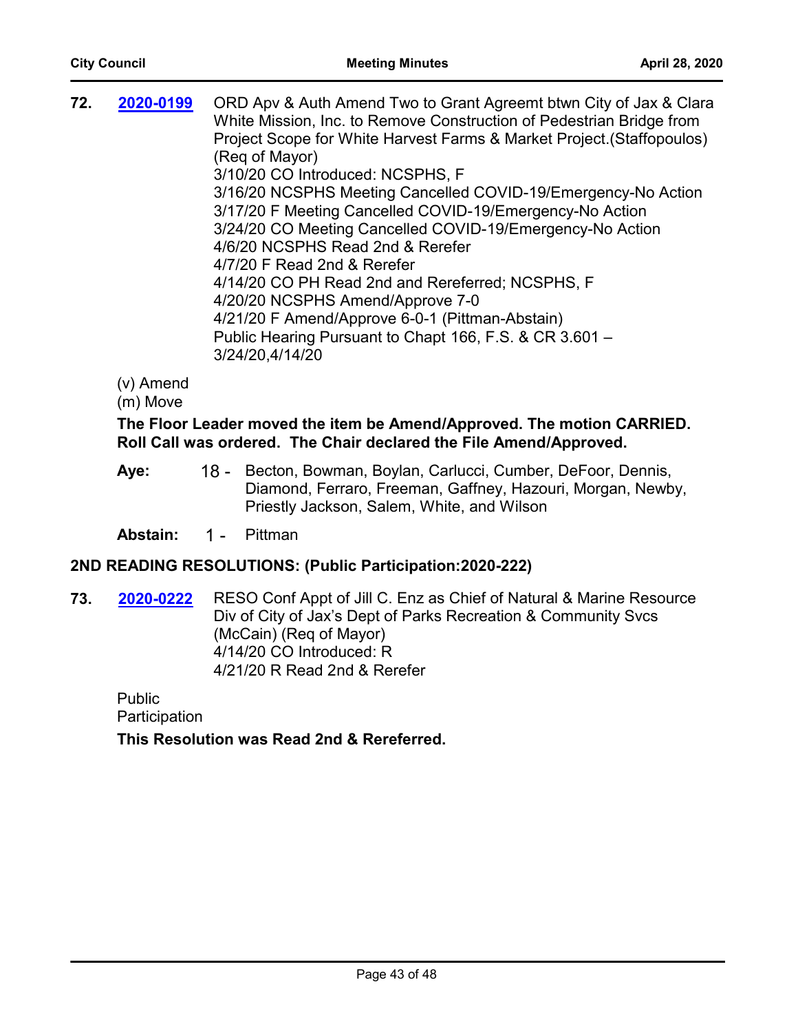**72.** **2020-0199** ORD Apv & Auth Amend Two to Grant Agreemt btwn City of Jax & Clara White Mission, Inc. to Remove Construction of Pedestrian Bridge from Project Scope for White Harvest Farms & Market Project.(Staffopoulos) (Req of Mayor)
3/10/20 CO Introduced: NCSPHS, F
3/16/20 NCSPHS Meeting Cancelled COVID-19/Emergency-No Action
3/17/20 F Meeting Cancelled COVID-19/Emergency-No Action
3/24/20 CO Meeting Cancelled COVID-19/Emergency-No Action
4/6/20 NCSPHS Read 2nd & Rerefer
4/7/20 F Read 2nd & Rerefer
4/14/20 CO PH Read 2nd and Rereferred; NCSPHS, F
4/20/20 NCSPHS Amend/Approve 7-0
4/21/20 F Amend/Approve 6-0-1 (Pittman-Abstain)
Public Hearing Pursuant to Chapt 166, F.S. & CR 3.601 – 3/24/20,4/14/20

(v) Amend
(m) Move

**The Floor Leader moved the item be Amend/Approved. The motion CARRIED. Roll Call was ordered. The Chair declared the File Amend/Approved.**

**Aye:** 18 - Becton, Bowman, Boylan, Carlucci, Cumber, DeFoor, Dennis, Diamond, Ferraro, Freeman, Gaffney, Hazouri, Morgan, Newby, Priestly Jackson, Salem, White, and Wilson

**Abstain:** 1 - Pittman

## 2ND READING RESOLUTIONS: (Public Participation:2020-222)

**73.** **2020-0222** RESO Conf Appt of Jill C. Enz as Chief of Natural & Marine Resource Div of City of Jax's Dept of Parks Recreation & Community Svcs (McCain) (Req of Mayor)
4/14/20 CO Introduced: R
4/21/20 R Read 2nd & Rerefer

Public Participation

**This Resolution was Read 2nd & Rereferred.**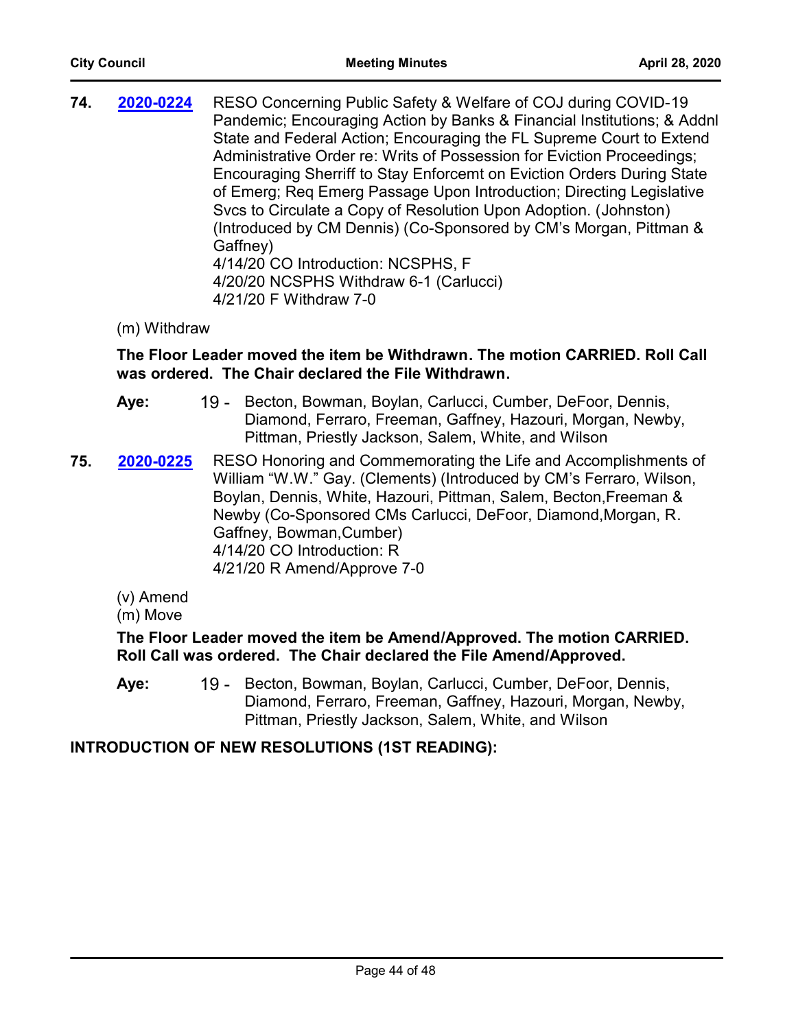**74.** **2020-0224** RESO Concerning Public Safety & Welfare of COJ during COVID-19 Pandemic; Encouraging Action by Banks & Financial Institutions; & Addnl State and Federal Action; Encouraging the FL Supreme Court to Extend Administrative Order re: Writs of Possession for Eviction Proceedings; Encouraging Sherriff to Stay Enforcemt on Eviction Orders During State of Emerg; Req Emerg Passage Upon Introduction; Directing Legislative Svcs to Circulate a Copy of Resolution Upon Adoption. (Johnston) (Introduced by CM Dennis) (Co-Sponsored by CM's Morgan, Pittman & Gaffney)
4/14/20 CO Introduction: NCSPHS, F
4/20/20 NCSPHS Withdraw 6-1 (Carlucci)
4/21/20 F Withdraw 7-0

(m) Withdraw

**The Floor Leader moved the item be Withdrawn. The motion CARRIED. Roll Call was ordered. The Chair declared the File Withdrawn.**

**Aye:** 19 - Becton, Bowman, Boylan, Carlucci, Cumber, DeFoor, Dennis, Diamond, Ferraro, Freeman, Gaffney, Hazouri, Morgan, Newby, Pittman, Priestly Jackson, Salem, White, and Wilson

**75.** **2020-0225** RESO Honoring and Commemorating the Life and Accomplishments of William "W.W." Gay. (Clements) (Introduced by CM's Ferraro, Wilson, Boylan, Dennis, White, Hazouri, Pittman, Salem, Becton,Freeman & Newby (Co-Sponsored CMs Carlucci, DeFoor, Diamond,Morgan, R. Gaffney, Bowman,Cumber)
4/14/20 CO Introduction: R
4/21/20 R Amend/Approve 7-0

(v) Amend
(m) Move

**The Floor Leader moved the item be Amend/Approved. The motion CARRIED. Roll Call was ordered. The Chair declared the File Amend/Approved.**

**Aye:** 19 - Becton, Bowman, Boylan, Carlucci, Cumber, DeFoor, Dennis, Diamond, Ferraro, Freeman, Gaffney, Hazouri, Morgan, Newby, Pittman, Priestly Jackson, Salem, White, and Wilson

**INTRODUCTION OF NEW RESOLUTIONS (1ST READING):**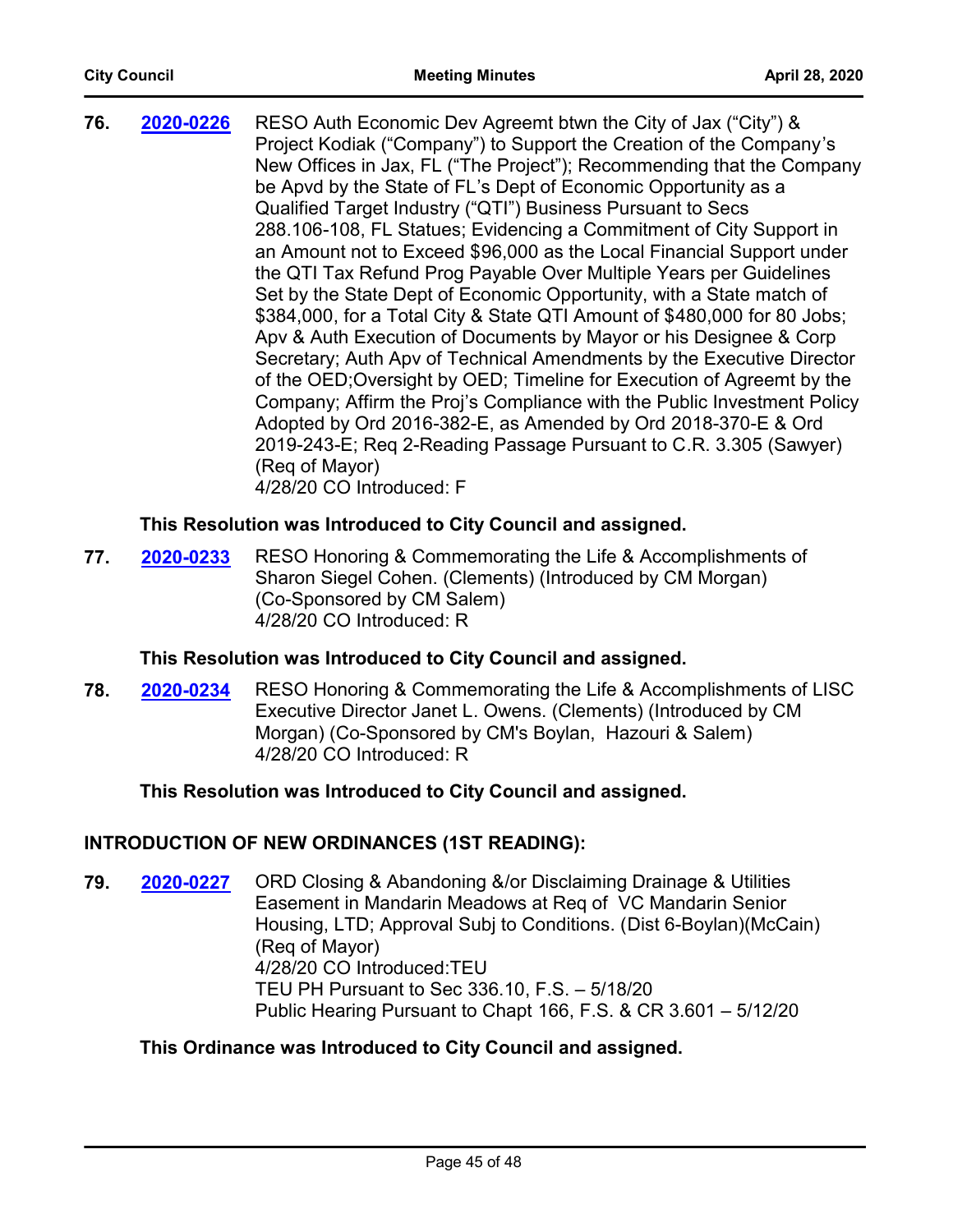**76.** **2020-0226** RESO Auth Economic Dev Agreemt btwn the City of Jax ("City") & Project Kodiak ("Company") to Support the Creation of the Company's New Offices in Jax, FL ("The Project"); Recommending that the Company be Apvd by the State of FL's Dept of Economic Opportunity as a Qualified Target Industry ("QTI") Business Pursuant to Secs 288.106-108, FL Statues; Evidencing a Commitment of City Support in an Amount not to Exceed $96,000 as the Local Financial Support under the QTI Tax Refund Prog Payable Over Multiple Years per Guidelines Set by the State Dept of Economic Opportunity, with a State match of $384,000, for a Total City & State QTI Amount of $480,000 for 80 Jobs; Apv & Auth Execution of Documents by Mayor or his Designee & Corp Secretary; Auth Apv of Technical Amendments by the Executive Director of the OED;Oversight by OED; Timeline for Execution of Agreemt by the Company; Affirm the Proj's Compliance with the Public Investment Policy Adopted by Ord 2016-382-E, as Amended by Ord 2018-370-E & Ord 2019-243-E; Req 2-Reading Passage Pursuant to C.R. 3.305 (Sawyer) (Req of Mayor)
4/28/20 CO Introduced: F

**This Resolution was Introduced to City Council and assigned.**

**77.** **2020-0233** RESO Honoring & Commemorating the Life & Accomplishments of Sharon Siegel Cohen. (Clements) (Introduced by CM Morgan) (Co-Sponsored by CM Salem)
4/28/20 CO Introduced: R

**This Resolution was Introduced to City Council and assigned.**

**78.** **2020-0234** RESO Honoring & Commemorating the Life & Accomplishments of LISC Executive Director Janet L. Owens. (Clements) (Introduced by CM Morgan) (Co-Sponsored by CM's Boylan, Hazouri & Salem)
4/28/20 CO Introduced: R

**This Resolution was Introduced to City Council and assigned.**

## INTRODUCTION OF NEW ORDINANCES (1ST READING):

**79.** **2020-0227** ORD Closing & Abandoning &/or Disclaiming Drainage & Utilities Easement in Mandarin Meadows at Req of VC Mandarin Senior Housing, LTD; Approval Subj to Conditions. (Dist 6-Boylan)(McCain) (Req of Mayor)
4/28/20 CO Introduced:TEU
TEU PH Pursuant to Sec 336.10, F.S. – 5/18/20
Public Hearing Pursuant to Chapt 166, F.S. & CR 3.601 – 5/12/20

**This Ordinance was Introduced to City Council and assigned.**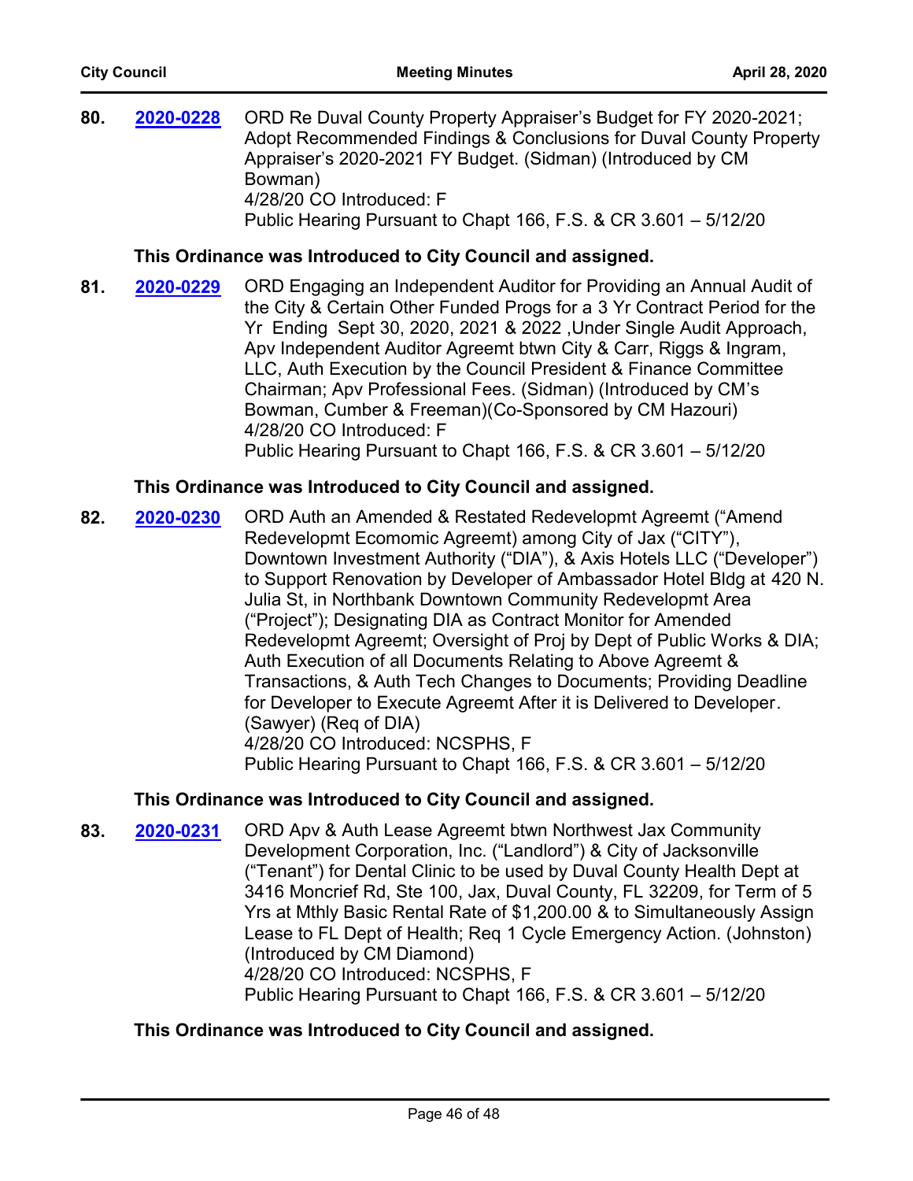**80.** **2020-0228** ORD Re Duval County Property Appraiser's Budget for FY 2020-2021; Adopt Recommended Findings & Conclusions for Duval County Property Appraiser's 2020-2021 FY Budget. (Sidman) (Introduced by CM Bowman)
4/28/20 CO Introduced: F
Public Hearing Pursuant to Chapt 166, F.S. & CR 3.601 – 5/12/20

**This Ordinance was Introduced to City Council and assigned.**

**81.** **2020-0229** ORD Engaging an Independent Auditor for Providing an Annual Audit of the City & Certain Other Funded Progs for a 3 Yr Contract Period for the Yr Ending Sept 30, 2020, 2021 & 2022 ,Under Single Audit Approach, Apv Independent Auditor Agreemt btwn City & Carr, Riggs & Ingram, LLC, Auth Execution by the Council President & Finance Committee Chairman; Apv Professional Fees. (Sidman) (Introduced by CM's Bowman, Cumber & Freeman)(Co-Sponsored by CM Hazouri)
4/28/20 CO Introduced: F
Public Hearing Pursuant to Chapt 166, F.S. & CR 3.601 – 5/12/20

**This Ordinance was Introduced to City Council and assigned.**

**82.** **2020-0230** ORD Auth an Amended & Restated Redevelopmt Agreemt ("Amend Redevelopmt Ecomomic Agreemt) among City of Jax ("CITY"), Downtown Investment Authority ("DIA"), & Axis Hotels LLC ("Developer") to Support Renovation by Developer of Ambassador Hotel Bldg at 420 N. Julia St, in Northbank Downtown Community Redevelopmt Area ("Project"); Designating DIA as Contract Monitor for Amended Redevelopmt Agreemt; Oversight of Proj by Dept of Public Works & DIA; Auth Execution of all Documents Relating to Above Agreemt & Transactions, & Auth Tech Changes to Documents; Providing Deadline for Developer to Execute Agreemt After it is Delivered to Developer. (Sawyer) (Req of DIA)
4/28/20 CO Introduced: NCSPHS, F
Public Hearing Pursuant to Chapt 166, F.S. & CR 3.601 – 5/12/20

**This Ordinance was Introduced to City Council and assigned.**

**83.** **2020-0231** ORD Apv & Auth Lease Agreemt btwn Northwest Jax Community Development Corporation, Inc. ("Landlord") & City of Jacksonville ("Tenant") for Dental Clinic to be used by Duval County Health Dept at 3416 Moncrief Rd, Ste 100, Jax, Duval County, FL 32209, for Term of 5 Yrs at Mthly Basic Rental Rate of $1,200.00 & to Simultaneously Assign Lease to FL Dept of Health; Req 1 Cycle Emergency Action. (Johnston) (Introduced by CM Diamond)
4/28/20 CO Introduced: NCSPHS, F
Public Hearing Pursuant to Chapt 166, F.S. & CR 3.601 – 5/12/20

**This Ordinance was Introduced to City Council and assigned.**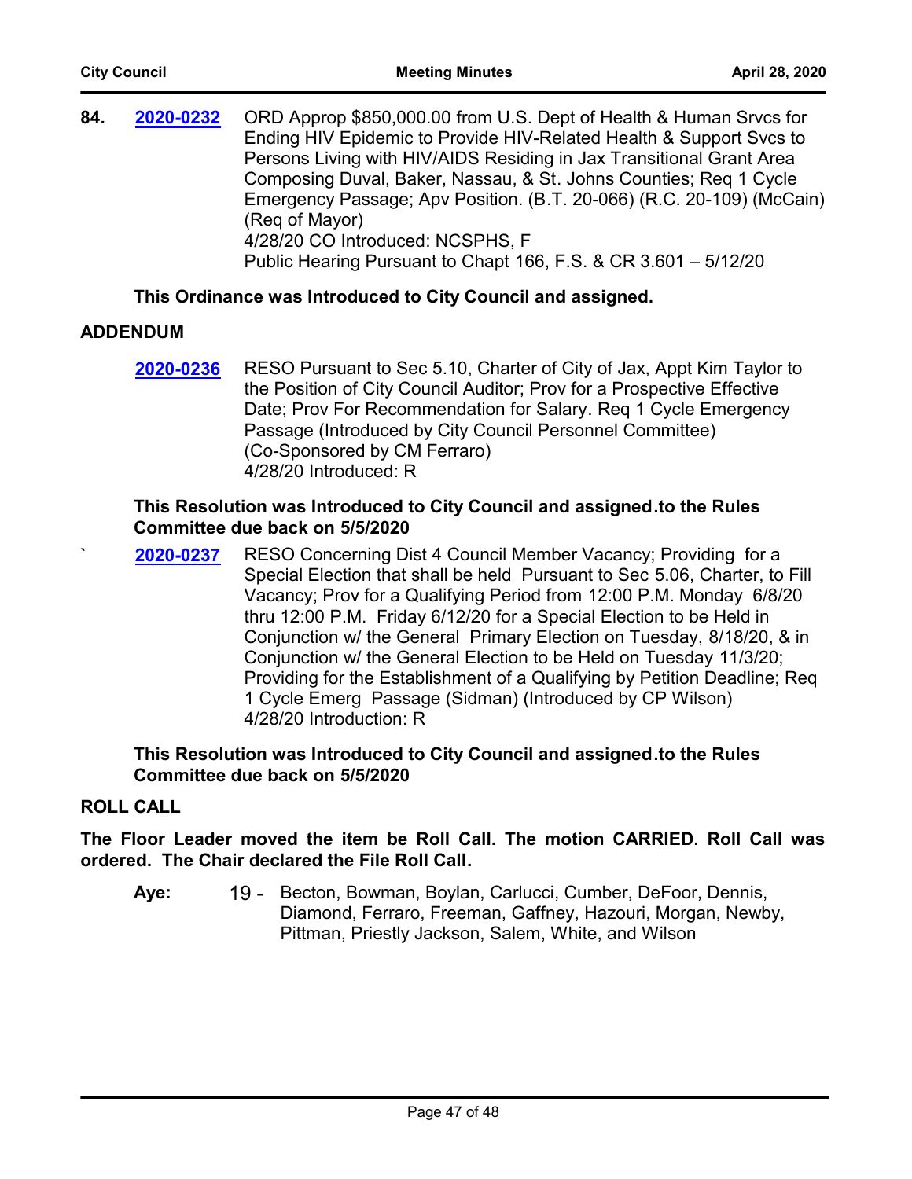**84.** **2020-0232** ORD Approp $850,000.00 from U.S. Dept of Health & Human Srvcs for Ending HIV Epidemic to Provide HIV-Related Health & Support Svcs to Persons Living with HIV/AIDS Residing in Jax Transitional Grant Area Composing Duval, Baker, Nassau, & St. Johns Counties; Req 1 Cycle Emergency Passage; Apv Position. (B.T. 20-066) (R.C. 20-109) (McCain) (Req of Mayor)
4/28/20 CO Introduced: NCSPHS, F
Public Hearing Pursuant to Chapt 166, F.S. & CR 3.601 – 5/12/20

**This Ordinance was Introduced to City Council and assigned.**

## ADDENDUM

**2020-0236** RESO Pursuant to Sec 5.10, Charter of City of Jax, Appt Kim Taylor to the Position of City Council Auditor; Prov for a Prospective Effective Date; Prov For Recommendation for Salary. Req 1 Cycle Emergency Passage (Introduced by City Council Personnel Committee) (Co-Sponsored by CM Ferraro)
4/28/20 Introduced: R

**This Resolution was Introduced to City Council and assigned.to the Rules Committee due back on 5/5/2020**

` **2020-0237** RESO Concerning Dist 4 Council Member Vacancy; Providing for a Special Election that shall be held Pursuant to Sec 5.06, Charter, to Fill Vacancy; Prov for a Qualifying Period from 12:00 P.M. Monday 6/8/20 thru 12:00 P.M. Friday 6/12/20 for a Special Election to be Held in Conjunction w/ the General Primary Election on Tuesday, 8/18/20, & in Conjunction w/ the General Election to be Held on Tuesday 11/3/20; Providing for the Establishment of a Qualifying by Petition Deadline; Req 1 Cycle Emerg Passage (Sidman) (Introduced by CP Wilson)
4/28/20 Introduction: R

**This Resolution was Introduced to City Council and assigned.to the Rules Committee due back on 5/5/2020**

## ROLL CALL

**The Floor Leader moved the item be Roll Call. The motion CARRIED. Roll Call was ordered. The Chair declared the File Roll Call.**

**Aye:** 19 - Becton, Bowman, Boylan, Carlucci, Cumber, DeFoor, Dennis, Diamond, Ferraro, Freeman, Gaffney, Hazouri, Morgan, Newby, Pittman, Priestly Jackson, Salem, White, and Wilson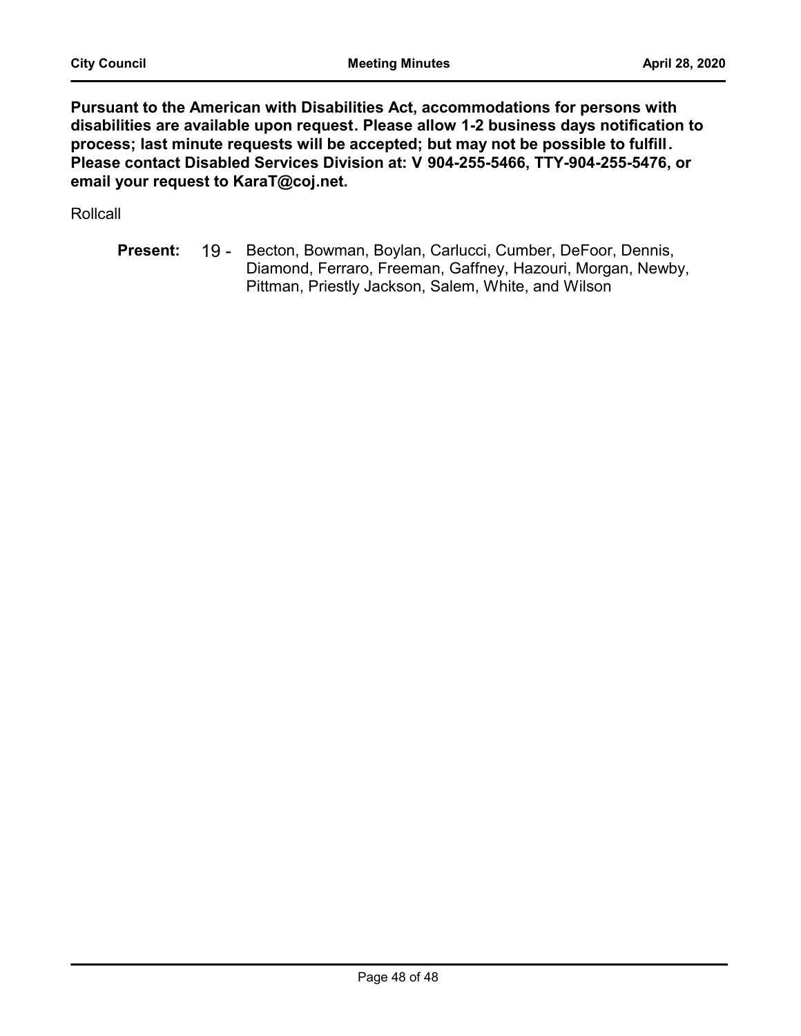**Pursuant to the American with Disabilities Act, accommodations for persons with disabilities are available upon request. Please allow 1-2 business days notification to process; last minute requests will be accepted; but may not be possible to fulfill. Please contact Disabled Services Division at: V 904-255-5466, TTY-904-255-5476, or email your request to KaraT@coj.net.**

Rollcall

**Present:** 19 - Becton, Bowman, Boylan, Carlucci, Cumber, DeFoor, Dennis, Diamond, Ferraro, Freeman, Gaffney, Hazouri, Morgan, Newby, Pittman, Priestly Jackson, Salem, White, and Wilson